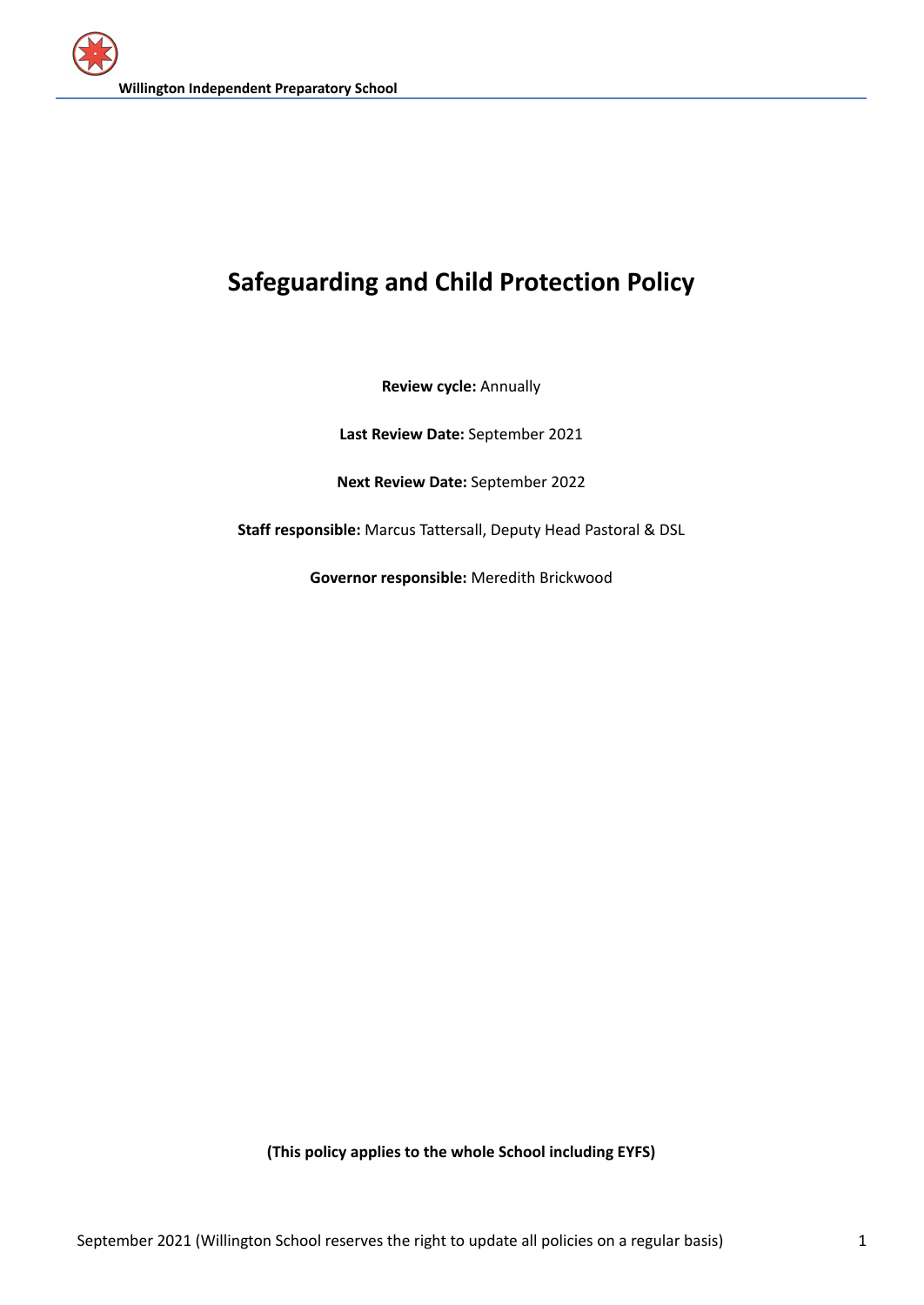# Safeguarding and Child Protection Policy

**Review cycle:** Annually

**Last Review Date:** September 2021

**Next Review Date:** September 2022

**Staff responsible:** Marcus Tattersall, Deputy Head Pastoral & DSL

**Governor responsible:** Meredith Brickwood

**(This policy applies to the whole School including EYFS)**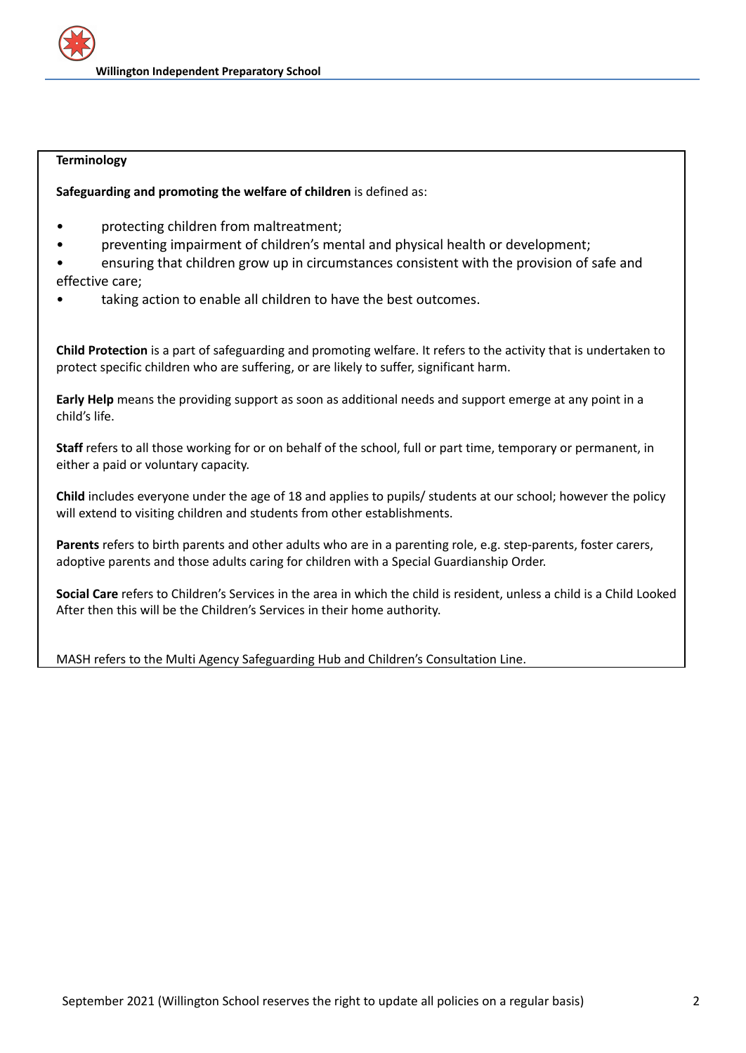**Terminology**

**Safeguarding and promoting the welfare of children** is defined as:

- protecting children from maltreatment;
- preventing impairment of children's mental and physical health or development;
- ensuring that children grow up in circumstances consistent with the provision of safe and effective care;
- taking action to enable all children to have the best outcomes.

**Child Protection** is a part of safeguarding and promoting welfare. It refers to the activity that is undertaken to protect specific children who are suffering, or are likely to suffer, significant harm.

**Early Help** means the providing support as soon as additional needs and support emerge at any point in a child's life.

**Staff** refers to all those working for or on behalf of the school, full or part time, temporary or permanent, in either a paid or voluntary capacity.

**Child** includes everyone under the age of 18 and applies to pupils/ students at our school; however the policy will extend to visiting children and students from other establishments.

**Parents** refers to birth parents and other adults who are in a parenting role, e.g. step-parents, foster carers, adoptive parents and those adults caring for children with a Special Guardianship Order.

**Social Care** refers to Children's Services in the area in which the child is resident, unless a child is a Child Looked After then this will be the Children's Services in their home authority.

MASH refers to the Multi Agency Safeguarding Hub and Children's Consultation Line.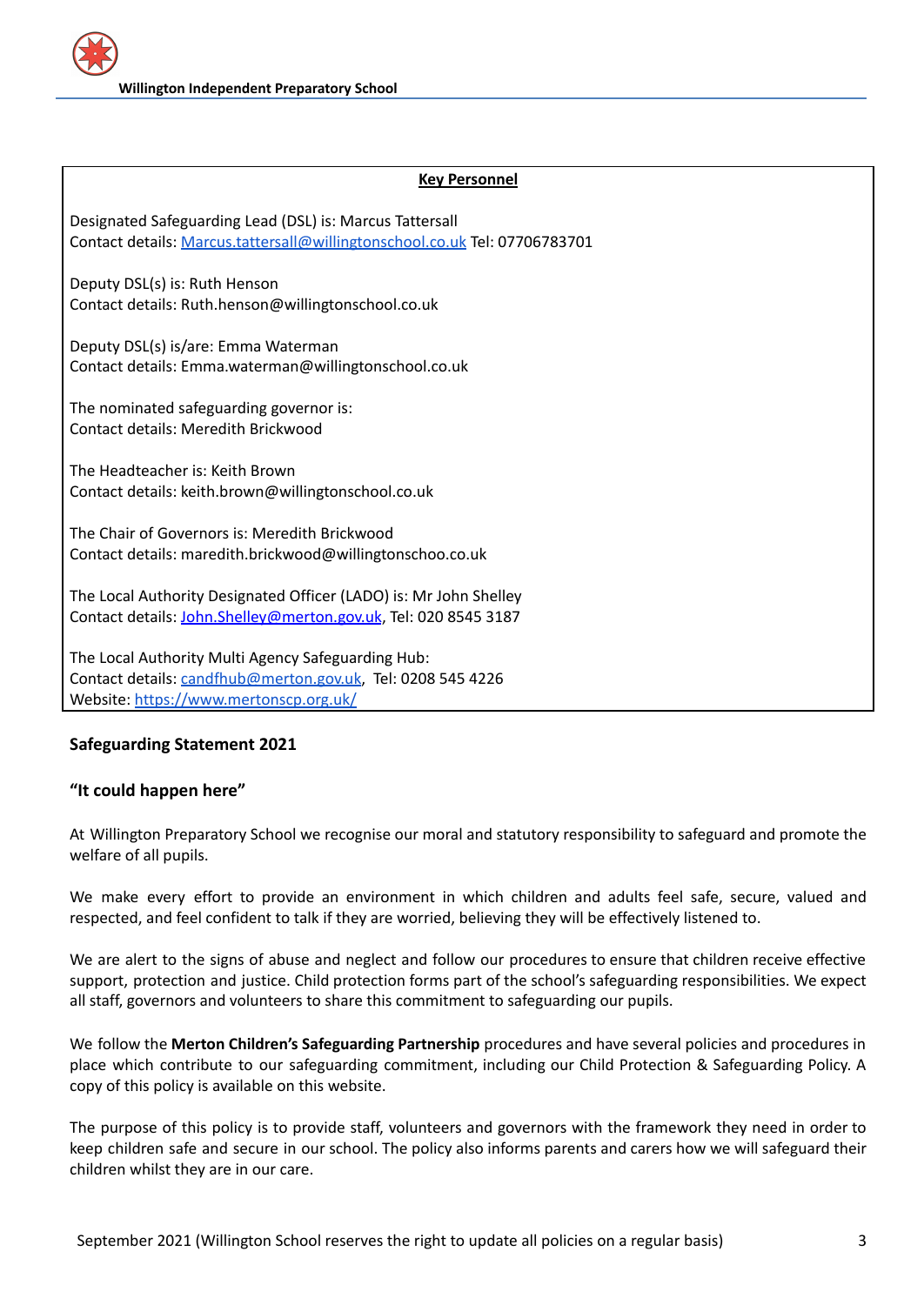**Key Personnel**

Designated Safeguarding Lead (DSL) is: Marcus Tattersall
Contact details: Marcus.tattersall@willingtonschool.co.uk Tel: 07706783701

Deputy DSL(s) is: Ruth Henson
Contact details: Ruth.henson@willingtonschool.co.uk

Deputy DSL(s) is/are: Emma Waterman
Contact details: Emma.waterman@willingtonschool.co.uk

The nominated safeguarding governor is:
Contact details: Meredith Brickwood

The Headteacher is: Keith Brown
Contact details: keith.brown@willingtonschool.co.uk

The Chair of Governors is: Meredith Brickwood
Contact details: maredith.brickwood@willingtonschoo.co.uk

The Local Authority Designated Officer (LADO) is: Mr John Shelley
Contact details: John.Shelley@merton.gov.uk, Tel: 020 8545 3187

The Local Authority Multi Agency Safeguarding Hub:
Contact details: candfhub@merton.gov.uk, Tel: 0208 545 4226
Website: https://www.mertonscp.org.uk/

## Safeguarding Statement 2021

### "It could happen here"

At Willington Preparatory School we recognise our moral and statutory responsibility to safeguard and promote the welfare of all pupils.

We make every effort to provide an environment in which children and adults feel safe, secure, valued and respected, and feel confident to talk if they are worried, believing they will be effectively listened to.

We are alert to the signs of abuse and neglect and follow our procedures to ensure that children receive effective support, protection and justice. Child protection forms part of the school's safeguarding responsibilities. We expect all staff, governors and volunteers to share this commitment to safeguarding our pupils.

We follow the **Merton Children's Safeguarding Partnership** procedures and have several policies and procedures in place which contribute to our safeguarding commitment, including our Child Protection & Safeguarding Policy. A copy of this policy is available on this website.

The purpose of this policy is to provide staff, volunteers and governors with the framework they need in order to keep children safe and secure in our school. The policy also informs parents and carers how we will safeguard their children whilst they are in our care.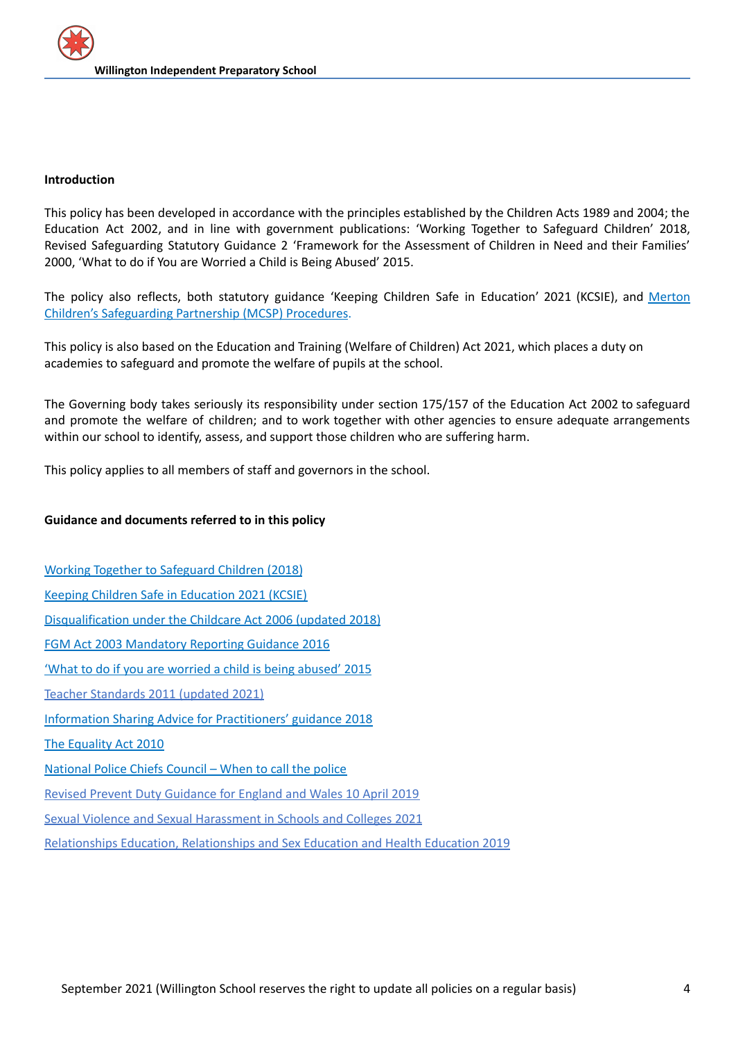**Introduction**

This policy has been developed in accordance with the principles established by the Children Acts 1989 and 2004; the Education Act 2002, and in line with government publications: 'Working Together to Safeguard Children' 2018, Revised Safeguarding Statutory Guidance 2 'Framework for the Assessment of Children in Need and their Families' 2000, 'What to do if You are Worried a Child is Being Abused' 2015.

The policy also reflects, both statutory guidance 'Keeping Children Safe in Education' 2021 (KCSIE), and Merton Children's Safeguarding Partnership (MCSP) Procedures.

This policy is also based on the Education and Training (Welfare of Children) Act 2021, which places a duty on academies to safeguard and promote the welfare of pupils at the school.

The Governing body takes seriously its responsibility under section 175/157 of the Education Act 2002 to safeguard and promote the welfare of children; and to work together with other agencies to ensure adequate arrangements within our school to identify, assess, and support those children who are suffering harm.

This policy applies to all members of staff and governors in the school.

**Guidance and documents referred to in this policy**

Working Together to Safeguard Children (2018)

Keeping Children Safe in Education 2021 (KCSIE)

Disqualification under the Childcare Act 2006 (updated 2018)

FGM Act 2003 Mandatory Reporting Guidance 2016

'What to do if you are worried a child is being abused' 2015

Teacher Standards 2011 (updated 2021)

Information Sharing Advice for Practitioners' guidance 2018

The Equality Act 2010

National Police Chiefs Council – When to call the police

Revised Prevent Duty Guidance for England and Wales 10 April 2019

Sexual Violence and Sexual Harassment in Schools and Colleges 2021

Relationships Education, Relationships and Sex Education and Health Education 2019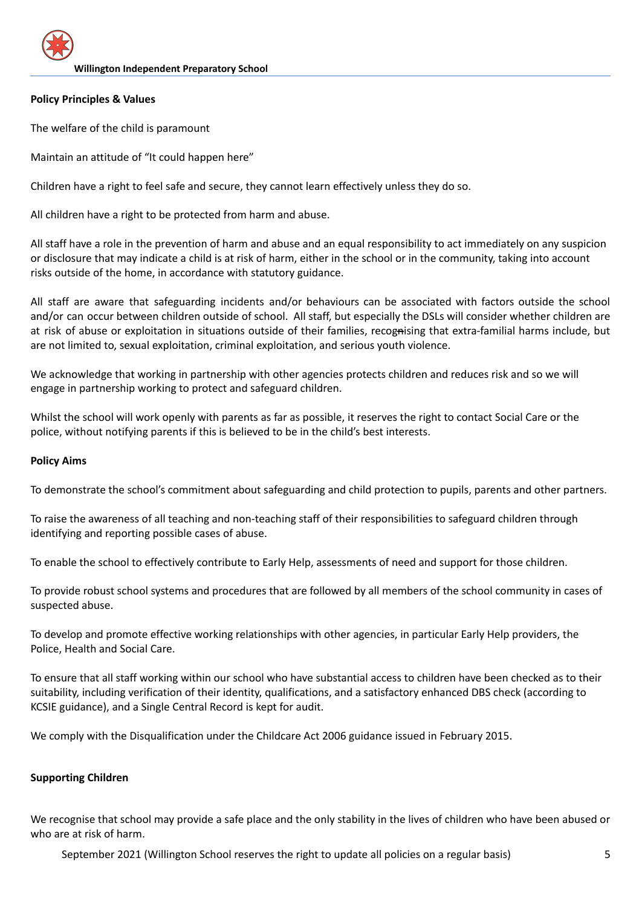**Policy Principles & Values**

The welfare of the child is paramount

Maintain an attitude of "It could happen here"

Children have a right to feel safe and secure, they cannot learn effectively unless they do so.

All children have a right to be protected from harm and abuse.

All staff have a role in the prevention of harm and abuse and an equal responsibility to act immediately on any suspicion or disclosure that may indicate a child is at risk of harm, either in the school or in the community, taking into account risks outside of the home, in accordance with statutory guidance.

All staff are aware that safeguarding incidents and/or behaviours can be associated with factors outside the school and/or can occur between children outside of school. All staff, but especially the DSLs will consider whether children are at risk of abuse or exploitation in situations outside of their families, recognising that extra-familial harms include, but are not limited to, sexual exploitation, criminal exploitation, and serious youth violence.

We acknowledge that working in partnership with other agencies protects children and reduces risk and so we will engage in partnership working to protect and safeguard children.

Whilst the school will work openly with parents as far as possible, it reserves the right to contact Social Care or the police, without notifying parents if this is believed to be in the child's best interests.

**Policy Aims**

To demonstrate the school's commitment about safeguarding and child protection to pupils, parents and other partners.

To raise the awareness of all teaching and non-teaching staff of their responsibilities to safeguard children through identifying and reporting possible cases of abuse.

To enable the school to effectively contribute to Early Help, assessments of need and support for those children.

To provide robust school systems and procedures that are followed by all members of the school community in cases of suspected abuse.

To develop and promote effective working relationships with other agencies, in particular Early Help providers, the Police, Health and Social Care.

To ensure that all staff working within our school who have substantial access to children have been checked as to their suitability, including verification of their identity, qualifications, and a satisfactory enhanced DBS check (according to KCSIE guidance), and a Single Central Record is kept for audit.

We comply with the Disqualification under the Childcare Act 2006 guidance issued in February 2015.

**Supporting Children**

We recognise that school may provide a safe place and the only stability in the lives of children who have been abused or who are at risk of harm.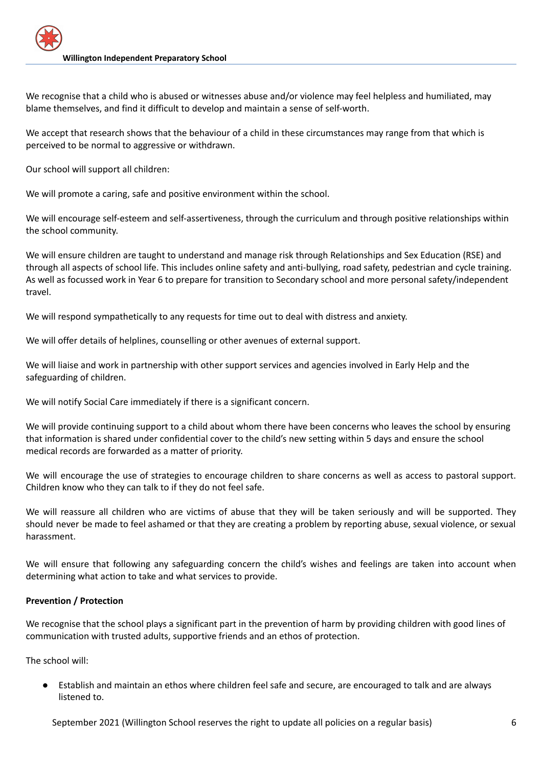We recognise that a child who is abused or witnesses abuse and/or violence may feel helpless and humiliated, may blame themselves, and find it difficult to develop and maintain a sense of self-worth.

We accept that research shows that the behaviour of a child in these circumstances may range from that which is perceived to be normal to aggressive or withdrawn.

Our school will support all children:

We will promote a caring, safe and positive environment within the school.

We will encourage self-esteem and self-assertiveness, through the curriculum and through positive relationships within the school community.

We will ensure children are taught to understand and manage risk through Relationships and Sex Education (RSE) and through all aspects of school life. This includes online safety and anti-bullying, road safety, pedestrian and cycle training. As well as focussed work in Year 6 to prepare for transition to Secondary school and more personal safety/independent travel.

We will respond sympathetically to any requests for time out to deal with distress and anxiety.

We will offer details of helplines, counselling or other avenues of external support.

We will liaise and work in partnership with other support services and agencies involved in Early Help and the safeguarding of children.

We will notify Social Care immediately if there is a significant concern.

We will provide continuing support to a child about whom there have been concerns who leaves the school by ensuring that information is shared under confidential cover to the child's new setting within 5 days and ensure the school medical records are forwarded as a matter of priority.

We will encourage the use of strategies to encourage children to share concerns as well as access to pastoral support. Children know who they can talk to if they do not feel safe.

We will reassure all children who are victims of abuse that they will be taken seriously and will be supported. They should never be made to feel ashamed or that they are creating a problem by reporting abuse, sexual violence, or sexual harassment.

We will ensure that following any safeguarding concern the child's wishes and feelings are taken into account when determining what action to take and what services to provide.

**Prevention / Protection**

We recognise that the school plays a significant part in the prevention of harm by providing children with good lines of communication with trusted adults, supportive friends and an ethos of protection.

The school will:

- Establish and maintain an ethos where children feel safe and secure, are encouraged to talk and are always listened to.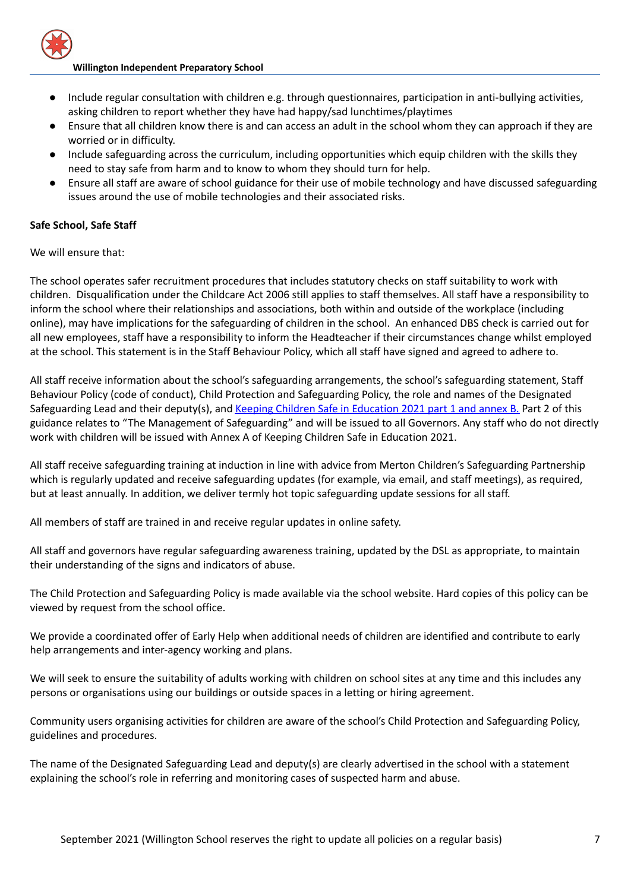- Include regular consultation with children e.g. through questionnaires, participation in anti-bullying activities, asking children to report whether they have had happy/sad lunchtimes/playtimes
- Ensure that all children know there is and can access an adult in the school whom they can approach if they are worried or in difficulty.
- Include safeguarding across the curriculum, including opportunities which equip children with the skills they need to stay safe from harm and to know to whom they should turn for help.
- Ensure all staff are aware of school guidance for their use of mobile technology and have discussed safeguarding issues around the use of mobile technologies and their associated risks.

**Safe School, Safe Staff**

We will ensure that:

The school operates safer recruitment procedures that includes statutory checks on staff suitability to work with children. Disqualification under the Childcare Act 2006 still applies to staff themselves. All staff have a responsibility to inform the school where their relationships and associations, both within and outside of the workplace (including online), may have implications for the safeguarding of children in the school. An enhanced DBS check is carried out for all new employees, staff have a responsibility to inform the Headteacher if their circumstances change whilst employed at the school. This statement is in the Staff Behaviour Policy, which all staff have signed and agreed to adhere to.

All staff receive information about the school's safeguarding arrangements, the school's safeguarding statement, Staff Behaviour Policy (code of conduct), Child Protection and Safeguarding Policy, the role and names of the Designated Safeguarding Lead and their deputy(s), and Keeping Children Safe in Education 2021 part 1 and annex B. Part 2 of this guidance relates to "The Management of Safeguarding" and will be issued to all Governors. Any staff who do not directly work with children will be issued with Annex A of Keeping Children Safe in Education 2021.

All staff receive safeguarding training at induction in line with advice from Merton Children's Safeguarding Partnership which is regularly updated and receive safeguarding updates (for example, via email, and staff meetings), as required, but at least annually. In addition, we deliver termly hot topic safeguarding update sessions for all staff.

All members of staff are trained in and receive regular updates in online safety.

All staff and governors have regular safeguarding awareness training, updated by the DSL as appropriate, to maintain their understanding of the signs and indicators of abuse.

The Child Protection and Safeguarding Policy is made available via the school website. Hard copies of this policy can be viewed by request from the school office.

We provide a coordinated offer of Early Help when additional needs of children are identified and contribute to early help arrangements and inter-agency working and plans.

We will seek to ensure the suitability of adults working with children on school sites at any time and this includes any persons or organisations using our buildings or outside spaces in a letting or hiring agreement.

Community users organising activities for children are aware of the school's Child Protection and Safeguarding Policy, guidelines and procedures.

The name of the Designated Safeguarding Lead and deputy(s) are clearly advertised in the school with a statement explaining the school's role in referring and monitoring cases of suspected harm and abuse.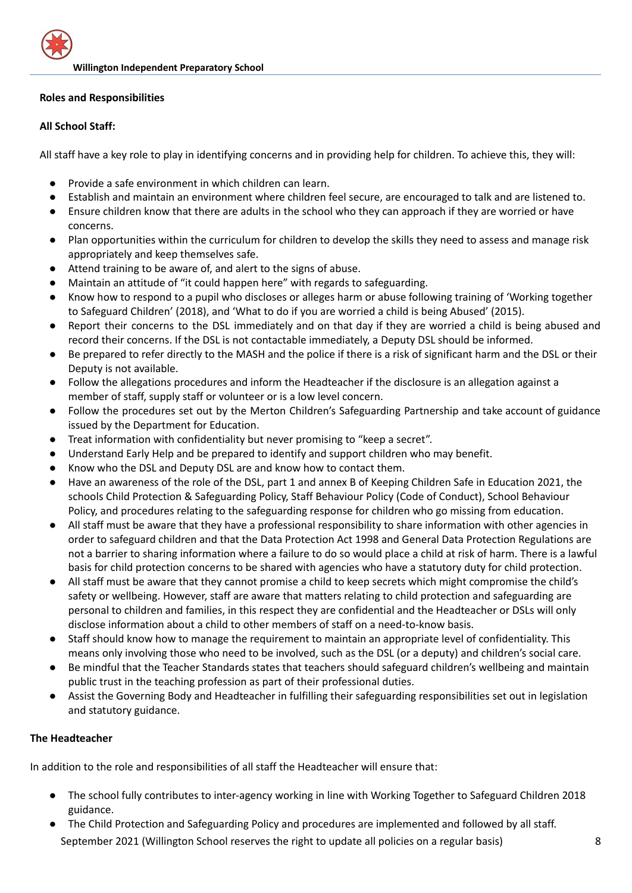**Roles and Responsibilities**

**All School Staff:**

All staff have a key role to play in identifying concerns and in providing help for children. To achieve this, they will:

- Provide a safe environment in which children can learn.
- Establish and maintain an environment where children feel secure, are encouraged to talk and are listened to.
- Ensure children know that there are adults in the school who they can approach if they are worried or have concerns.
- Plan opportunities within the curriculum for children to develop the skills they need to assess and manage risk appropriately and keep themselves safe.
- Attend training to be aware of, and alert to the signs of abuse.
- Maintain an attitude of "it could happen here" with regards to safeguarding.
- Know how to respond to a pupil who discloses or alleges harm or abuse following training of 'Working together to Safeguard Children' (2018), and 'What to do if you are worried a child is being Abused' (2015).
- Report their concerns to the DSL immediately and on that day if they are worried a child is being abused and record their concerns. If the DSL is not contactable immediately, a Deputy DSL should be informed.
- Be prepared to refer directly to the MASH and the police if there is a risk of significant harm and the DSL or their Deputy is not available.
- Follow the allegations procedures and inform the Headteacher if the disclosure is an allegation against a member of staff, supply staff or volunteer or is a low level concern.
- Follow the procedures set out by the Merton Children's Safeguarding Partnership and take account of guidance issued by the Department for Education.
- Treat information with confidentiality but never promising to "keep a secret".
- Understand Early Help and be prepared to identify and support children who may benefit.
- Know who the DSL and Deputy DSL are and know how to contact them.
- Have an awareness of the role of the DSL, part 1 and annex B of Keeping Children Safe in Education 2021, the schools Child Protection & Safeguarding Policy, Staff Behaviour Policy (Code of Conduct), School Behaviour Policy, and procedures relating to the safeguarding response for children who go missing from education.
- All staff must be aware that they have a professional responsibility to share information with other agencies in order to safeguard children and that the Data Protection Act 1998 and General Data Protection Regulations are not a barrier to sharing information where a failure to do so would place a child at risk of harm. There is a lawful basis for child protection concerns to be shared with agencies who have a statutory duty for child protection.
- All staff must be aware that they cannot promise a child to keep secrets which might compromise the child's safety or wellbeing. However, staff are aware that matters relating to child protection and safeguarding are personal to children and families, in this respect they are confidential and the Headteacher or DSLs will only disclose information about a child to other members of staff on a need-to-know basis.
- Staff should know how to manage the requirement to maintain an appropriate level of confidentiality. This means only involving those who need to be involved, such as the DSL (or a deputy) and children's social care.
- Be mindful that the Teacher Standards states that teachers should safeguard children's wellbeing and maintain public trust in the teaching profession as part of their professional duties.
- Assist the Governing Body and Headteacher in fulfilling their safeguarding responsibilities set out in legislation and statutory guidance.

**The Headteacher**

In addition to the role and responsibilities of all staff the Headteacher will ensure that:

- The school fully contributes to inter-agency working in line with Working Together to Safeguard Children 2018 guidance.
- The Child Protection and Safeguarding Policy and procedures are implemented and followed by all staff.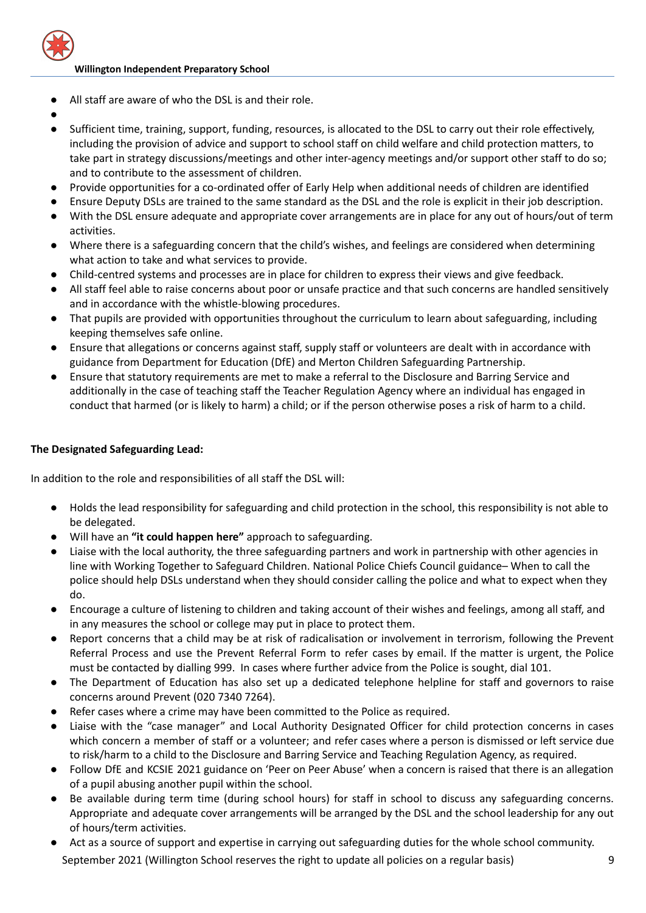- All staff are aware of who the DSL is and their role.
- 
- Sufficient time, training, support, funding, resources, is allocated to the DSL to carry out their role effectively, including the provision of advice and support to school staff on child welfare and child protection matters, to take part in strategy discussions/meetings and other inter-agency meetings and/or support other staff to do so; and to contribute to the assessment of children.
- Provide opportunities for a co-ordinated offer of Early Help when additional needs of children are identified
- Ensure Deputy DSLs are trained to the same standard as the DSL and the role is explicit in their job description.
- With the DSL ensure adequate and appropriate cover arrangements are in place for any out of hours/out of term activities.
- Where there is a safeguarding concern that the child's wishes, and feelings are considered when determining what action to take and what services to provide.
- Child-centred systems and processes are in place for children to express their views and give feedback.
- All staff feel able to raise concerns about poor or unsafe practice and that such concerns are handled sensitively and in accordance with the whistle-blowing procedures.
- That pupils are provided with opportunities throughout the curriculum to learn about safeguarding, including keeping themselves safe online.
- Ensure that allegations or concerns against staff, supply staff or volunteers are dealt with in accordance with guidance from Department for Education (DfE) and Merton Children Safeguarding Partnership.
- Ensure that statutory requirements are met to make a referral to the Disclosure and Barring Service and additionally in the case of teaching staff the Teacher Regulation Agency where an individual has engaged in conduct that harmed (or is likely to harm) a child; or if the person otherwise poses a risk of harm to a child.

**The Designated Safeguarding Lead:**

In addition to the role and responsibilities of all staff the DSL will:

- Holds the lead responsibility for safeguarding and child protection in the school, this responsibility is not able to be delegated.
- Will have an **"it could happen here"** approach to safeguarding.
- Liaise with the local authority, the three safeguarding partners and work in partnership with other agencies in line with Working Together to Safeguard Children. National Police Chiefs Council guidance– When to call the police should help DSLs understand when they should consider calling the police and what to expect when they do.
- Encourage a culture of listening to children and taking account of their wishes and feelings, among all staff, and in any measures the school or college may put in place to protect them.
- Report concerns that a child may be at risk of radicalisation or involvement in terrorism, following the Prevent Referral Process and use the Prevent Referral Form to refer cases by email. If the matter is urgent, the Police must be contacted by dialling 999. In cases where further advice from the Police is sought, dial 101.
- The Department of Education has also set up a dedicated telephone helpline for staff and governors to raise concerns around Prevent (020 7340 7264).
- Refer cases where a crime may have been committed to the Police as required.
- Liaise with the "case manager" and Local Authority Designated Officer for child protection concerns in cases which concern a member of staff or a volunteer; and refer cases where a person is dismissed or left service due to risk/harm to a child to the Disclosure and Barring Service and Teaching Regulation Agency, as required.
- Follow DfE and KCSIE 2021 guidance on 'Peer on Peer Abuse' when a concern is raised that there is an allegation of a pupil abusing another pupil within the school.
- Be available during term time (during school hours) for staff in school to discuss any safeguarding concerns. Appropriate and adequate cover arrangements will be arranged by the DSL and the school leadership for any out of hours/term activities.
- Act as a source of support and expertise in carrying out safeguarding duties for the whole school community.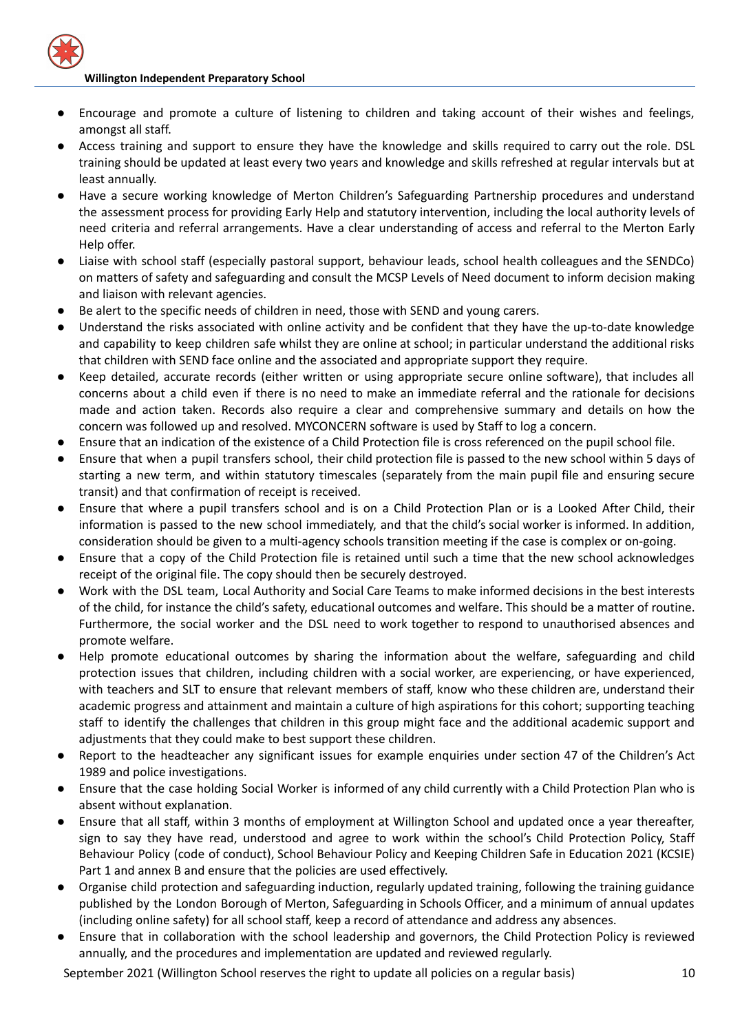- Encourage and promote a culture of listening to children and taking account of their wishes and feelings, amongst all staff.
- Access training and support to ensure they have the knowledge and skills required to carry out the role. DSL training should be updated at least every two years and knowledge and skills refreshed at regular intervals but at least annually.
- Have a secure working knowledge of Merton Children's Safeguarding Partnership procedures and understand the assessment process for providing Early Help and statutory intervention, including the local authority levels of need criteria and referral arrangements. Have a clear understanding of access and referral to the Merton Early Help offer.
- Liaise with school staff (especially pastoral support, behaviour leads, school health colleagues and the SENDCo) on matters of safety and safeguarding and consult the MCSP Levels of Need document to inform decision making and liaison with relevant agencies.
- Be alert to the specific needs of children in need, those with SEND and young carers.
- Understand the risks associated with online activity and be confident that they have the up-to-date knowledge and capability to keep children safe whilst they are online at school; in particular understand the additional risks that children with SEND face online and the associated and appropriate support they require.
- Keep detailed, accurate records (either written or using appropriate secure online software), that includes all concerns about a child even if there is no need to make an immediate referral and the rationale for decisions made and action taken. Records also require a clear and comprehensive summary and details on how the concern was followed up and resolved. MYCONCERN software is used by Staff to log a concern.
- Ensure that an indication of the existence of a Child Protection file is cross referenced on the pupil school file.
- Ensure that when a pupil transfers school, their child protection file is passed to the new school within 5 days of starting a new term, and within statutory timescales (separately from the main pupil file and ensuring secure transit) and that confirmation of receipt is received.
- Ensure that where a pupil transfers school and is on a Child Protection Plan or is a Looked After Child, their information is passed to the new school immediately, and that the child's social worker is informed. In addition, consideration should be given to a multi-agency schools transition meeting if the case is complex or on-going.
- Ensure that a copy of the Child Protection file is retained until such a time that the new school acknowledges receipt of the original file. The copy should then be securely destroyed.
- Work with the DSL team, Local Authority and Social Care Teams to make informed decisions in the best interests of the child, for instance the child's safety, educational outcomes and welfare. This should be a matter of routine. Furthermore, the social worker and the DSL need to work together to respond to unauthorised absences and promote welfare.
- Help promote educational outcomes by sharing the information about the welfare, safeguarding and child protection issues that children, including children with a social worker, are experiencing, or have experienced, with teachers and SLT to ensure that relevant members of staff, know who these children are, understand their academic progress and attainment and maintain a culture of high aspirations for this cohort; supporting teaching staff to identify the challenges that children in this group might face and the additional academic support and adjustments that they could make to best support these children.
- Report to the headteacher any significant issues for example enquiries under section 47 of the Children's Act 1989 and police investigations.
- Ensure that the case holding Social Worker is informed of any child currently with a Child Protection Plan who is absent without explanation.
- Ensure that all staff, within 3 months of employment at Willington School and updated once a year thereafter, sign to say they have read, understood and agree to work within the school's Child Protection Policy, Staff Behaviour Policy (code of conduct), School Behaviour Policy and Keeping Children Safe in Education 2021 (KCSIE) Part 1 and annex B and ensure that the policies are used effectively.
- Organise child protection and safeguarding induction, regularly updated training, following the training guidance published by the London Borough of Merton, Safeguarding in Schools Officer, and a minimum of annual updates (including online safety) for all school staff, keep a record of attendance and address any absences.
- Ensure that in collaboration with the school leadership and governors, the Child Protection Policy is reviewed annually, and the procedures and implementation are updated and reviewed regularly.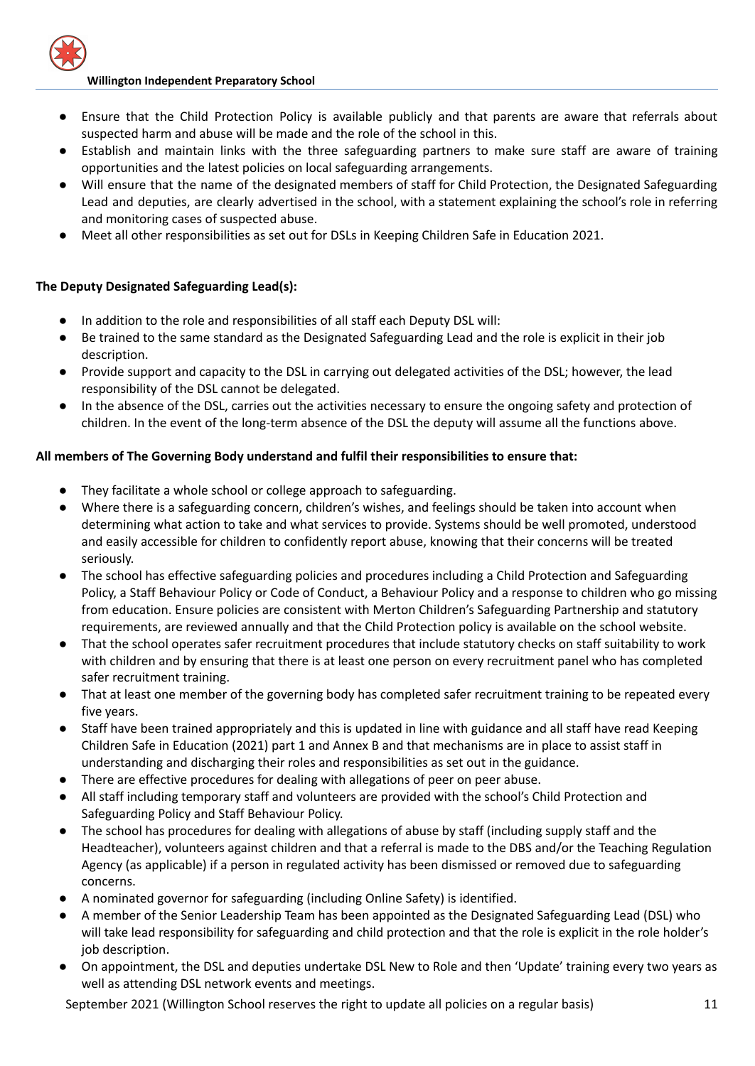- Ensure that the Child Protection Policy is available publicly and that parents are aware that referrals about suspected harm and abuse will be made and the role of the school in this.
- Establish and maintain links with the three safeguarding partners to make sure staff are aware of training opportunities and the latest policies on local safeguarding arrangements.
- Will ensure that the name of the designated members of staff for Child Protection, the Designated Safeguarding Lead and deputies, are clearly advertised in the school, with a statement explaining the school's role in referring and monitoring cases of suspected abuse.
- Meet all other responsibilities as set out for DSLs in Keeping Children Safe in Education 2021.

**The Deputy Designated Safeguarding Lead(s):**

- In addition to the role and responsibilities of all staff each Deputy DSL will:
- Be trained to the same standard as the Designated Safeguarding Lead and the role is explicit in their job description.
- Provide support and capacity to the DSL in carrying out delegated activities of the DSL; however, the lead responsibility of the DSL cannot be delegated.
- In the absence of the DSL, carries out the activities necessary to ensure the ongoing safety and protection of children. In the event of the long-term absence of the DSL the deputy will assume all the functions above.

**All members of The Governing Body understand and fulfil their responsibilities to ensure that:**

- They facilitate a whole school or college approach to safeguarding.
- Where there is a safeguarding concern, children's wishes, and feelings should be taken into account when determining what action to take and what services to provide. Systems should be well promoted, understood and easily accessible for children to confidently report abuse, knowing that their concerns will be treated seriously.
- The school has effective safeguarding policies and procedures including a Child Protection and Safeguarding Policy, a Staff Behaviour Policy or Code of Conduct, a Behaviour Policy and a response to children who go missing from education. Ensure policies are consistent with Merton Children's Safeguarding Partnership and statutory requirements, are reviewed annually and that the Child Protection policy is available on the school website.
- That the school operates safer recruitment procedures that include statutory checks on staff suitability to work with children and by ensuring that there is at least one person on every recruitment panel who has completed safer recruitment training.
- That at least one member of the governing body has completed safer recruitment training to be repeated every five years.
- Staff have been trained appropriately and this is updated in line with guidance and all staff have read Keeping Children Safe in Education (2021) part 1 and Annex B and that mechanisms are in place to assist staff in understanding and discharging their roles and responsibilities as set out in the guidance.
- There are effective procedures for dealing with allegations of peer on peer abuse.
- All staff including temporary staff and volunteers are provided with the school's Child Protection and Safeguarding Policy and Staff Behaviour Policy.
- The school has procedures for dealing with allegations of abuse by staff (including supply staff and the Headteacher), volunteers against children and that a referral is made to the DBS and/or the Teaching Regulation Agency (as applicable) if a person in regulated activity has been dismissed or removed due to safeguarding concerns.
- A nominated governor for safeguarding (including Online Safety) is identified.
- A member of the Senior Leadership Team has been appointed as the Designated Safeguarding Lead (DSL) who will take lead responsibility for safeguarding and child protection and that the role is explicit in the role holder's job description.
- On appointment, the DSL and deputies undertake DSL New to Role and then 'Update' training every two years as well as attending DSL network events and meetings.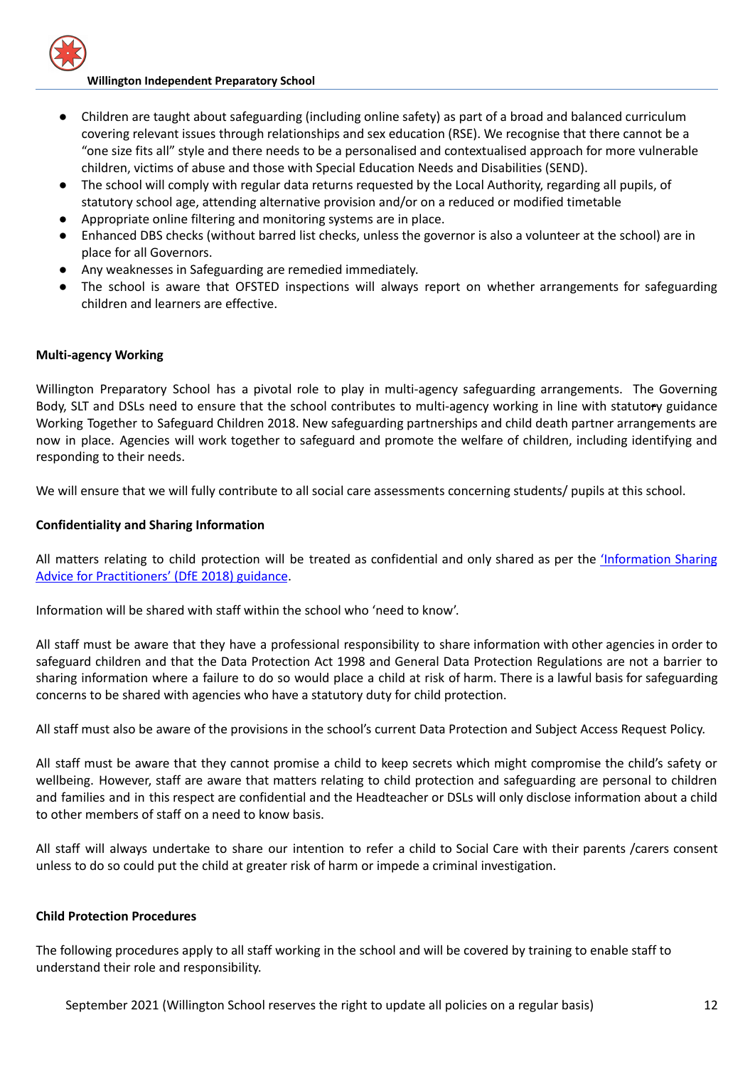- Children are taught about safeguarding (including online safety) as part of a broad and balanced curriculum covering relevant issues through relationships and sex education (RSE). We recognise that there cannot be a "one size fits all" style and there needs to be a personalised and contextualised approach for more vulnerable children, victims of abuse and those with Special Education Needs and Disabilities (SEND).
- The school will comply with regular data returns requested by the Local Authority, regarding all pupils, of statutory school age, attending alternative provision and/or on a reduced or modified timetable
- Appropriate online filtering and monitoring systems are in place.
- Enhanced DBS checks (without barred list checks, unless the governor is also a volunteer at the school) are in place for all Governors.
- Any weaknesses in Safeguarding are remedied immediately.
- The school is aware that OFSTED inspections will always report on whether arrangements for safeguarding children and learners are effective.

**Multi-agency Working**

Willington Preparatory School has a pivotal role to play in multi-agency safeguarding arrangements. The Governing Body, SLT and DSLs need to ensure that the school contributes to multi-agency working in line with statutory guidance Working Together to Safeguard Children 2018. New safeguarding partnerships and child death partner arrangements are now in place. Agencies will work together to safeguard and promote the welfare of children, including identifying and responding to their needs.

We will ensure that we will fully contribute to all social care assessments concerning students/ pupils at this school.

**Confidentiality and Sharing Information**

All matters relating to child protection will be treated as confidential and only shared as per the 'Information Sharing Advice for Practitioners' (DfE 2018) guidance.

Information will be shared with staff within the school who 'need to know'.

All staff must be aware that they have a professional responsibility to share information with other agencies in order to safeguard children and that the Data Protection Act 1998 and General Data Protection Regulations are not a barrier to sharing information where a failure to do so would place a child at risk of harm. There is a lawful basis for safeguarding concerns to be shared with agencies who have a statutory duty for child protection.

All staff must also be aware of the provisions in the school's current Data Protection and Subject Access Request Policy.

All staff must be aware that they cannot promise a child to keep secrets which might compromise the child's safety or wellbeing. However, staff are aware that matters relating to child protection and safeguarding are personal to children and families and in this respect are confidential and the Headteacher or DSLs will only disclose information about a child to other members of staff on a need to know basis.

All staff will always undertake to share our intention to refer a child to Social Care with their parents /carers consent unless to do so could put the child at greater risk of harm or impede a criminal investigation.

**Child Protection Procedures**

The following procedures apply to all staff working in the school and will be covered by training to enable staff to understand their role and responsibility.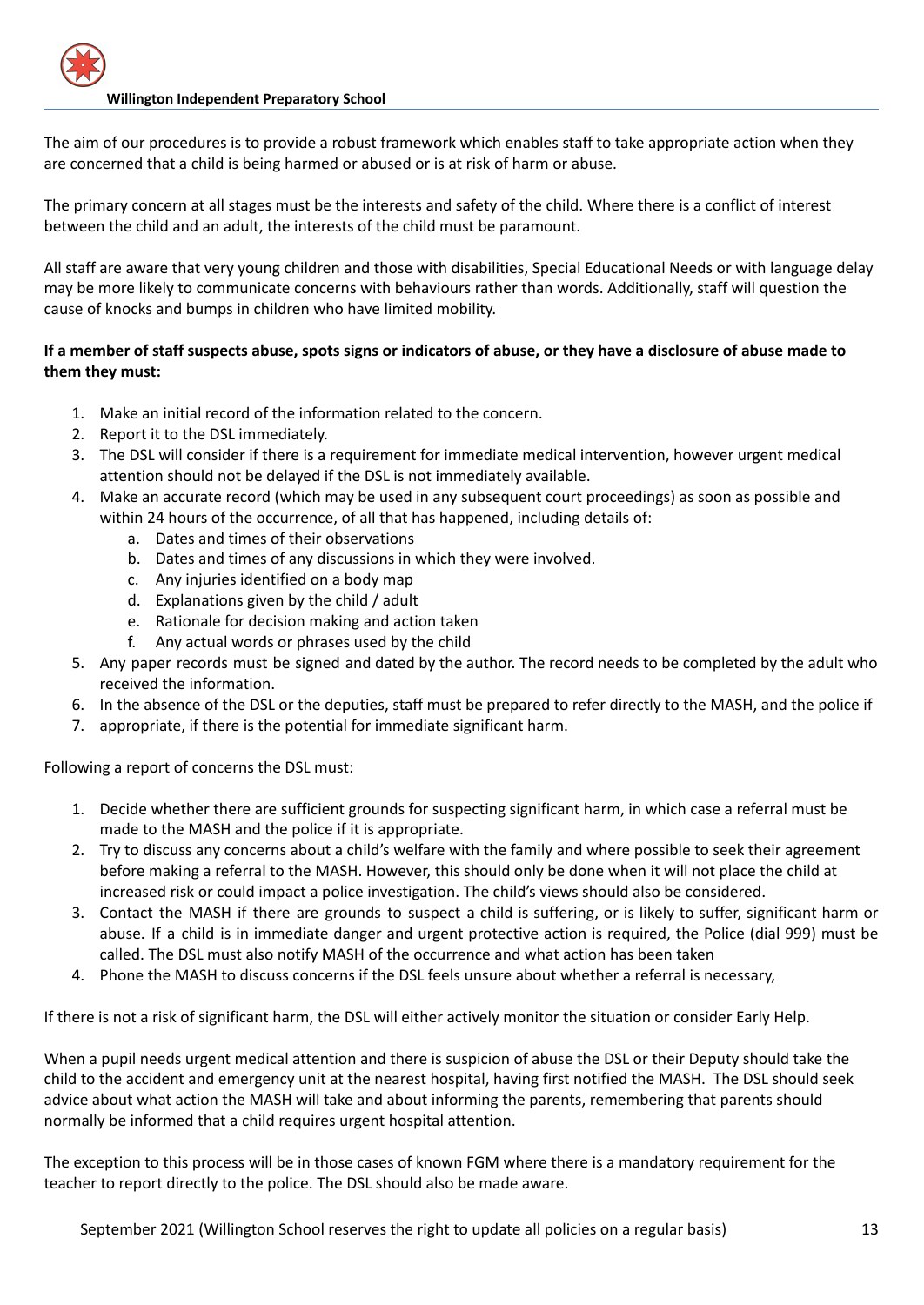The aim of our procedures is to provide a robust framework which enables staff to take appropriate action when they are concerned that a child is being harmed or abused or is at risk of harm or abuse.

The primary concern at all stages must be the interests and safety of the child. Where there is a conflict of interest between the child and an adult, the interests of the child must be paramount.

All staff are aware that very young children and those with disabilities, Special Educational Needs or with language delay may be more likely to communicate concerns with behaviours rather than words. Additionally, staff will question the cause of knocks and bumps in children who have limited mobility.

**If a member of staff suspects abuse, spots signs or indicators of abuse, or they have a disclosure of abuse made to them they must:**

1. Make an initial record of the information related to the concern.
2. Report it to the DSL immediately.
3. The DSL will consider if there is a requirement for immediate medical intervention, however urgent medical attention should not be delayed if the DSL is not immediately available.
4. Make an accurate record (which may be used in any subsequent court proceedings) as soon as possible and within 24 hours of the occurrence, of all that has happened, including details of:
   a. Dates and times of their observations
   b. Dates and times of any discussions in which they were involved.
   c. Any injuries identified on a body map
   d. Explanations given by the child / adult
   e. Rationale for decision making and action taken
   f. Any actual words or phrases used by the child
5. Any paper records must be signed and dated by the author. The record needs to be completed by the adult who received the information.
6. In the absence of the DSL or the deputies, staff must be prepared to refer directly to the MASH, and the police if
7. appropriate, if there is the potential for immediate significant harm.

Following a report of concerns the DSL must:

1. Decide whether there are sufficient grounds for suspecting significant harm, in which case a referral must be made to the MASH and the police if it is appropriate.
2. Try to discuss any concerns about a child's welfare with the family and where possible to seek their agreement before making a referral to the MASH. However, this should only be done when it will not place the child at increased risk or could impact a police investigation. The child's views should also be considered.
3. Contact the MASH if there are grounds to suspect a child is suffering, or is likely to suffer, significant harm or abuse. If a child is in immediate danger and urgent protective action is required, the Police (dial 999) must be called. The DSL must also notify MASH of the occurrence and what action has been taken
4. Phone the MASH to discuss concerns if the DSL feels unsure about whether a referral is necessary,

If there is not a risk of significant harm, the DSL will either actively monitor the situation or consider Early Help.

When a pupil needs urgent medical attention and there is suspicion of abuse the DSL or their Deputy should take the child to the accident and emergency unit at the nearest hospital, having first notified the MASH. The DSL should seek advice about what action the MASH will take and about informing the parents, remembering that parents should normally be informed that a child requires urgent hospital attention.

The exception to this process will be in those cases of known FGM where there is a mandatory requirement for the teacher to report directly to the police. The DSL should also be made aware.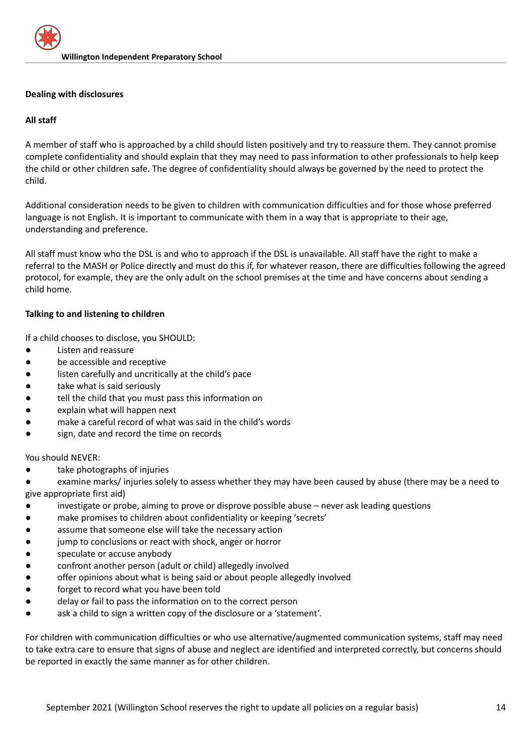**Dealing with disclosures**

**All staff**

A member of staff who is approached by a child should listen positively and try to reassure them. They cannot promise complete confidentiality and should explain that they may need to pass information to other professionals to help keep the child or other children safe. The degree of confidentiality should always be governed by the need to protect the child.

Additional consideration needs to be given to children with communication difficulties and for those whose preferred language is not English. It is important to communicate with them in a way that is appropriate to their age, understanding and preference.

All staff must know who the DSL is and who to approach if the DSL is unavailable. All staff have the right to make a referral to the MASH or Police directly and must do this if, for whatever reason, there are difficulties following the agreed protocol, for example, they are the only adult on the school premises at the time and have concerns about sending a child home.

**Talking to and listening to children**

If a child chooses to disclose, you SHOULD:

- Listen and reassure
- be accessible and receptive
- listen carefully and uncritically at the child's pace
- take what is said seriously
- tell the child that you must pass this information on
- explain what will happen next
- make a careful record of what was said in the child's words
- sign, date and record the time on records

You should NEVER:

- take photographs of injuries
- examine marks/ injuries solely to assess whether they may have been caused by abuse (there may be a need to give appropriate first aid)
- investigate or probe, aiming to prove or disprove possible abuse – never ask leading questions
- make promises to children about confidentiality or keeping 'secrets'
- assume that someone else will take the necessary action
- jump to conclusions or react with shock, anger or horror
- speculate or accuse anybody
- confront another person (adult or child) allegedly involved
- offer opinions about what is being said or about people allegedly involved
- forget to record what you have been told
- delay or fail to pass the information on to the correct person
- ask a child to sign a written copy of the disclosure or a 'statement'.

For children with communication difficulties or who use alternative/augmented communication systems, staff may need to take extra care to ensure that signs of abuse and neglect are identified and interpreted correctly, but concerns should be reported in exactly the same manner as for other children.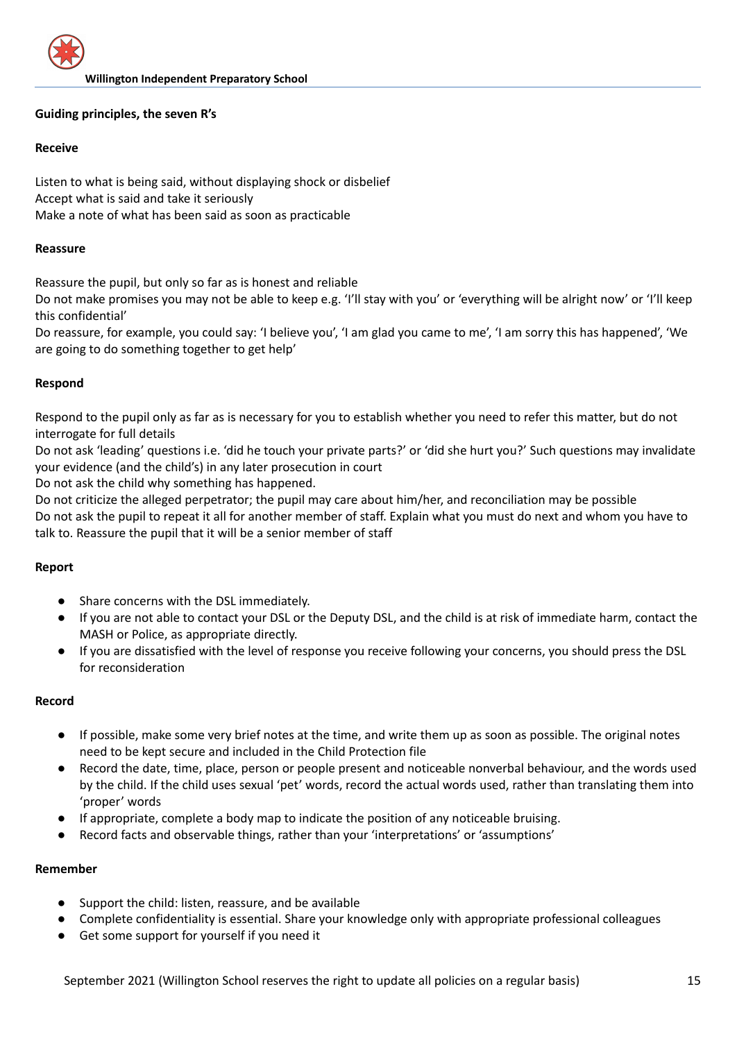**Guiding principles, the seven R's**

**Receive**

Listen to what is being said, without displaying shock or disbelief
Accept what is said and take it seriously
Make a note of what has been said as soon as practicable

**Reassure**

Reassure the pupil, but only so far as is honest and reliable
Do not make promises you may not be able to keep e.g. 'I'll stay with you' or 'everything will be alright now' or 'I'll keep this confidential'
Do reassure, for example, you could say: 'I believe you', 'I am glad you came to me', 'I am sorry this has happened', 'We are going to do something together to get help'

**Respond**

Respond to the pupil only as far as is necessary for you to establish whether you need to refer this matter, but do not interrogate for full details
Do not ask 'leading' questions i.e. 'did he touch your private parts?' or 'did she hurt you?' Such questions may invalidate your evidence (and the child's) in any later prosecution in court
Do not ask the child why something has happened.
Do not criticize the alleged perpetrator; the pupil may care about him/her, and reconciliation may be possible
Do not ask the pupil to repeat it all for another member of staff. Explain what you must do next and whom you have to talk to. Reassure the pupil that it will be a senior member of staff

**Report**

- Share concerns with the DSL immediately.
- If you are not able to contact your DSL or the Deputy DSL, and the child is at risk of immediate harm, contact the MASH or Police, as appropriate directly.
- If you are dissatisfied with the level of response you receive following your concerns, you should press the DSL for reconsideration

**Record**

- If possible, make some very brief notes at the time, and write them up as soon as possible. The original notes need to be kept secure and included in the Child Protection file
- Record the date, time, place, person or people present and noticeable nonverbal behaviour, and the words used by the child. If the child uses sexual 'pet' words, record the actual words used, rather than translating them into 'proper' words
- If appropriate, complete a body map to indicate the position of any noticeable bruising.
- Record facts and observable things, rather than your 'interpretations' or 'assumptions'

**Remember**

- Support the child: listen, reassure, and be available
- Complete confidentiality is essential. Share your knowledge only with appropriate professional colleagues
- Get some support for yourself if you need it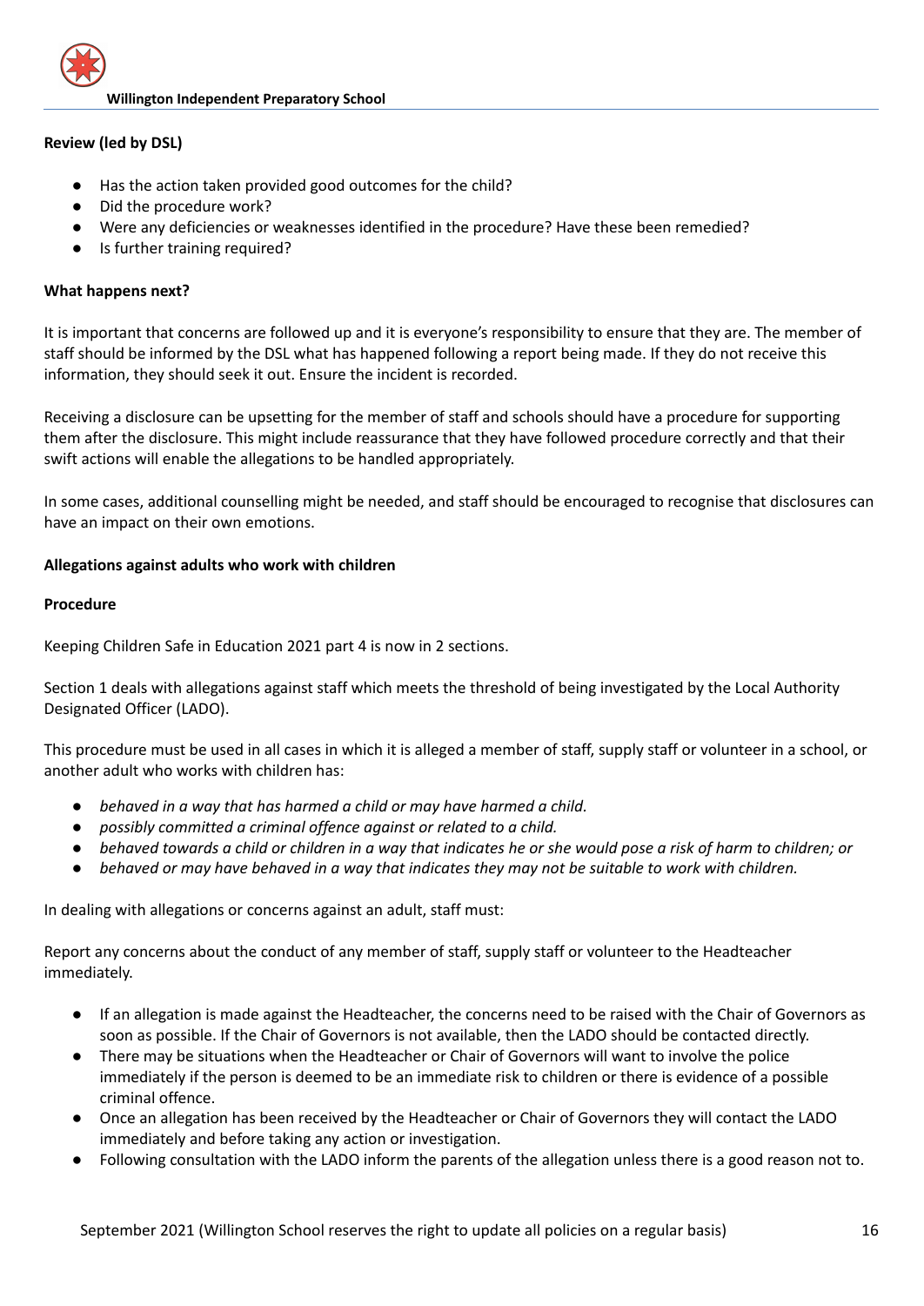**Review (led by DSL)**

- Has the action taken provided good outcomes for the child?
- Did the procedure work?
- Were any deficiencies or weaknesses identified in the procedure? Have these been remedied?
- Is further training required?

**What happens next?**

It is important that concerns are followed up and it is everyone's responsibility to ensure that they are. The member of staff should be informed by the DSL what has happened following a report being made. If they do not receive this information, they should seek it out. Ensure the incident is recorded.

Receiving a disclosure can be upsetting for the member of staff and schools should have a procedure for supporting them after the disclosure. This might include reassurance that they have followed procedure correctly and that their swift actions will enable the allegations to be handled appropriately.

In some cases, additional counselling might be needed, and staff should be encouraged to recognise that disclosures can have an impact on their own emotions.

**Allegations against adults who work with children**

**Procedure**

Keeping Children Safe in Education 2021 part 4 is now in 2 sections.

Section 1 deals with allegations against staff which meets the threshold of being investigated by the Local Authority Designated Officer (LADO).

This procedure must be used in all cases in which it is alleged a member of staff, supply staff or volunteer in a school, or another adult who works with children has:

- *behaved in a way that has harmed a child or may have harmed a child.*
- *possibly committed a criminal offence against or related to a child.*
- *behaved towards a child or children in a way that indicates he or she would pose a risk of harm to children; or*
- *behaved or may have behaved in a way that indicates they may not be suitable to work with children.*

In dealing with allegations or concerns against an adult, staff must:

Report any concerns about the conduct of any member of staff, supply staff or volunteer to the Headteacher immediately.

- If an allegation is made against the Headteacher, the concerns need to be raised with the Chair of Governors as soon as possible. If the Chair of Governors is not available, then the LADO should be contacted directly.
- There may be situations when the Headteacher or Chair of Governors will want to involve the police immediately if the person is deemed to be an immediate risk to children or there is evidence of a possible criminal offence.
- Once an allegation has been received by the Headteacher or Chair of Governors they will contact the LADO immediately and before taking any action or investigation.
- Following consultation with the LADO inform the parents of the allegation unless there is a good reason not to.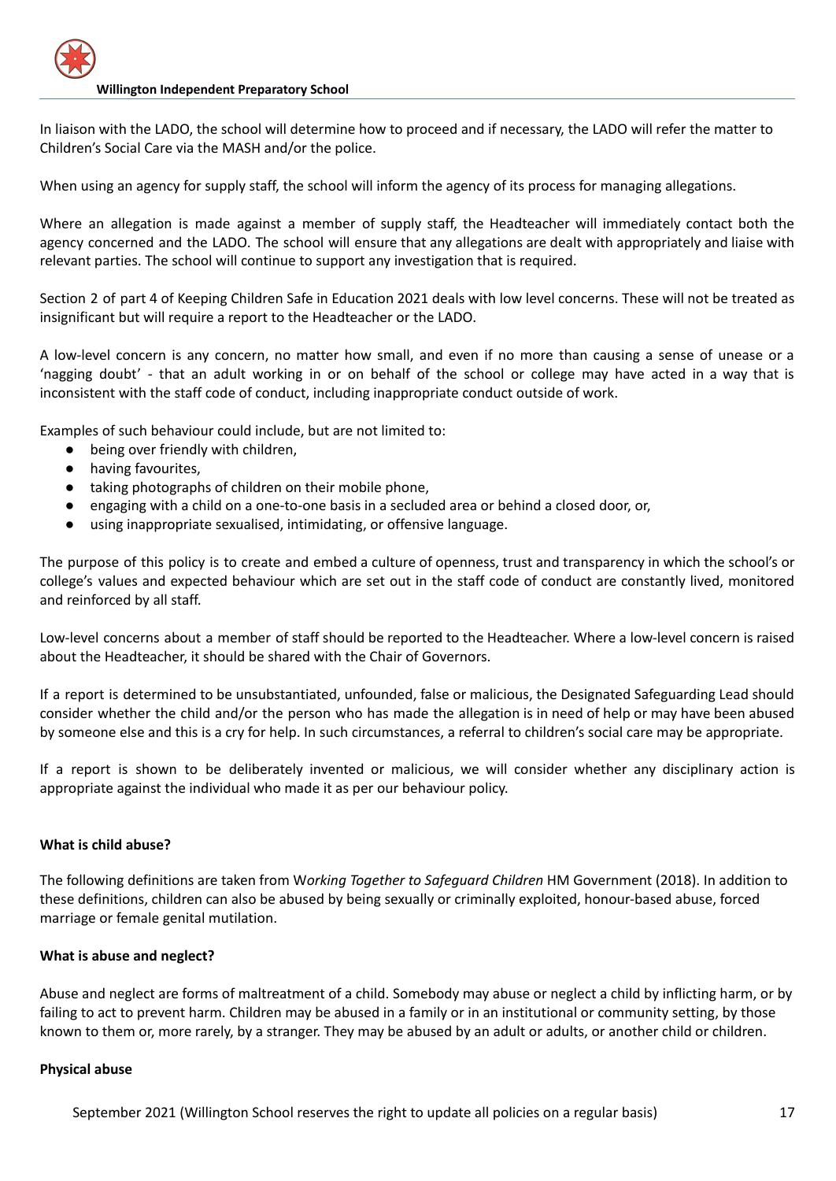In liaison with the LADO, the school will determine how to proceed and if necessary, the LADO will refer the matter to Children's Social Care via the MASH and/or the police.

When using an agency for supply staff, the school will inform the agency of its process for managing allegations.

Where an allegation is made against a member of supply staff, the Headteacher will immediately contact both the agency concerned and the LADO. The school will ensure that any allegations are dealt with appropriately and liaise with relevant parties. The school will continue to support any investigation that is required.

Section 2 of part 4 of Keeping Children Safe in Education 2021 deals with low level concerns. These will not be treated as insignificant but will require a report to the Headteacher or the LADO.

A low-level concern is any concern, no matter how small, and even if no more than causing a sense of unease or a 'nagging doubt' - that an adult working in or on behalf of the school or college may have acted in a way that is inconsistent with the staff code of conduct, including inappropriate conduct outside of work.

Examples of such behaviour could include, but are not limited to:

- being over friendly with children,
- having favourites,
- taking photographs of children on their mobile phone,
- engaging with a child on a one-to-one basis in a secluded area or behind a closed door, or,
- using inappropriate sexualised, intimidating, or offensive language.

The purpose of this policy is to create and embed a culture of openness, trust and transparency in which the school's or college's values and expected behaviour which are set out in the staff code of conduct are constantly lived, monitored and reinforced by all staff.

Low-level concerns about a member of staff should be reported to the Headteacher. Where a low-level concern is raised about the Headteacher, it should be shared with the Chair of Governors.

If a report is determined to be unsubstantiated, unfounded, false or malicious, the Designated Safeguarding Lead should consider whether the child and/or the person who has made the allegation is in need of help or may have been abused by someone else and this is a cry for help. In such circumstances, a referral to children's social care may be appropriate.

If a report is shown to be deliberately invented or malicious, we will consider whether any disciplinary action is appropriate against the individual who made it as per our behaviour policy.

**What is child abuse?**

The following definitions are taken from W*orking Together to Safeguard Children* HM Government (2018). In addition to these definitions, children can also be abused by being sexually or criminally exploited, honour-based abuse, forced marriage or female genital mutilation.

**What is abuse and neglect?**

Abuse and neglect are forms of maltreatment of a child. Somebody may abuse or neglect a child by inflicting harm, or by failing to act to prevent harm. Children may be abused in a family or in an institutional or community setting, by those known to them or, more rarely, by a stranger. They may be abused by an adult or adults, or another child or children.

**Physical abuse**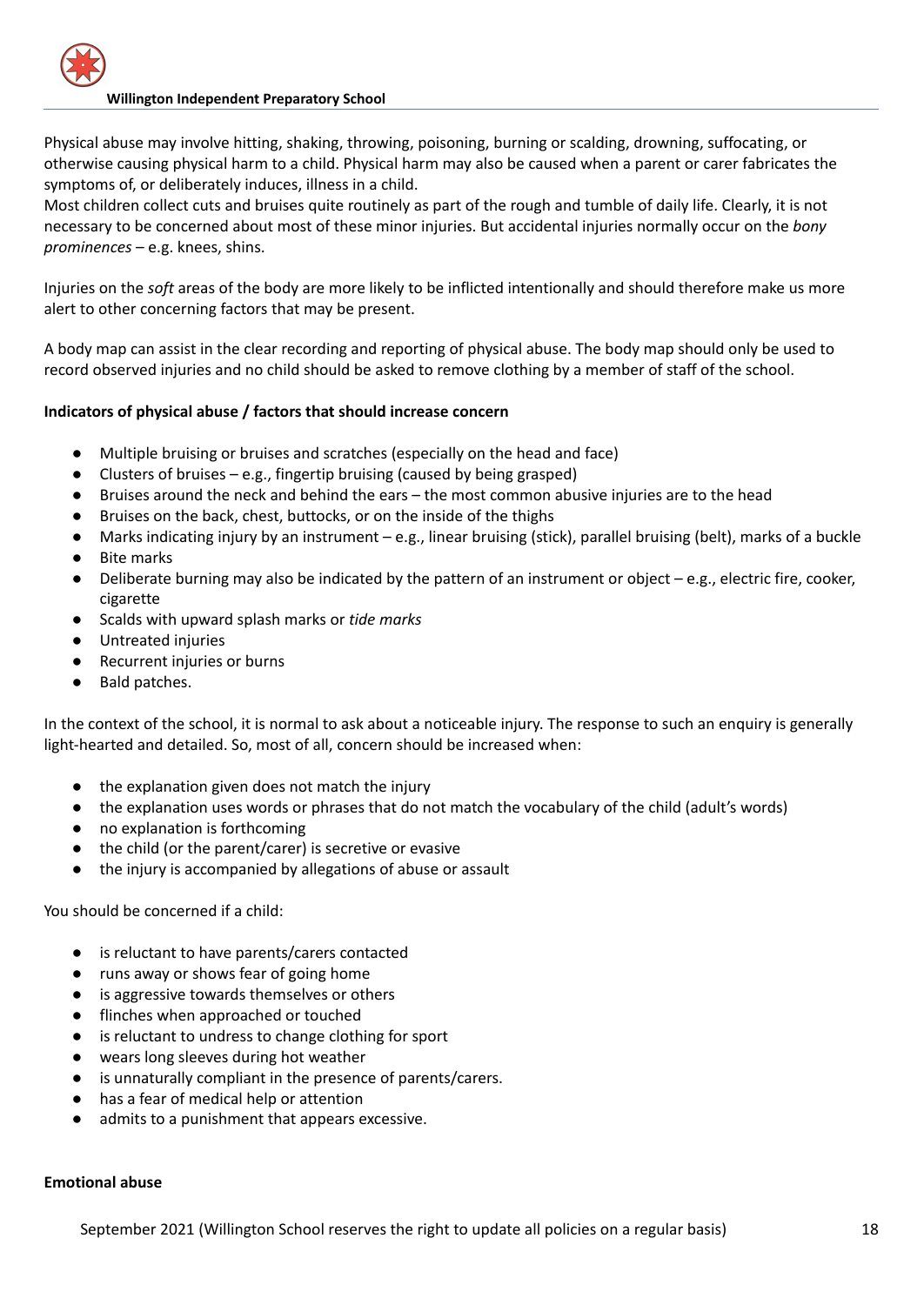Physical abuse may involve hitting, shaking, throwing, poisoning, burning or scalding, drowning, suffocating, or otherwise causing physical harm to a child. Physical harm may also be caused when a parent or carer fabricates the symptoms of, or deliberately induces, illness in a child.
Most children collect cuts and bruises quite routinely as part of the rough and tumble of daily life. Clearly, it is not necessary to be concerned about most of these minor injuries. But accidental injuries normally occur on the *bony prominences* – e.g. knees, shins.

Injuries on the *soft* areas of the body are more likely to be inflicted intentionally and should therefore make us more alert to other concerning factors that may be present.

A body map can assist in the clear recording and reporting of physical abuse. The body map should only be used to record observed injuries and no child should be asked to remove clothing by a member of staff of the school.

**Indicators of physical abuse / factors that should increase concern**

- Multiple bruising or bruises and scratches (especially on the head and face)
- Clusters of bruises – e.g., fingertip bruising (caused by being grasped)
- Bruises around the neck and behind the ears – the most common abusive injuries are to the head
- Bruises on the back, chest, buttocks, or on the inside of the thighs
- Marks indicating injury by an instrument – e.g., linear bruising (stick), parallel bruising (belt), marks of a buckle
- Bite marks
- Deliberate burning may also be indicated by the pattern of an instrument or object – e.g., electric fire, cooker, cigarette
- Scalds with upward splash marks or *tide marks*
- Untreated injuries
- Recurrent injuries or burns
- Bald patches.

In the context of the school, it is normal to ask about a noticeable injury. The response to such an enquiry is generally light-hearted and detailed. So, most of all, concern should be increased when:

- the explanation given does not match the injury
- the explanation uses words or phrases that do not match the vocabulary of the child (adult's words)
- no explanation is forthcoming
- the child (or the parent/carer) is secretive or evasive
- the injury is accompanied by allegations of abuse or assault

You should be concerned if a child:

- is reluctant to have parents/carers contacted
- runs away or shows fear of going home
- is aggressive towards themselves or others
- flinches when approached or touched
- is reluctant to undress to change clothing for sport
- wears long sleeves during hot weather
- is unnaturally compliant in the presence of parents/carers.
- has a fear of medical help or attention
- admits to a punishment that appears excessive.

**Emotional abuse**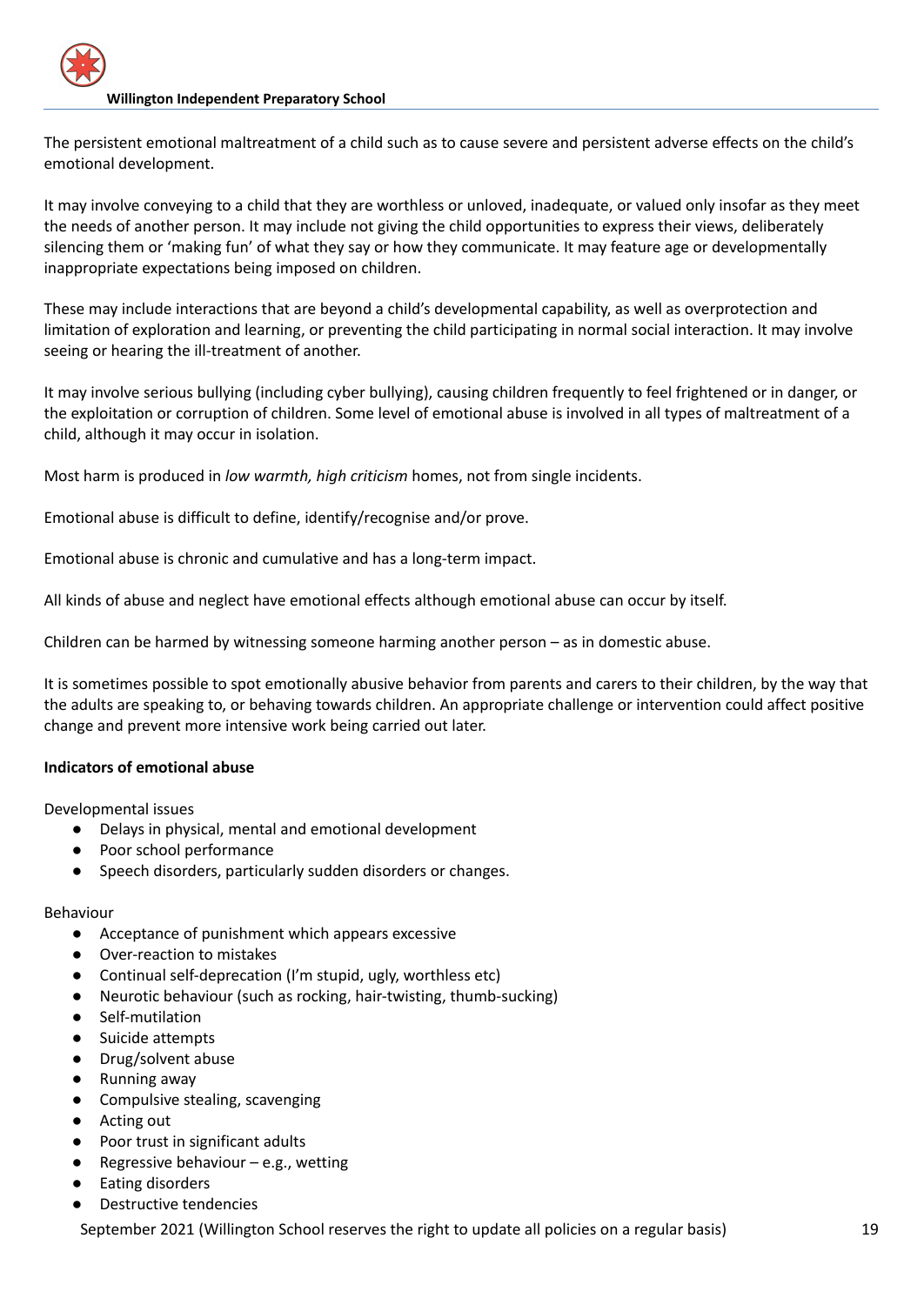The persistent emotional maltreatment of a child such as to cause severe and persistent adverse effects on the child's emotional development.

It may involve conveying to a child that they are worthless or unloved, inadequate, or valued only insofar as they meet the needs of another person. It may include not giving the child opportunities to express their views, deliberately silencing them or 'making fun' of what they say or how they communicate. It may feature age or developmentally inappropriate expectations being imposed on children.

These may include interactions that are beyond a child's developmental capability, as well as overprotection and limitation of exploration and learning, or preventing the child participating in normal social interaction. It may involve seeing or hearing the ill-treatment of another.

It may involve serious bullying (including cyber bullying), causing children frequently to feel frightened or in danger, or the exploitation or corruption of children. Some level of emotional abuse is involved in all types of maltreatment of a child, although it may occur in isolation.

Most harm is produced in *low warmth, high criticism* homes, not from single incidents.

Emotional abuse is difficult to define, identify/recognise and/or prove.

Emotional abuse is chronic and cumulative and has a long-term impact.

All kinds of abuse and neglect have emotional effects although emotional abuse can occur by itself.

Children can be harmed by witnessing someone harming another person – as in domestic abuse.

It is sometimes possible to spot emotionally abusive behavior from parents and carers to their children, by the way that the adults are speaking to, or behaving towards children. An appropriate challenge or intervention could affect positive change and prevent more intensive work being carried out later.

**Indicators of emotional abuse**

Developmental issues

- Delays in physical, mental and emotional development
- Poor school performance
- Speech disorders, particularly sudden disorders or changes.

Behaviour

- Acceptance of punishment which appears excessive
- Over-reaction to mistakes
- Continual self-deprecation (I'm stupid, ugly, worthless etc)
- Neurotic behaviour (such as rocking, hair-twisting, thumb-sucking)
- Self-mutilation
- Suicide attempts
- Drug/solvent abuse
- Running away
- Compulsive stealing, scavenging
- Acting out
- Poor trust in significant adults
- Regressive behaviour – e.g., wetting
- Eating disorders
- Destructive tendencies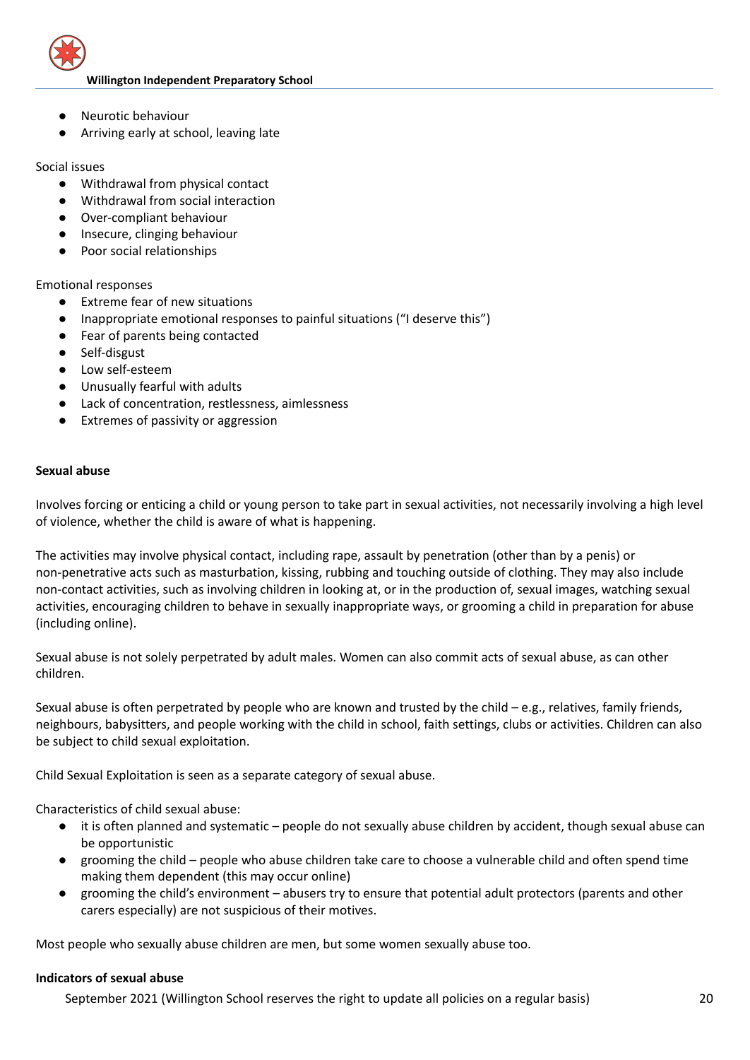- Neurotic behaviour
- Arriving early at school, leaving late

Social issues

- Withdrawal from physical contact
- Withdrawal from social interaction
- Over-compliant behaviour
- Insecure, clinging behaviour
- Poor social relationships

Emotional responses

- Extreme fear of new situations
- Inappropriate emotional responses to painful situations ("I deserve this")
- Fear of parents being contacted
- Self-disgust
- Low self-esteem
- Unusually fearful with adults
- Lack of concentration, restlessness, aimlessness
- Extremes of passivity or aggression

**Sexual abuse**

Involves forcing or enticing a child or young person to take part in sexual activities, not necessarily involving a high level of violence, whether the child is aware of what is happening.

The activities may involve physical contact, including rape, assault by penetration (other than by a penis) or non-penetrative acts such as masturbation, kissing, rubbing and touching outside of clothing. They may also include non-contact activities, such as involving children in looking at, or in the production of, sexual images, watching sexual activities, encouraging children to behave in sexually inappropriate ways, or grooming a child in preparation for abuse (including online).

Sexual abuse is not solely perpetrated by adult males. Women can also commit acts of sexual abuse, as can other children.

Sexual abuse is often perpetrated by people who are known and trusted by the child – e.g., relatives, family friends, neighbours, babysitters, and people working with the child in school, faith settings, clubs or activities. Children can also be subject to child sexual exploitation.

Child Sexual Exploitation is seen as a separate category of sexual abuse.

Characteristics of child sexual abuse:

- it is often planned and systematic – people do not sexually abuse children by accident, though sexual abuse can be opportunistic
- grooming the child – people who abuse children take care to choose a vulnerable child and often spend time making them dependent (this may occur online)
- grooming the child's environment – abusers try to ensure that potential adult protectors (parents and other carers especially) are not suspicious of their motives.

Most people who sexually abuse children are men, but some women sexually abuse too.

**Indicators of sexual abuse**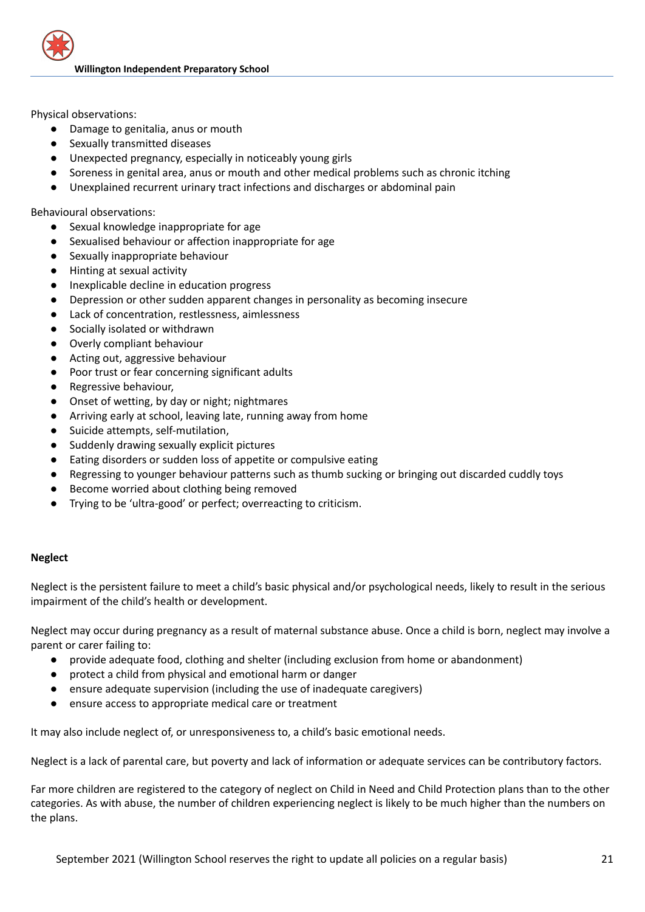Physical observations:

- Damage to genitalia, anus or mouth
- Sexually transmitted diseases
- Unexpected pregnancy, especially in noticeably young girls
- Soreness in genital area, anus or mouth and other medical problems such as chronic itching
- Unexplained recurrent urinary tract infections and discharges or abdominal pain

Behavioural observations:

- Sexual knowledge inappropriate for age
- Sexualised behaviour or affection inappropriate for age
- Sexually inappropriate behaviour
- Hinting at sexual activity
- Inexplicable decline in education progress
- Depression or other sudden apparent changes in personality as becoming insecure
- Lack of concentration, restlessness, aimlessness
- Socially isolated or withdrawn
- Overly compliant behaviour
- Acting out, aggressive behaviour
- Poor trust or fear concerning significant adults
- Regressive behaviour,
- Onset of wetting, by day or night; nightmares
- Arriving early at school, leaving late, running away from home
- Suicide attempts, self-mutilation,
- Suddenly drawing sexually explicit pictures
- Eating disorders or sudden loss of appetite or compulsive eating
- Regressing to younger behaviour patterns such as thumb sucking or bringing out discarded cuddly toys
- Become worried about clothing being removed
- Trying to be 'ultra-good' or perfect; overreacting to criticism.

**Neglect**

Neglect is the persistent failure to meet a child's basic physical and/or psychological needs, likely to result in the serious impairment of the child's health or development.

Neglect may occur during pregnancy as a result of maternal substance abuse. Once a child is born, neglect may involve a parent or carer failing to:

- provide adequate food, clothing and shelter (including exclusion from home or abandonment)
- protect a child from physical and emotional harm or danger
- ensure adequate supervision (including the use of inadequate caregivers)
- ensure access to appropriate medical care or treatment

It may also include neglect of, or unresponsiveness to, a child's basic emotional needs.

Neglect is a lack of parental care, but poverty and lack of information or adequate services can be contributory factors.

Far more children are registered to the category of neglect on Child in Need and Child Protection plans than to the other categories. As with abuse, the number of children experiencing neglect is likely to be much higher than the numbers on the plans.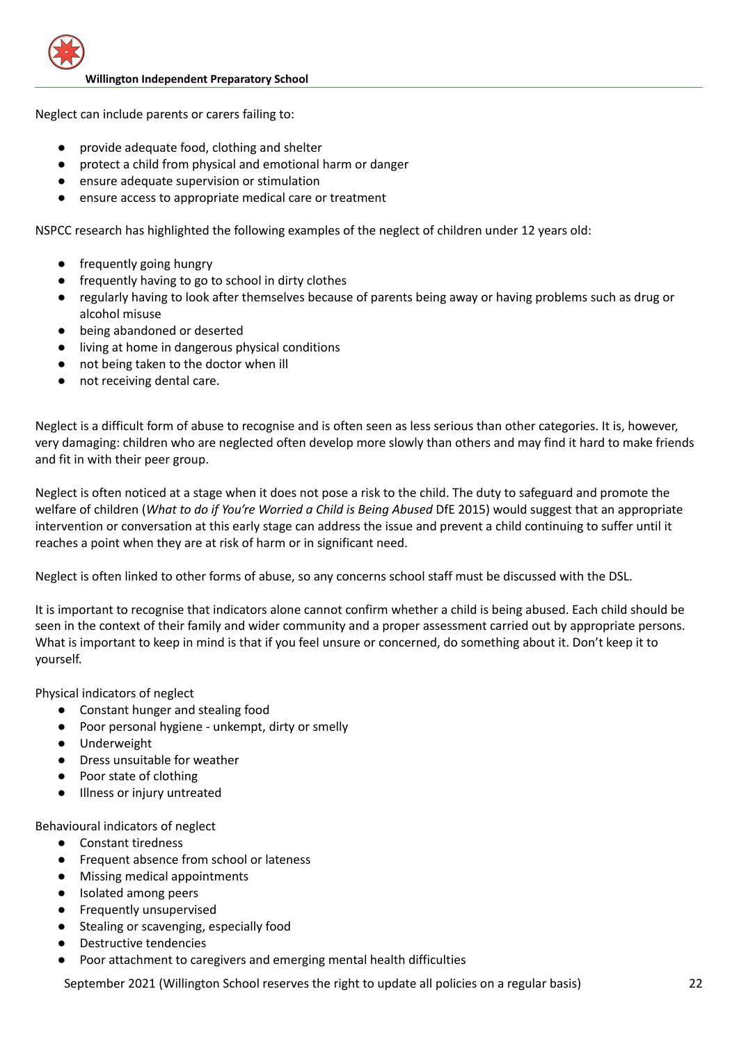Neglect can include parents or carers failing to:

- provide adequate food, clothing and shelter
- protect a child from physical and emotional harm or danger
- ensure adequate supervision or stimulation
- ensure access to appropriate medical care or treatment

NSPCC research has highlighted the following examples of the neglect of children under 12 years old:

- frequently going hungry
- frequently having to go to school in dirty clothes
- regularly having to look after themselves because of parents being away or having problems such as drug or alcohol misuse
- being abandoned or deserted
- living at home in dangerous physical conditions
- not being taken to the doctor when ill
- not receiving dental care.

Neglect is a difficult form of abuse to recognise and is often seen as less serious than other categories. It is, however, very damaging: children who are neglected often develop more slowly than others and may find it hard to make friends and fit in with their peer group.

Neglect is often noticed at a stage when it does not pose a risk to the child. The duty to safeguard and promote the welfare of children (*What to do if You're Worried a Child is Being Abused* DfE 2015) would suggest that an appropriate intervention or conversation at this early stage can address the issue and prevent a child continuing to suffer until it reaches a point when they are at risk of harm or in significant need.

Neglect is often linked to other forms of abuse, so any concerns school staff must be discussed with the DSL.

It is important to recognise that indicators alone cannot confirm whether a child is being abused. Each child should be seen in the context of their family and wider community and a proper assessment carried out by appropriate persons. What is important to keep in mind is that if you feel unsure or concerned, do something about it. Don't keep it to yourself.

Physical indicators of neglect

- Constant hunger and stealing food
- Poor personal hygiene - unkempt, dirty or smelly
- Underweight
- Dress unsuitable for weather
- Poor state of clothing
- Illness or injury untreated

Behavioural indicators of neglect

- Constant tiredness
- Frequent absence from school or lateness
- Missing medical appointments
- Isolated among peers
- Frequently unsupervised
- Stealing or scavenging, especially food
- Destructive tendencies
- Poor attachment to caregivers and emerging mental health difficulties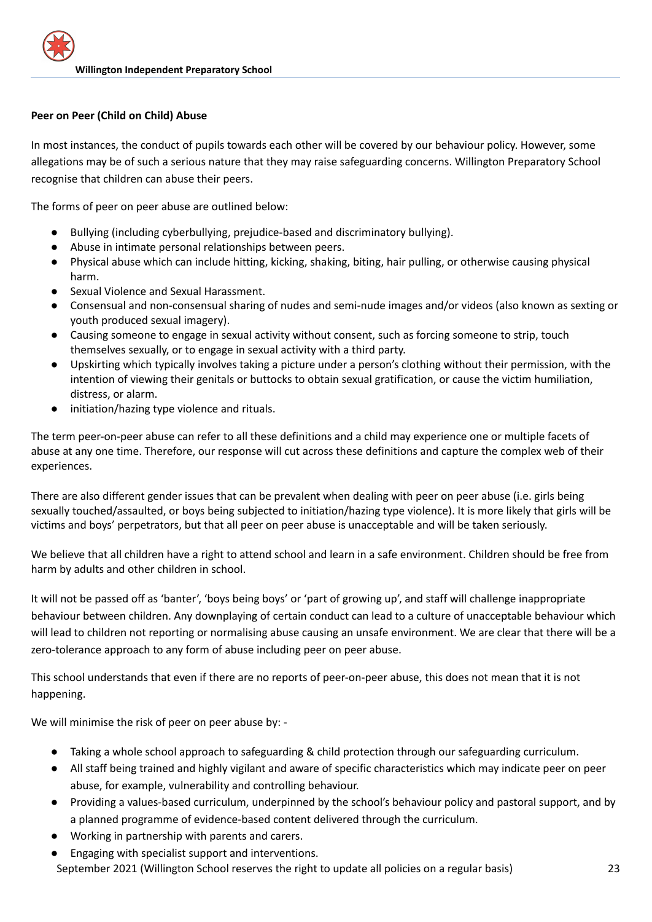**Peer on Peer (Child on Child) Abuse**

In most instances, the conduct of pupils towards each other will be covered by our behaviour policy. However, some allegations may be of such a serious nature that they may raise safeguarding concerns. Willington Preparatory School recognise that children can abuse their peers.

The forms of peer on peer abuse are outlined below:

- Bullying (including cyberbullying, prejudice-based and discriminatory bullying).
- Abuse in intimate personal relationships between peers.
- Physical abuse which can include hitting, kicking, shaking, biting, hair pulling, or otherwise causing physical harm.
- Sexual Violence and Sexual Harassment.
- Consensual and non-consensual sharing of nudes and semi-nude images and/or videos (also known as sexting or youth produced sexual imagery).
- Causing someone to engage in sexual activity without consent, such as forcing someone to strip, touch themselves sexually, or to engage in sexual activity with a third party.
- Upskirting which typically involves taking a picture under a person's clothing without their permission, with the intention of viewing their genitals or buttocks to obtain sexual gratification, or cause the victim humiliation, distress, or alarm.
- initiation/hazing type violence and rituals.

The term peer-on-peer abuse can refer to all these definitions and a child may experience one or multiple facets of abuse at any one time. Therefore, our response will cut across these definitions and capture the complex web of their experiences.

There are also different gender issues that can be prevalent when dealing with peer on peer abuse (i.e. girls being sexually touched/assaulted, or boys being subjected to initiation/hazing type violence). It is more likely that girls will be victims and boys' perpetrators, but that all peer on peer abuse is unacceptable and will be taken seriously.

We believe that all children have a right to attend school and learn in a safe environment. Children should be free from harm by adults and other children in school.

It will not be passed off as 'banter', 'boys being boys' or 'part of growing up', and staff will challenge inappropriate behaviour between children. Any downplaying of certain conduct can lead to a culture of unacceptable behaviour which will lead to children not reporting or normalising abuse causing an unsafe environment. We are clear that there will be a zero-tolerance approach to any form of abuse including peer on peer abuse.

This school understands that even if there are no reports of peer-on-peer abuse, this does not mean that it is not happening.

We will minimise the risk of peer on peer abuse by: -

- Taking a whole school approach to safeguarding & child protection through our safeguarding curriculum.
- All staff being trained and highly vigilant and aware of specific characteristics which may indicate peer on peer abuse, for example, vulnerability and controlling behaviour.
- Providing a values-based curriculum, underpinned by the school's behaviour policy and pastoral support, and by a planned programme of evidence-based content delivered through the curriculum.
- Working in partnership with parents and carers.
- Engaging with specialist support and interventions.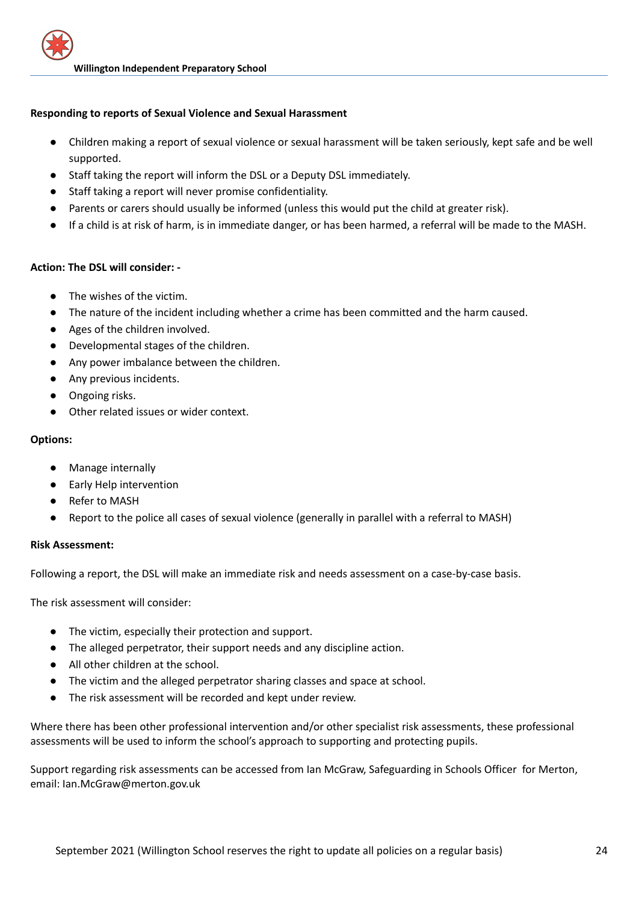**Responding to reports of Sexual Violence and Sexual Harassment**

- Children making a report of sexual violence or sexual harassment will be taken seriously, kept safe and be well supported.
- Staff taking the report will inform the DSL or a Deputy DSL immediately.
- Staff taking a report will never promise confidentiality.
- Parents or carers should usually be informed (unless this would put the child at greater risk).
- If a child is at risk of harm, is in immediate danger, or has been harmed, a referral will be made to the MASH.

**Action: The DSL will consider: -**

- The wishes of the victim.
- The nature of the incident including whether a crime has been committed and the harm caused.
- Ages of the children involved.
- Developmental stages of the children.
- Any power imbalance between the children.
- Any previous incidents.
- Ongoing risks.
- Other related issues or wider context.

**Options:**

- Manage internally
- Early Help intervention
- Refer to MASH
- Report to the police all cases of sexual violence (generally in parallel with a referral to MASH)

**Risk Assessment:**

Following a report, the DSL will make an immediate risk and needs assessment on a case-by-case basis.

The risk assessment will consider:

- The victim, especially their protection and support.
- The alleged perpetrator, their support needs and any discipline action.
- All other children at the school.
- The victim and the alleged perpetrator sharing classes and space at school.
- The risk assessment will be recorded and kept under review.

Where there has been other professional intervention and/or other specialist risk assessments, these professional assessments will be used to inform the school's approach to supporting and protecting pupils.

Support regarding risk assessments can be accessed from Ian McGraw, Safeguarding in Schools Officer for Merton, email: Ian.McGraw@merton.gov.uk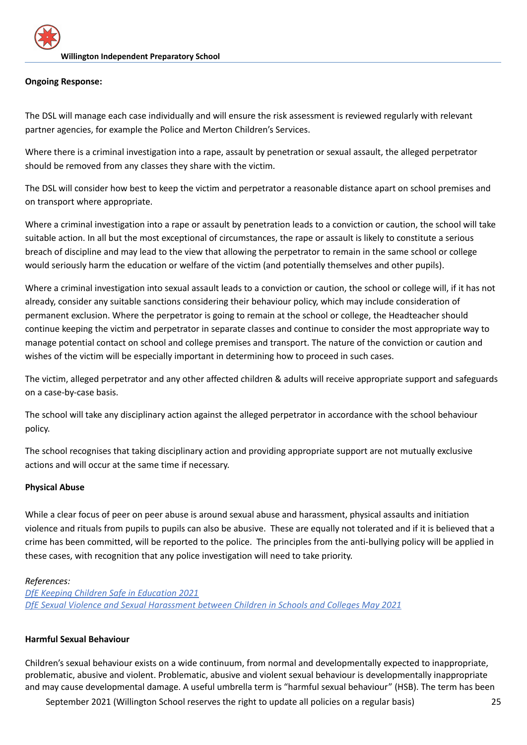**Ongoing Response:**

The DSL will manage each case individually and will ensure the risk assessment is reviewed regularly with relevant partner agencies, for example the Police and Merton Children's Services.

Where there is a criminal investigation into a rape, assault by penetration or sexual assault, the alleged perpetrator should be removed from any classes they share with the victim.

The DSL will consider how best to keep the victim and perpetrator a reasonable distance apart on school premises and on transport where appropriate.

Where a criminal investigation into a rape or assault by penetration leads to a conviction or caution, the school will take suitable action. In all but the most exceptional of circumstances, the rape or assault is likely to constitute a serious breach of discipline and may lead to the view that allowing the perpetrator to remain in the same school or college would seriously harm the education or welfare of the victim (and potentially themselves and other pupils).

Where a criminal investigation into sexual assault leads to a conviction or caution, the school or college will, if it has not already, consider any suitable sanctions considering their behaviour policy, which may include consideration of permanent exclusion. Where the perpetrator is going to remain at the school or college, the Headteacher should continue keeping the victim and perpetrator in separate classes and continue to consider the most appropriate way to manage potential contact on school and college premises and transport. The nature of the conviction or caution and wishes of the victim will be especially important in determining how to proceed in such cases.

The victim, alleged perpetrator and any other affected children & adults will receive appropriate support and safeguards on a case-by-case basis.

The school will take any disciplinary action against the alleged perpetrator in accordance with the school behaviour policy.

The school recognises that taking disciplinary action and providing appropriate support are not mutually exclusive actions and will occur at the same time if necessary.

**Physical Abuse**

While a clear focus of peer on peer abuse is around sexual abuse and harassment, physical assaults and initiation violence and rituals from pupils to pupils can also be abusive. These are equally not tolerated and if it is believed that a crime has been committed, will be reported to the police. The principles from the anti-bullying policy will be applied in these cases, with recognition that any police investigation will need to take priority.

*References:*
[DfE Keeping Children Safe in Education 2021](#)
[DfE Sexual Violence and Sexual Harassment between Children in Schools and Colleges May 2021](#)

**Harmful Sexual Behaviour**

Children's sexual behaviour exists on a wide continuum, from normal and developmentally expected to inappropriate, problematic, abusive and violent. Problematic, abusive and violent sexual behaviour is developmentally inappropriate and may cause developmental damage. A useful umbrella term is "harmful sexual behaviour" (HSB). The term has been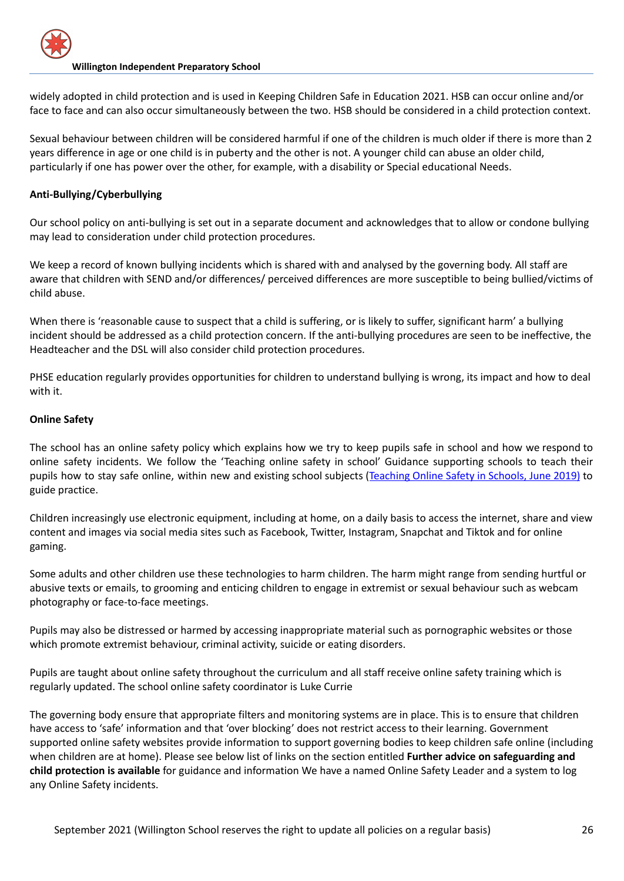widely adopted in child protection and is used in Keeping Children Safe in Education 2021. HSB can occur online and/or face to face and can also occur simultaneously between the two. HSB should be considered in a child protection context.

Sexual behaviour between children will be considered harmful if one of the children is much older if there is more than 2 years difference in age or one child is in puberty and the other is not. A younger child can abuse an older child, particularly if one has power over the other, for example, with a disability or Special educational Needs.

**Anti-Bullying/Cyberbullying**

Our school policy on anti-bullying is set out in a separate document and acknowledges that to allow or condone bullying may lead to consideration under child protection procedures.

We keep a record of known bullying incidents which is shared with and analysed by the governing body. All staff are aware that children with SEND and/or differences/ perceived differences are more susceptible to being bullied/victims of child abuse.

When there is 'reasonable cause to suspect that a child is suffering, or is likely to suffer, significant harm' a bullying incident should be addressed as a child protection concern. If the anti-bullying procedures are seen to be ineffective, the Headteacher and the DSL will also consider child protection procedures.

PHSE education regularly provides opportunities for children to understand bullying is wrong, its impact and how to deal with it.

**Online Safety**

The school has an online safety policy which explains how we try to keep pupils safe in school and how we respond to online safety incidents. We follow the 'Teaching online safety in school' Guidance supporting schools to teach their pupils how to stay safe online, within new and existing school subjects (Teaching Online Safety in Schools, June 2019) to guide practice.

Children increasingly use electronic equipment, including at home, on a daily basis to access the internet, share and view content and images via social media sites such as Facebook, Twitter, Instagram, Snapchat and Tiktok and for online gaming.

Some adults and other children use these technologies to harm children. The harm might range from sending hurtful or abusive texts or emails, to grooming and enticing children to engage in extremist or sexual behaviour such as webcam photography or face-to-face meetings.

Pupils may also be distressed or harmed by accessing inappropriate material such as pornographic websites or those which promote extremist behaviour, criminal activity, suicide or eating disorders.

Pupils are taught about online safety throughout the curriculum and all staff receive online safety training which is regularly updated. The school online safety coordinator is Luke Currie

The governing body ensure that appropriate filters and monitoring systems are in place. This is to ensure that children have access to 'safe' information and that 'over blocking' does not restrict access to their learning. Government supported online safety websites provide information to support governing bodies to keep children safe online (including when children are at home). Please see below list of links on the section entitled **Further advice on safeguarding and child protection is available** for guidance and information We have a named Online Safety Leader and a system to log any Online Safety incidents.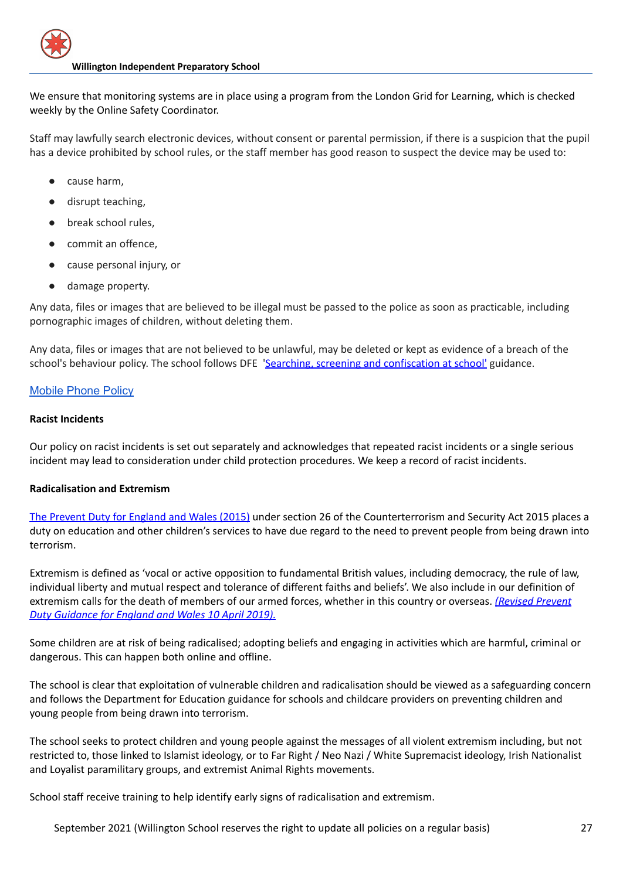We ensure that monitoring systems are in place using a program from the London Grid for Learning, which is checked weekly by the Online Safety Coordinator.

Staff may lawfully search electronic devices, without consent or parental permission, if there is a suspicion that the pupil has a device prohibited by school rules, or the staff member has good reason to suspect the device may be used to:

- cause harm,
- disrupt teaching,
- break school rules,
- commit an offence,
- cause personal injury, or
- damage property.

Any data, files or images that are believed to be illegal must be passed to the police as soon as practicable, including pornographic images of children, without deleting them.

Any data, files or images that are not believed to be unlawful, may be deleted or kept as evidence of a breach of the school's behaviour policy. The school follows DFE 'Searching, screening and confiscation at school' guidance.

Mobile Phone Policy

**Racist Incidents**

Our policy on racist incidents is set out separately and acknowledges that repeated racist incidents or a single serious incident may lead to consideration under child protection procedures. We keep a record of racist incidents.

**Radicalisation and Extremism**

The Prevent Duty for England and Wales (2015) under section 26 of the Counterterrorism and Security Act 2015 places a duty on education and other children's services to have due regard to the need to prevent people from being drawn into terrorism.

Extremism is defined as 'vocal or active opposition to fundamental British values, including democracy, the rule of law, individual liberty and mutual respect and tolerance of different faiths and beliefs'. We also include in our definition of extremism calls for the death of members of our armed forces, whether in this country or overseas. *(Revised Prevent Duty Guidance for England and Wales 10 April 2019).*

Some children are at risk of being radicalised; adopting beliefs and engaging in activities which are harmful, criminal or dangerous. This can happen both online and offline.

The school is clear that exploitation of vulnerable children and radicalisation should be viewed as a safeguarding concern and follows the Department for Education guidance for schools and childcare providers on preventing children and young people from being drawn into terrorism.

The school seeks to protect children and young people against the messages of all violent extremism including, but not restricted to, those linked to Islamist ideology, or to Far Right / Neo Nazi / White Supremacist ideology, Irish Nationalist and Loyalist paramilitary groups, and extremist Animal Rights movements.

School staff receive training to help identify early signs of radicalisation and extremism.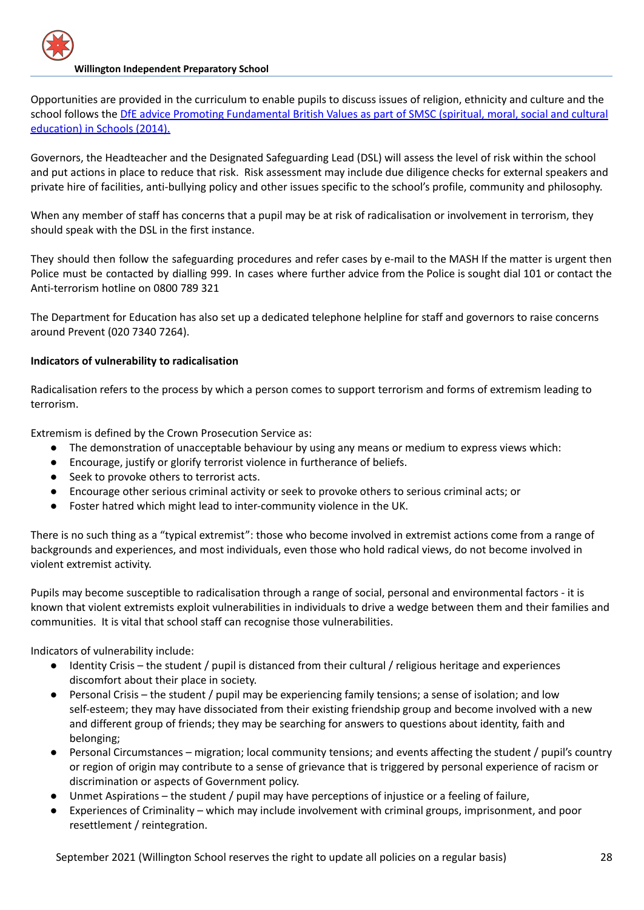Opportunities are provided in the curriculum to enable pupils to discuss issues of religion, ethnicity and culture and the school follows the [DfE advice Promoting Fundamental British Values as part of SMSC (spiritual, moral, social and cultural education) in Schools (2014).]()

Governors, the Headteacher and the Designated Safeguarding Lead (DSL) will assess the level of risk within the school and put actions in place to reduce that risk. Risk assessment may include due diligence checks for external speakers and private hire of facilities, anti-bullying policy and other issues specific to the school's profile, community and philosophy.

When any member of staff has concerns that a pupil may be at risk of radicalisation or involvement in terrorism, they should speak with the DSL in the first instance.

They should then follow the safeguarding procedures and refer cases by e-mail to the MASH If the matter is urgent then Police must be contacted by dialling 999. In cases where further advice from the Police is sought dial 101 or contact the Anti-terrorism hotline on 0800 789 321

The Department for Education has also set up a dedicated telephone helpline for staff and governors to raise concerns around Prevent (020 7340 7264).

**Indicators of vulnerability to radicalisation**

Radicalisation refers to the process by which a person comes to support terrorism and forms of extremism leading to terrorism.

Extremism is defined by the Crown Prosecution Service as:

- The demonstration of unacceptable behaviour by using any means or medium to express views which:
- Encourage, justify or glorify terrorist violence in furtherance of beliefs.
- Seek to provoke others to terrorist acts.
- Encourage other serious criminal activity or seek to provoke others to serious criminal acts; or
- Foster hatred which might lead to inter-community violence in the UK.

There is no such thing as a "typical extremist": those who become involved in extremist actions come from a range of backgrounds and experiences, and most individuals, even those who hold radical views, do not become involved in violent extremist activity.

Pupils may become susceptible to radicalisation through a range of social, personal and environmental factors - it is known that violent extremists exploit vulnerabilities in individuals to drive a wedge between them and their families and communities. It is vital that school staff can recognise those vulnerabilities.

Indicators of vulnerability include:

- Identity Crisis – the student / pupil is distanced from their cultural / religious heritage and experiences discomfort about their place in society.
- Personal Crisis – the student / pupil may be experiencing family tensions; a sense of isolation; and low self-esteem; they may have dissociated from their existing friendship group and become involved with a new and different group of friends; they may be searching for answers to questions about identity, faith and belonging;
- Personal Circumstances – migration; local community tensions; and events affecting the student / pupil's country or region of origin may contribute to a sense of grievance that is triggered by personal experience of racism or discrimination or aspects of Government policy.
- Unmet Aspirations – the student / pupil may have perceptions of injustice or a feeling of failure,
- Experiences of Criminality – which may include involvement with criminal groups, imprisonment, and poor resettlement / reintegration.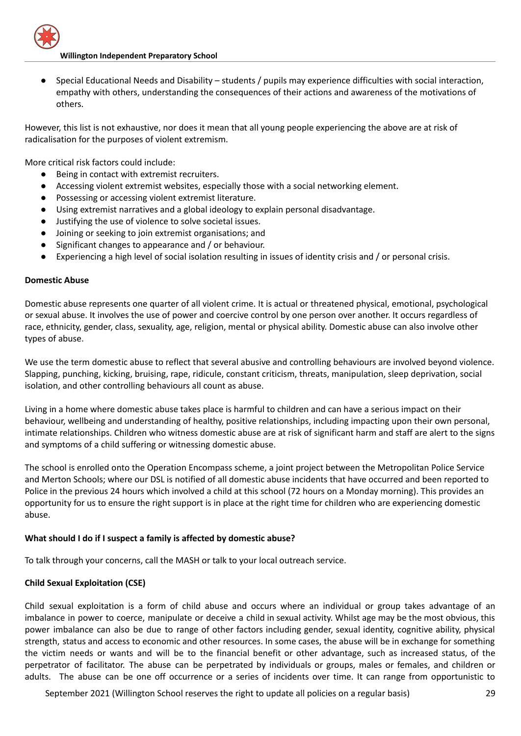- Special Educational Needs and Disability – students / pupils may experience difficulties with social interaction, empathy with others, understanding the consequences of their actions and awareness of the motivations of others.

However, this list is not exhaustive, nor does it mean that all young people experiencing the above are at risk of radicalisation for the purposes of violent extremism.

More critical risk factors could include:

- Being in contact with extremist recruiters.
- Accessing violent extremist websites, especially those with a social networking element.
- Possessing or accessing violent extremist literature.
- Using extremist narratives and a global ideology to explain personal disadvantage.
- Justifying the use of violence to solve societal issues.
- Joining or seeking to join extremist organisations; and
- Significant changes to appearance and / or behaviour.
- Experiencing a high level of social isolation resulting in issues of identity crisis and / or personal crisis.

**Domestic Abuse**

Domestic abuse represents one quarter of all violent crime. It is actual or threatened physical, emotional, psychological or sexual abuse. It involves the use of power and coercive control by one person over another. It occurs regardless of race, ethnicity, gender, class, sexuality, age, religion, mental or physical ability. Domestic abuse can also involve other types of abuse.

We use the term domestic abuse to reflect that several abusive and controlling behaviours are involved beyond violence. Slapping, punching, kicking, bruising, rape, ridicule, constant criticism, threats, manipulation, sleep deprivation, social isolation, and other controlling behaviours all count as abuse.

Living in a home where domestic abuse takes place is harmful to children and can have a serious impact on their behaviour, wellbeing and understanding of healthy, positive relationships, including impacting upon their own personal, intimate relationships. Children who witness domestic abuse are at risk of significant harm and staff are alert to the signs and symptoms of a child suffering or witnessing domestic abuse.

The school is enrolled onto the Operation Encompass scheme, a joint project between the Metropolitan Police Service and Merton Schools; where our DSL is notified of all domestic abuse incidents that have occurred and been reported to Police in the previous 24 hours which involved a child at this school (72 hours on a Monday morning). This provides an opportunity for us to ensure the right support is in place at the right time for children who are experiencing domestic abuse.

**What should I do if I suspect a family is affected by domestic abuse?**

To talk through your concerns, call the MASH or talk to your local outreach service.

**Child Sexual Exploitation (CSE)**

Child sexual exploitation is a form of child abuse and occurs where an individual or group takes advantage of an imbalance in power to coerce, manipulate or deceive a child in sexual activity. Whilst age may be the most obvious, this power imbalance can also be due to range of other factors including gender, sexual identity, cognitive ability, physical strength, status and access to economic and other resources. In some cases, the abuse will be in exchange for something the victim needs or wants and will be to the financial benefit or other advantage, such as increased status, of the perpetrator of facilitator. The abuse can be perpetrated by individuals or groups, males or females, and children or adults. The abuse can be one off occurrence or a series of incidents over time. It can range from opportunistic to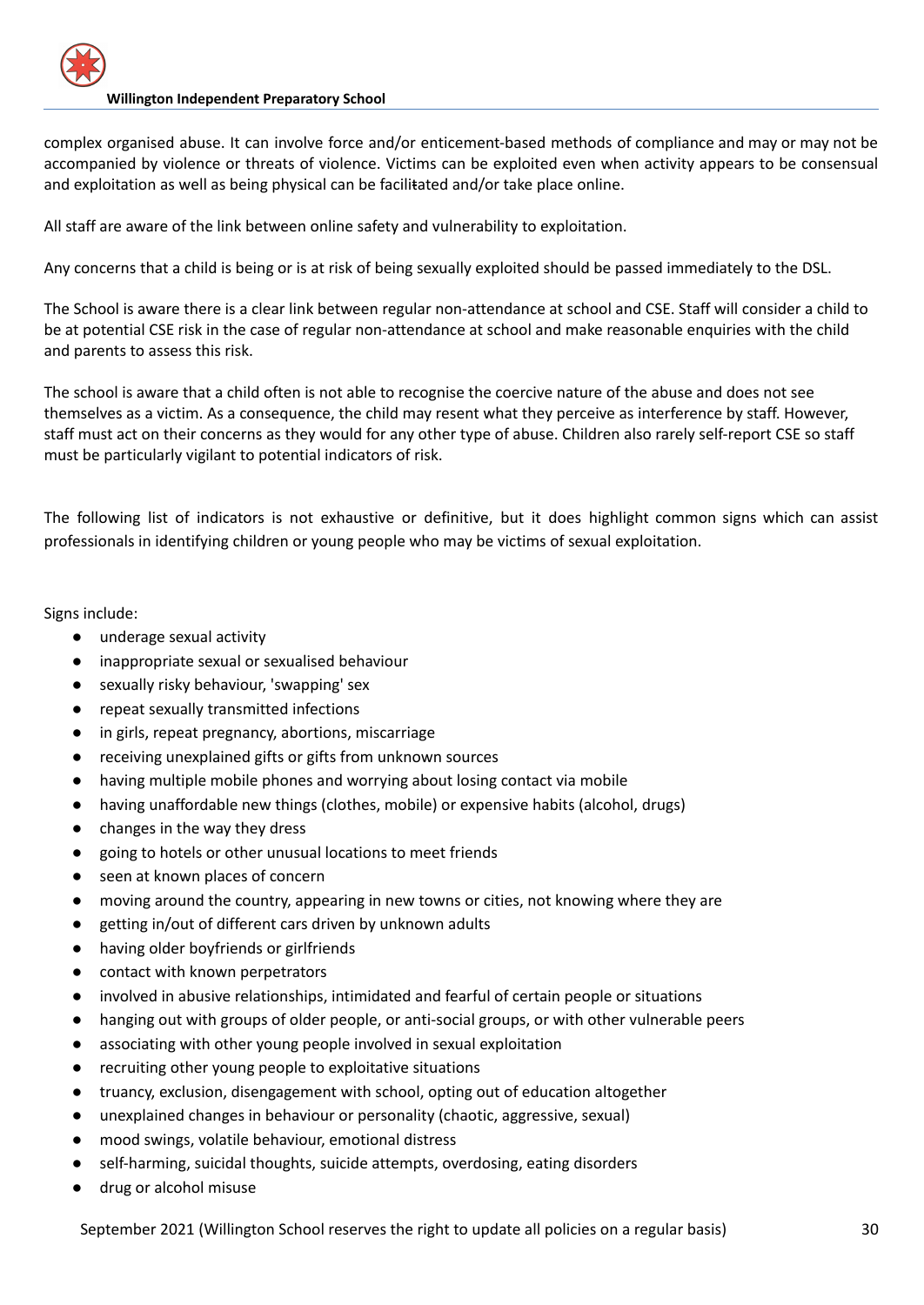complex organised abuse. It can involve force and/or enticement-based methods of compliance and may or may not be accompanied by violence or threats of violence. Victims can be exploited even when activity appears to be consensual and exploitation as well as being physical can be facilitated and/or take place online.

All staff are aware of the link between online safety and vulnerability to exploitation.

Any concerns that a child is being or is at risk of being sexually exploited should be passed immediately to the DSL.

The School is aware there is a clear link between regular non-attendance at school and CSE. Staff will consider a child to be at potential CSE risk in the case of regular non-attendance at school and make reasonable enquiries with the child and parents to assess this risk.

The school is aware that a child often is not able to recognise the coercive nature of the abuse and does not see themselves as a victim. As a consequence, the child may resent what they perceive as interference by staff. However, staff must act on their concerns as they would for any other type of abuse. Children also rarely self-report CSE so staff must be particularly vigilant to potential indicators of risk.

The following list of indicators is not exhaustive or definitive, but it does highlight common signs which can assist professionals in identifying children or young people who may be victims of sexual exploitation.

Signs include:

- underage sexual activity
- inappropriate sexual or sexualised behaviour
- sexually risky behaviour, 'swapping' sex
- repeat sexually transmitted infections
- in girls, repeat pregnancy, abortions, miscarriage
- receiving unexplained gifts or gifts from unknown sources
- having multiple mobile phones and worrying about losing contact via mobile
- having unaffordable new things (clothes, mobile) or expensive habits (alcohol, drugs)
- changes in the way they dress
- going to hotels or other unusual locations to meet friends
- seen at known places of concern
- moving around the country, appearing in new towns or cities, not knowing where they are
- getting in/out of different cars driven by unknown adults
- having older boyfriends or girlfriends
- contact with known perpetrators
- involved in abusive relationships, intimidated and fearful of certain people or situations
- hanging out with groups of older people, or anti-social groups, or with other vulnerable peers
- associating with other young people involved in sexual exploitation
- recruiting other young people to exploitative situations
- truancy, exclusion, disengagement with school, opting out of education altogether
- unexplained changes in behaviour or personality (chaotic, aggressive, sexual)
- mood swings, volatile behaviour, emotional distress
- self-harming, suicidal thoughts, suicide attempts, overdosing, eating disorders
- drug or alcohol misuse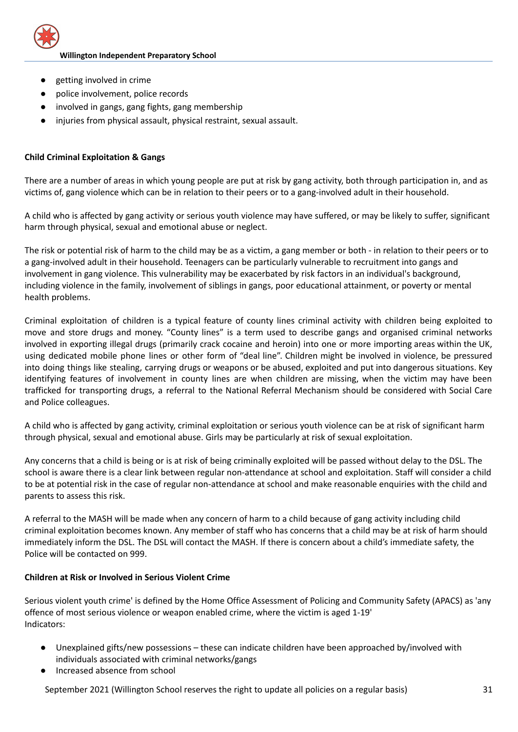- getting involved in crime
- police involvement, police records
- involved in gangs, gang fights, gang membership
- injuries from physical assault, physical restraint, sexual assault.

**Child Criminal Exploitation & Gangs**

There are a number of areas in which young people are put at risk by gang activity, both through participation in, and as victims of, gang violence which can be in relation to their peers or to a gang-involved adult in their household.

A child who is affected by gang activity or serious youth violence may have suffered, or may be likely to suffer, significant harm through physical, sexual and emotional abuse or neglect.

The risk or potential risk of harm to the child may be as a victim, a gang member or both - in relation to their peers or to a gang-involved adult in their household. Teenagers can be particularly vulnerable to recruitment into gangs and involvement in gang violence. This vulnerability may be exacerbated by risk factors in an individual's background, including violence in the family, involvement of siblings in gangs, poor educational attainment, or poverty or mental health problems.

Criminal exploitation of children is a typical feature of county lines criminal activity with children being exploited to move and store drugs and money. "County lines" is a term used to describe gangs and organised criminal networks involved in exporting illegal drugs (primarily crack cocaine and heroin) into one or more importing areas within the UK, using dedicated mobile phone lines or other form of "deal line". Children might be involved in violence, be pressured into doing things like stealing, carrying drugs or weapons or be abused, exploited and put into dangerous situations. Key identifying features of involvement in county lines are when children are missing, when the victim may have been trafficked for transporting drugs, a referral to the National Referral Mechanism should be considered with Social Care and Police colleagues.

A child who is affected by gang activity, criminal exploitation or serious youth violence can be at risk of significant harm through physical, sexual and emotional abuse. Girls may be particularly at risk of sexual exploitation.

Any concerns that a child is being or is at risk of being criminally exploited will be passed without delay to the DSL. The school is aware there is a clear link between regular non-attendance at school and exploitation. Staff will consider a child to be at potential risk in the case of regular non-attendance at school and make reasonable enquiries with the child and parents to assess this risk.

A referral to the MASH will be made when any concern of harm to a child because of gang activity including child criminal exploitation becomes known. Any member of staff who has concerns that a child may be at risk of harm should immediately inform the DSL. The DSL will contact the MASH. If there is concern about a child's immediate safety, the Police will be contacted on 999.

**Children at Risk or Involved in Serious Violent Crime**

Serious violent youth crime' is defined by the Home Office Assessment of Policing and Community Safety (APACS) as 'any offence of most serious violence or weapon enabled crime, where the victim is aged 1-19'
Indicators:

- Unexplained gifts/new possessions – these can indicate children have been approached by/involved with individuals associated with criminal networks/gangs
- Increased absence from school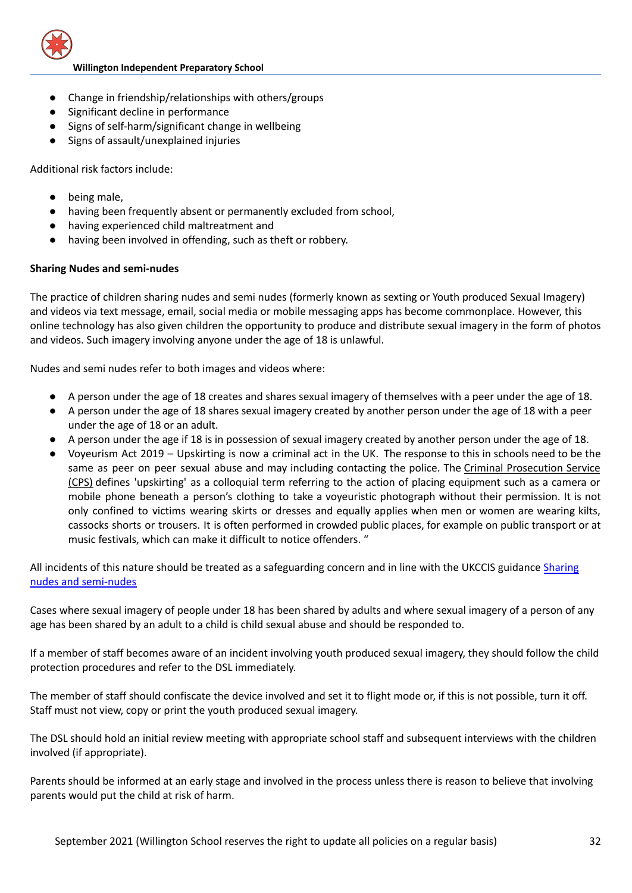- Change in friendship/relationships with others/groups
- Significant decline in performance
- Signs of self-harm/significant change in wellbeing
- Signs of assault/unexplained injuries

Additional risk factors include:

- being male,
- having been frequently absent or permanently excluded from school,
- having experienced child maltreatment and
- having been involved in offending, such as theft or robbery.

**Sharing Nudes and semi-nudes**

The practice of children sharing nudes and semi nudes (formerly known as sexting or Youth produced Sexual Imagery) and videos via text message, email, social media or mobile messaging apps has become commonplace. However, this online technology has also given children the opportunity to produce and distribute sexual imagery in the form of photos and videos. Such imagery involving anyone under the age of 18 is unlawful.

Nudes and semi nudes refer to both images and videos where:

- A person under the age of 18 creates and shares sexual imagery of themselves with a peer under the age of 18.
- A person under the age of 18 shares sexual imagery created by another person under the age of 18 with a peer under the age of 18 or an adult.
- A person under the age if 18 is in possession of sexual imagery created by another person under the age of 18.
- Voyeurism Act 2019 – Upskirting is now a criminal act in the UK. The response to this in schools need to be the same as peer on peer sexual abuse and may including contacting the police. The Criminal Prosecution Service (CPS) defines 'upskirting' as a colloquial term referring to the action of placing equipment such as a camera or mobile phone beneath a person's clothing to take a voyeuristic photograph without their permission. It is not only confined to victims wearing skirts or dresses and equally applies when men or women are wearing kilts, cassocks shorts or trousers. It is often performed in crowded public places, for example on public transport or at music festivals, which can make it difficult to notice offenders. "

All incidents of this nature should be treated as a safeguarding concern and in line with the UKCCIS guidance Sharing nudes and semi-nudes

Cases where sexual imagery of people under 18 has been shared by adults and where sexual imagery of a person of any age has been shared by an adult to a child is child sexual abuse and should be responded to.

If a member of staff becomes aware of an incident involving youth produced sexual imagery, they should follow the child protection procedures and refer to the DSL immediately.

The member of staff should confiscate the device involved and set it to flight mode or, if this is not possible, turn it off. Staff must not view, copy or print the youth produced sexual imagery.

The DSL should hold an initial review meeting with appropriate school staff and subsequent interviews with the children involved (if appropriate).

Parents should be informed at an early stage and involved in the process unless there is reason to believe that involving parents would put the child at risk of harm.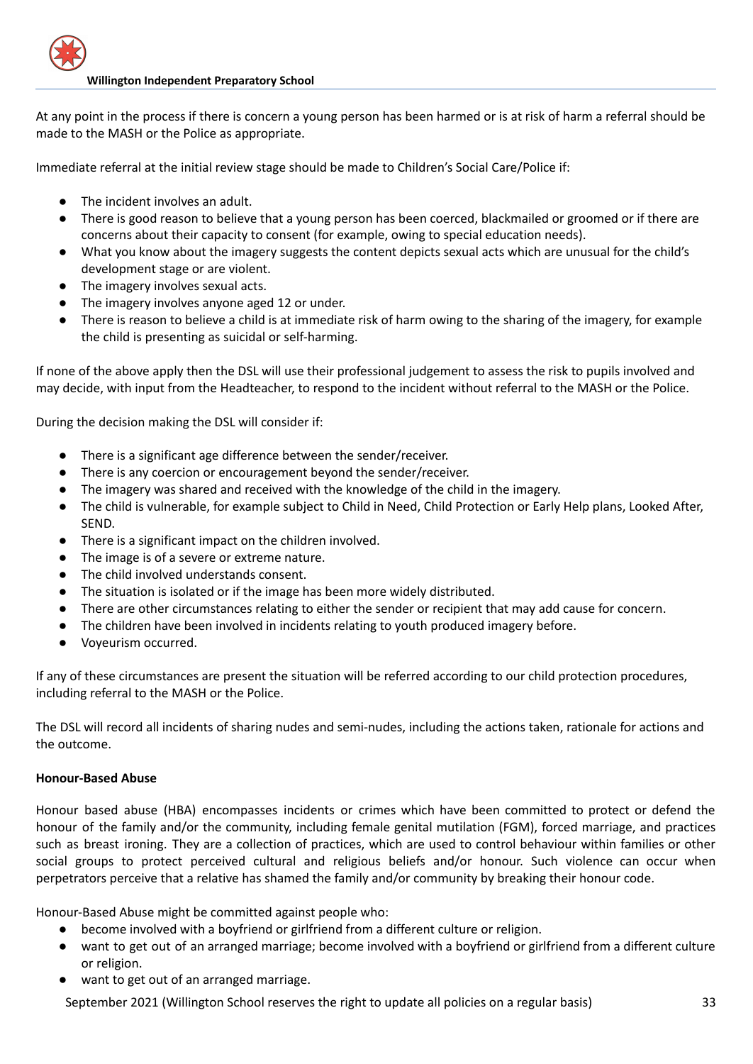At any point in the process if there is concern a young person has been harmed or is at risk of harm a referral should be made to the MASH or the Police as appropriate.

Immediate referral at the initial review stage should be made to Children's Social Care/Police if:

- The incident involves an adult.
- There is good reason to believe that a young person has been coerced, blackmailed or groomed or if there are concerns about their capacity to consent (for example, owing to special education needs).
- What you know about the imagery suggests the content depicts sexual acts which are unusual for the child's development stage or are violent.
- The imagery involves sexual acts.
- The imagery involves anyone aged 12 or under.
- There is reason to believe a child is at immediate risk of harm owing to the sharing of the imagery, for example the child is presenting as suicidal or self-harming.

If none of the above apply then the DSL will use their professional judgement to assess the risk to pupils involved and may decide, with input from the Headteacher, to respond to the incident without referral to the MASH or the Police.

During the decision making the DSL will consider if:

- There is a significant age difference between the sender/receiver.
- There is any coercion or encouragement beyond the sender/receiver.
- The imagery was shared and received with the knowledge of the child in the imagery.
- The child is vulnerable, for example subject to Child in Need, Child Protection or Early Help plans, Looked After, SEND.
- There is a significant impact on the children involved.
- The image is of a severe or extreme nature.
- The child involved understands consent.
- The situation is isolated or if the image has been more widely distributed.
- There are other circumstances relating to either the sender or recipient that may add cause for concern.
- The children have been involved in incidents relating to youth produced imagery before.
- Voyeurism occurred.

If any of these circumstances are present the situation will be referred according to our child protection procedures, including referral to the MASH or the Police.

The DSL will record all incidents of sharing nudes and semi-nudes, including the actions taken, rationale for actions and the outcome.

**Honour-Based Abuse**

Honour based abuse (HBA) encompasses incidents or crimes which have been committed to protect or defend the honour of the family and/or the community, including female genital mutilation (FGM), forced marriage, and practices such as breast ironing. They are a collection of practices, which are used to control behaviour within families or other social groups to protect perceived cultural and religious beliefs and/or honour. Such violence can occur when perpetrators perceive that a relative has shamed the family and/or community by breaking their honour code.

Honour-Based Abuse might be committed against people who:

- become involved with a boyfriend or girlfriend from a different culture or religion.
- want to get out of an arranged marriage; become involved with a boyfriend or girlfriend from a different culture or religion.
- want to get out of an arranged marriage.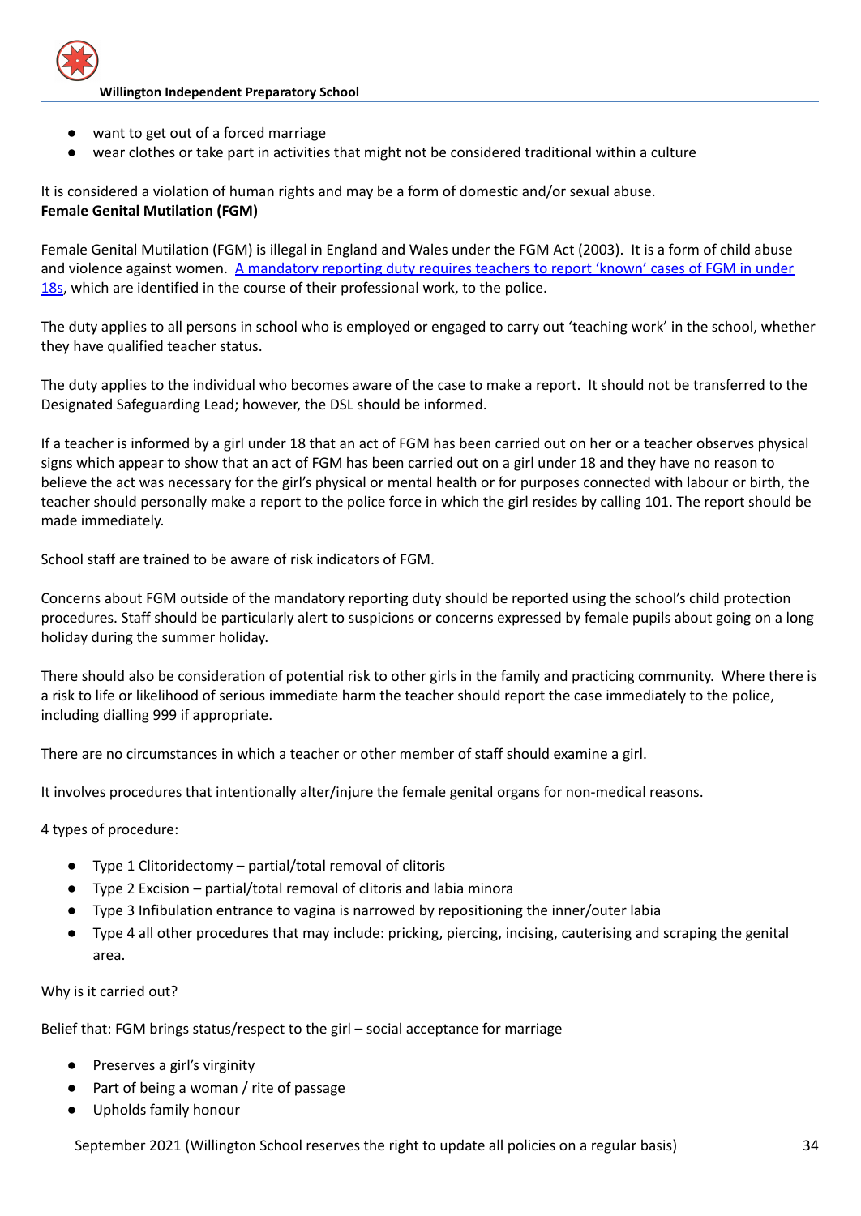- want to get out of a forced marriage
- wear clothes or take part in activities that might not be considered traditional within a culture

It is considered a violation of human rights and may be a form of domestic and/or sexual abuse.

**Female Genital Mutilation (FGM)**

Female Genital Mutilation (FGM) is illegal in England and Wales under the FGM Act (2003). It is a form of child abuse and violence against women. [A mandatory reporting duty requires teachers to report 'known' cases of FGM in under 18s](), which are identified in the course of their professional work, to the police.

The duty applies to all persons in school who is employed or engaged to carry out 'teaching work' in the school, whether they have qualified teacher status.

The duty applies to the individual who becomes aware of the case to make a report. It should not be transferred to the Designated Safeguarding Lead; however, the DSL should be informed.

If a teacher is informed by a girl under 18 that an act of FGM has been carried out on her or a teacher observes physical signs which appear to show that an act of FGM has been carried out on a girl under 18 and they have no reason to believe the act was necessary for the girl's physical or mental health or for purposes connected with labour or birth, the teacher should personally make a report to the police force in which the girl resides by calling 101. The report should be made immediately.

School staff are trained to be aware of risk indicators of FGM.

Concerns about FGM outside of the mandatory reporting duty should be reported using the school's child protection procedures. Staff should be particularly alert to suspicions or concerns expressed by female pupils about going on a long holiday during the summer holiday.

There should also be consideration of potential risk to other girls in the family and practicing community. Where there is a risk to life or likelihood of serious immediate harm the teacher should report the case immediately to the police, including dialling 999 if appropriate.

There are no circumstances in which a teacher or other member of staff should examine a girl.

It involves procedures that intentionally alter/injure the female genital organs for non-medical reasons.

4 types of procedure:

- Type 1 Clitoridectomy – partial/total removal of clitoris
- Type 2 Excision – partial/total removal of clitoris and labia minora
- Type 3 Infibulation entrance to vagina is narrowed by repositioning the inner/outer labia
- Type 4 all other procedures that may include: pricking, piercing, incising, cauterising and scraping the genital area.

Why is it carried out?

Belief that: FGM brings status/respect to the girl – social acceptance for marriage

- Preserves a girl's virginity
- Part of being a woman / rite of passage
- Upholds family honour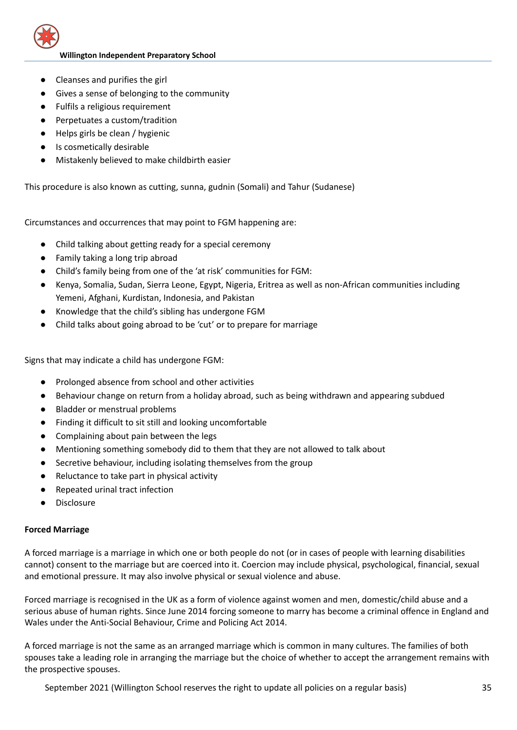- Cleanses and purifies the girl
- Gives a sense of belonging to the community
- Fulfils a religious requirement
- Perpetuates a custom/tradition
- Helps girls be clean / hygienic
- Is cosmetically desirable
- Mistakenly believed to make childbirth easier

This procedure is also known as cutting, sunna, gudnin (Somali) and Tahur (Sudanese)

Circumstances and occurrences that may point to FGM happening are:

- Child talking about getting ready for a special ceremony
- Family taking a long trip abroad
- Child's family being from one of the 'at risk' communities for FGM:
- Kenya, Somalia, Sudan, Sierra Leone, Egypt, Nigeria, Eritrea as well as non-African communities including Yemeni, Afghani, Kurdistan, Indonesia, and Pakistan
- Knowledge that the child's sibling has undergone FGM
- Child talks about going abroad to be 'cut' or to prepare for marriage

Signs that may indicate a child has undergone FGM:

- Prolonged absence from school and other activities
- Behaviour change on return from a holiday abroad, such as being withdrawn and appearing subdued
- Bladder or menstrual problems
- Finding it difficult to sit still and looking uncomfortable
- Complaining about pain between the legs
- Mentioning something somebody did to them that they are not allowed to talk about
- Secretive behaviour, including isolating themselves from the group
- Reluctance to take part in physical activity
- Repeated urinal tract infection
- Disclosure

**Forced Marriage**

A forced marriage is a marriage in which one or both people do not (or in cases of people with learning disabilities cannot) consent to the marriage but are coerced into it. Coercion may include physical, psychological, financial, sexual and emotional pressure. It may also involve physical or sexual violence and abuse.

Forced marriage is recognised in the UK as a form of violence against women and men, domestic/child abuse and a serious abuse of human rights. Since June 2014 forcing someone to marry has become a criminal offence in England and Wales under the Anti-Social Behaviour, Crime and Policing Act 2014.

A forced marriage is not the same as an arranged marriage which is common in many cultures. The families of both spouses take a leading role in arranging the marriage but the choice of whether to accept the arrangement remains with the prospective spouses.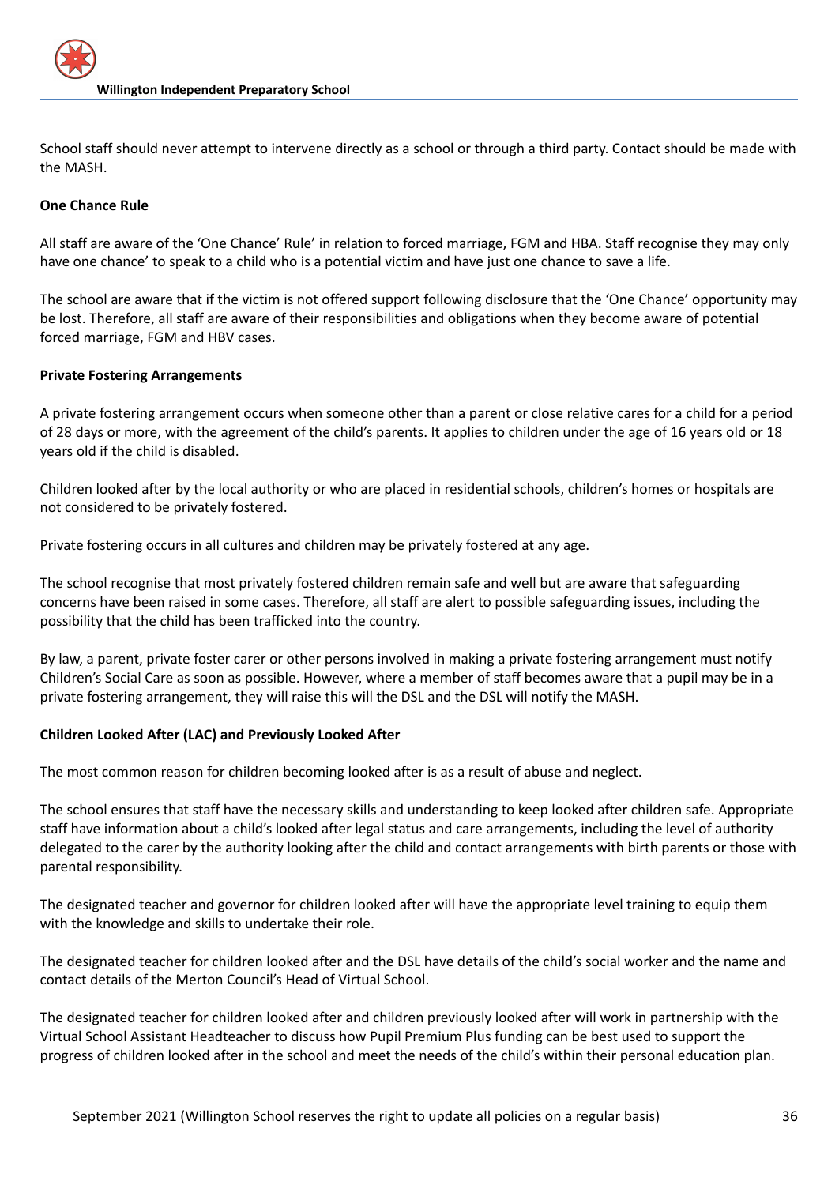School staff should never attempt to intervene directly as a school or through a third party. Contact should be made with the MASH.

**One Chance Rule**

All staff are aware of the 'One Chance' Rule' in relation to forced marriage, FGM and HBA. Staff recognise they may only have one chance' to speak to a child who is a potential victim and have just one chance to save a life.

The school are aware that if the victim is not offered support following disclosure that the 'One Chance' opportunity may be lost. Therefore, all staff are aware of their responsibilities and obligations when they become aware of potential forced marriage, FGM and HBV cases.

**Private Fostering Arrangements**

A private fostering arrangement occurs when someone other than a parent or close relative cares for a child for a period of 28 days or more, with the agreement of the child's parents. It applies to children under the age of 16 years old or 18 years old if the child is disabled.

Children looked after by the local authority or who are placed in residential schools, children's homes or hospitals are not considered to be privately fostered.

Private fostering occurs in all cultures and children may be privately fostered at any age.

The school recognise that most privately fostered children remain safe and well but are aware that safeguarding concerns have been raised in some cases. Therefore, all staff are alert to possible safeguarding issues, including the possibility that the child has been trafficked into the country.

By law, a parent, private foster carer or other persons involved in making a private fostering arrangement must notify Children's Social Care as soon as possible. However, where a member of staff becomes aware that a pupil may be in a private fostering arrangement, they will raise this will the DSL and the DSL will notify the MASH.

**Children Looked After (LAC) and Previously Looked After**

The most common reason for children becoming looked after is as a result of abuse and neglect.

The school ensures that staff have the necessary skills and understanding to keep looked after children safe. Appropriate staff have information about a child's looked after legal status and care arrangements, including the level of authority delegated to the carer by the authority looking after the child and contact arrangements with birth parents or those with parental responsibility.

The designated teacher and governor for children looked after will have the appropriate level training to equip them with the knowledge and skills to undertake their role.

The designated teacher for children looked after and the DSL have details of the child's social worker and the name and contact details of the Merton Council's Head of Virtual School.

The designated teacher for children looked after and children previously looked after will work in partnership with the Virtual School Assistant Headteacher to discuss how Pupil Premium Plus funding can be best used to support the progress of children looked after in the school and meet the needs of the child's within their personal education plan.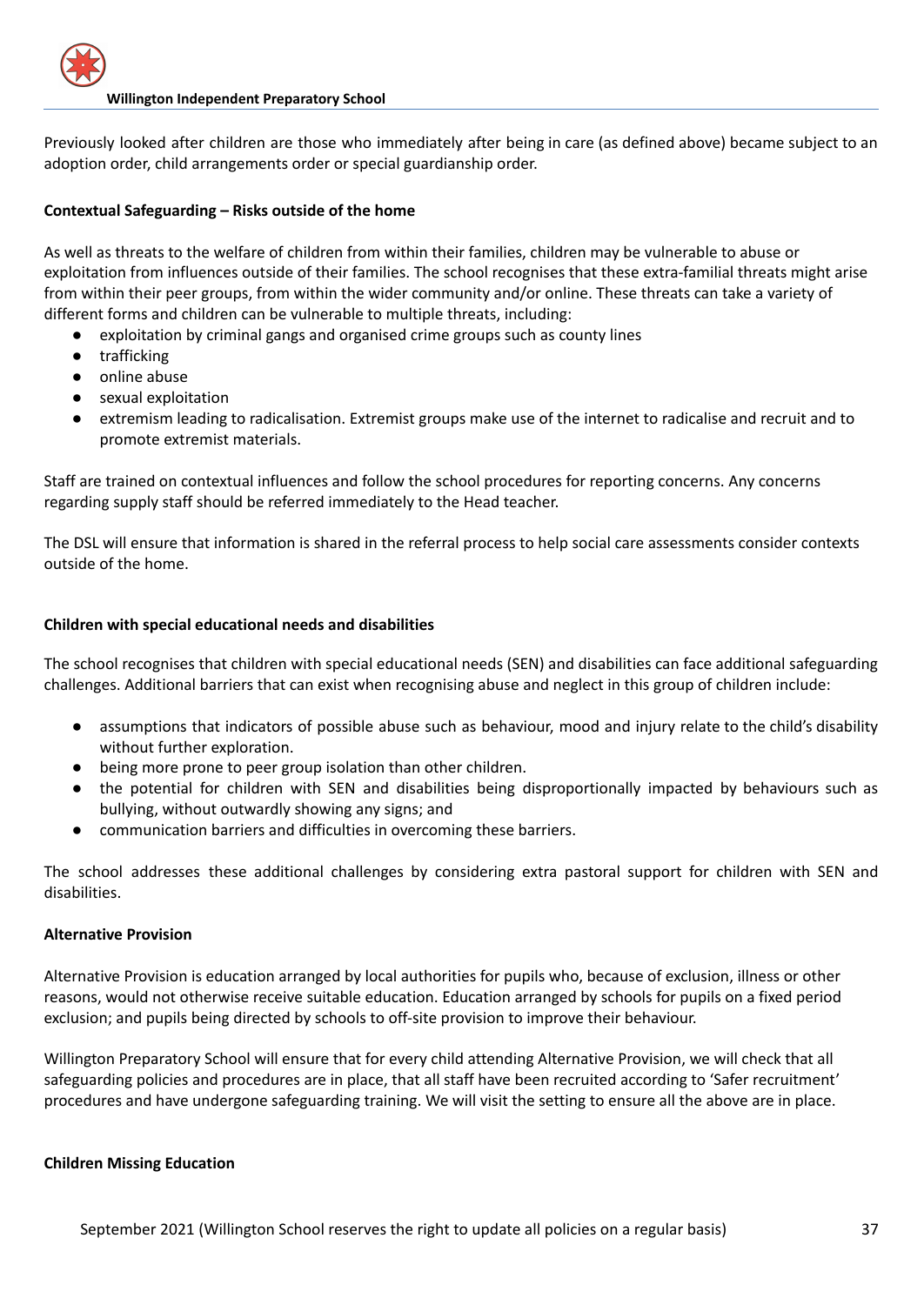Previously looked after children are those who immediately after being in care (as defined above) became subject to an adoption order, child arrangements order or special guardianship order.

**Contextual Safeguarding – Risks outside of the home**

As well as threats to the welfare of children from within their families, children may be vulnerable to abuse or exploitation from influences outside of their families. The school recognises that these extra-familial threats might arise from within their peer groups, from within the wider community and/or online. These threats can take a variety of different forms and children can be vulnerable to multiple threats, including:

- exploitation by criminal gangs and organised crime groups such as county lines
- trafficking
- online abuse
- sexual exploitation
- extremism leading to radicalisation. Extremist groups make use of the internet to radicalise and recruit and to promote extremist materials.

Staff are trained on contextual influences and follow the school procedures for reporting concerns. Any concerns regarding supply staff should be referred immediately to the Head teacher.

The DSL will ensure that information is shared in the referral process to help social care assessments consider contexts outside of the home.

**Children with special educational needs and disabilities**

The school recognises that children with special educational needs (SEN) and disabilities can face additional safeguarding challenges. Additional barriers that can exist when recognising abuse and neglect in this group of children include:

- assumptions that indicators of possible abuse such as behaviour, mood and injury relate to the child's disability without further exploration.
- being more prone to peer group isolation than other children.
- the potential for children with SEN and disabilities being disproportionally impacted by behaviours such as bullying, without outwardly showing any signs; and
- communication barriers and difficulties in overcoming these barriers.

The school addresses these additional challenges by considering extra pastoral support for children with SEN and disabilities.

**Alternative Provision**

Alternative Provision is education arranged by local authorities for pupils who, because of exclusion, illness or other reasons, would not otherwise receive suitable education. Education arranged by schools for pupils on a fixed period exclusion; and pupils being directed by schools to off-site provision to improve their behaviour.

Willington Preparatory School will ensure that for every child attending Alternative Provision, we will check that all safeguarding policies and procedures are in place, that all staff have been recruited according to 'Safer recruitment' procedures and have undergone safeguarding training. We will visit the setting to ensure all the above are in place.

**Children Missing Education**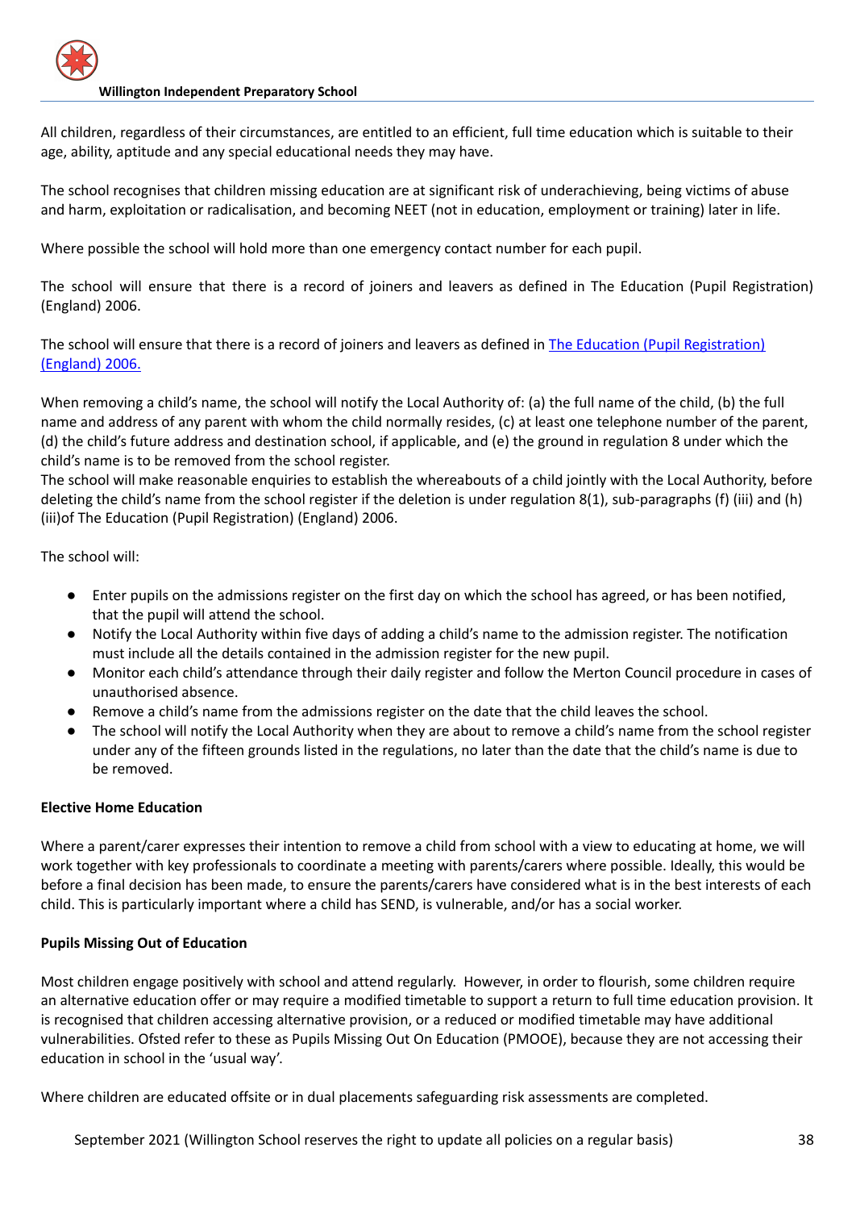All children, regardless of their circumstances, are entitled to an efficient, full time education which is suitable to their age, ability, aptitude and any special educational needs they may have.

The school recognises that children missing education are at significant risk of underachieving, being victims of abuse and harm, exploitation or radicalisation, and becoming NEET (not in education, employment or training) later in life.

Where possible the school will hold more than one emergency contact number for each pupil.

The school will ensure that there is a record of joiners and leavers as defined in The Education (Pupil Registration) (England) 2006.

The school will ensure that there is a record of joiners and leavers as defined in The Education (Pupil Registration) (England) 2006.

When removing a child's name, the school will notify the Local Authority of: (a) the full name of the child, (b) the full name and address of any parent with whom the child normally resides, (c) at least one telephone number of the parent, (d) the child's future address and destination school, if applicable, and (e) the ground in regulation 8 under which the child's name is to be removed from the school register.
The school will make reasonable enquiries to establish the whereabouts of a child jointly with the Local Authority, before deleting the child's name from the school register if the deletion is under regulation 8(1), sub-paragraphs (f) (iii) and (h) (iii)of The Education (Pupil Registration) (England) 2006.

The school will:

- Enter pupils on the admissions register on the first day on which the school has agreed, or has been notified, that the pupil will attend the school.
- Notify the Local Authority within five days of adding a child's name to the admission register. The notification must include all the details contained in the admission register for the new pupil.
- Monitor each child's attendance through their daily register and follow the Merton Council procedure in cases of unauthorised absence.
- Remove a child's name from the admissions register on the date that the child leaves the school.
- The school will notify the Local Authority when they are about to remove a child's name from the school register under any of the fifteen grounds listed in the regulations, no later than the date that the child's name is due to be removed.

**Elective Home Education**

Where a parent/carer expresses their intention to remove a child from school with a view to educating at home, we will work together with key professionals to coordinate a meeting with parents/carers where possible. Ideally, this would be before a final decision has been made, to ensure the parents/carers have considered what is in the best interests of each child. This is particularly important where a child has SEND, is vulnerable, and/or has a social worker.

**Pupils Missing Out of Education**

Most children engage positively with school and attend regularly. However, in order to flourish, some children require an alternative education offer or may require a modified timetable to support a return to full time education provision. It is recognised that children accessing alternative provision, or a reduced or modified timetable may have additional vulnerabilities. Ofsted refer to these as Pupils Missing Out On Education (PMOOE), because they are not accessing their education in school in the 'usual way'.

Where children are educated offsite or in dual placements safeguarding risk assessments are completed.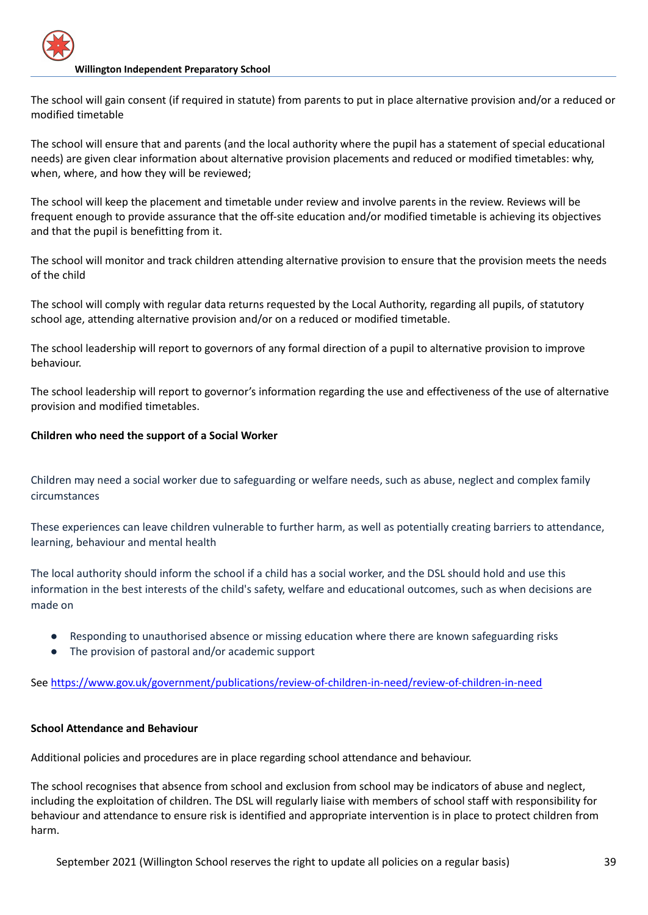The school will gain consent (if required in statute) from parents to put in place alternative provision and/or a reduced or modified timetable

The school will ensure that and parents (and the local authority where the pupil has a statement of special educational needs) are given clear information about alternative provision placements and reduced or modified timetables: why, when, where, and how they will be reviewed;

The school will keep the placement and timetable under review and involve parents in the review. Reviews will be frequent enough to provide assurance that the off-site education and/or modified timetable is achieving its objectives and that the pupil is benefitting from it.

The school will monitor and track children attending alternative provision to ensure that the provision meets the needs of the child

The school will comply with regular data returns requested by the Local Authority, regarding all pupils, of statutory school age, attending alternative provision and/or on a reduced or modified timetable.

The school leadership will report to governors of any formal direction of a pupil to alternative provision to improve behaviour.

The school leadership will report to governor's information regarding the use and effectiveness of the use of alternative provision and modified timetables.

**Children who need the support of a Social Worker**

Children may need a social worker due to safeguarding or welfare needs, such as abuse, neglect and complex family circumstances

These experiences can leave children vulnerable to further harm, as well as potentially creating barriers to attendance, learning, behaviour and mental health

The local authority should inform the school if a child has a social worker, and the DSL should hold and use this information in the best interests of the child's safety, welfare and educational outcomes, such as when decisions are made on

- Responding to unauthorised absence or missing education where there are known safeguarding risks
- The provision of pastoral and/or academic support

See [https://www.gov.uk/government/publications/review-of-children-in-need/review-of-children-in-need](https://www.gov.uk/government/publications/review-of-children-in-need/review-of-children-in-need)

**School Attendance and Behaviour**

Additional policies and procedures are in place regarding school attendance and behaviour.

The school recognises that absence from school and exclusion from school may be indicators of abuse and neglect, including the exploitation of children. The DSL will regularly liaise with members of school staff with responsibility for behaviour and attendance to ensure risk is identified and appropriate intervention is in place to protect children from harm.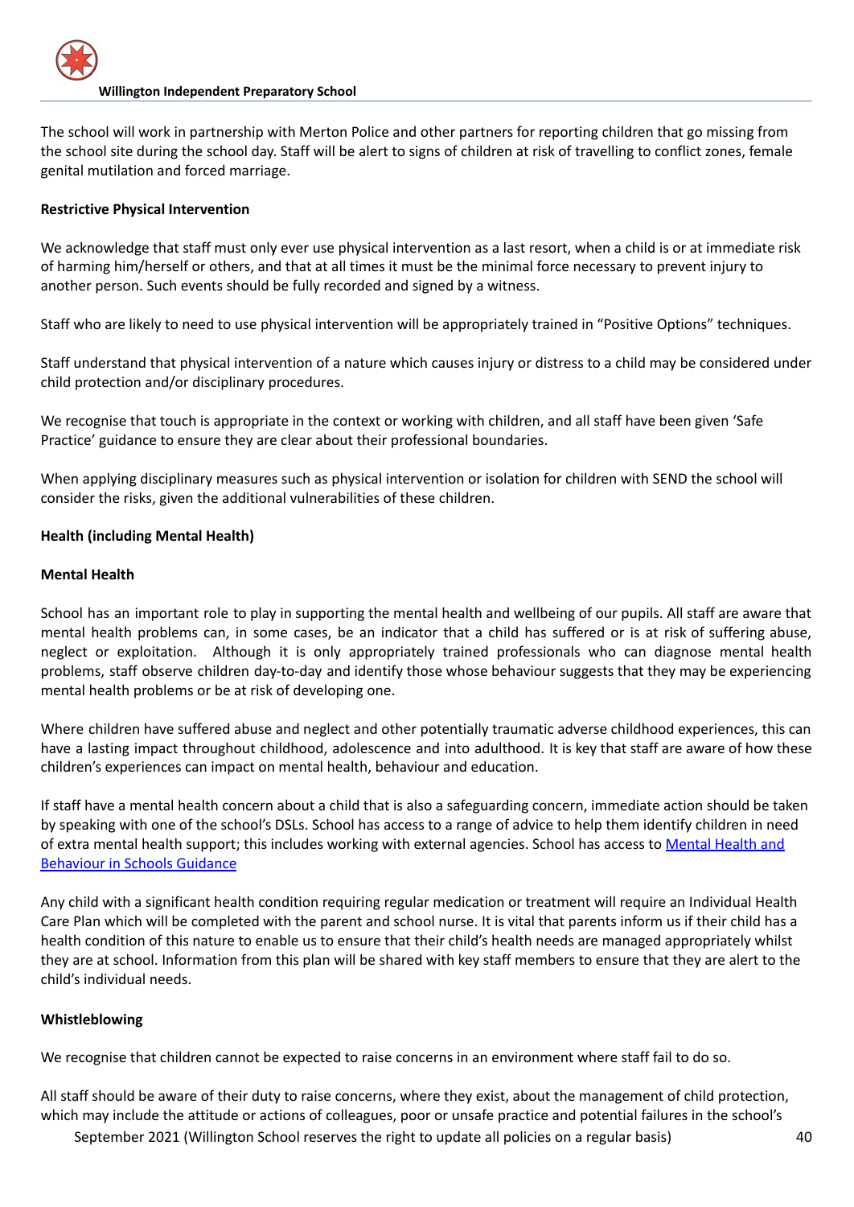The school will work in partnership with Merton Police and other partners for reporting children that go missing from the school site during the school day. Staff will be alert to signs of children at risk of travelling to conflict zones, female genital mutilation and forced marriage.

**Restrictive Physical Intervention**

We acknowledge that staff must only ever use physical intervention as a last resort, when a child is or at immediate risk of harming him/herself or others, and that at all times it must be the minimal force necessary to prevent injury to another person. Such events should be fully recorded and signed by a witness.

Staff who are likely to need to use physical intervention will be appropriately trained in "Positive Options" techniques.

Staff understand that physical intervention of a nature which causes injury or distress to a child may be considered under child protection and/or disciplinary procedures.

We recognise that touch is appropriate in the context or working with children, and all staff have been given 'Safe Practice' guidance to ensure they are clear about their professional boundaries.

When applying disciplinary measures such as physical intervention or isolation for children with SEND the school will consider the risks, given the additional vulnerabilities of these children.

**Health (including Mental Health)**

**Mental Health**

School has an important role to play in supporting the mental health and wellbeing of our pupils. All staff are aware that mental health problems can, in some cases, be an indicator that a child has suffered or is at risk of suffering abuse, neglect or exploitation. Although it is only appropriately trained professionals who can diagnose mental health problems, staff observe children day-to-day and identify those whose behaviour suggests that they may be experiencing mental health problems or be at risk of developing one.

Where children have suffered abuse and neglect and other potentially traumatic adverse childhood experiences, this can have a lasting impact throughout childhood, adolescence and into adulthood. It is key that staff are aware of how these children's experiences can impact on mental health, behaviour and education.

If staff have a mental health concern about a child that is also a safeguarding concern, immediate action should be taken by speaking with one of the school's DSLs. School has access to a range of advice to help them identify children in need of extra mental health support; this includes working with external agencies. School has access to Mental Health and Behaviour in Schools Guidance

Any child with a significant health condition requiring regular medication or treatment will require an Individual Health Care Plan which will be completed with the parent and school nurse. It is vital that parents inform us if their child has a health condition of this nature to enable us to ensure that their child's health needs are managed appropriately whilst they are at school. Information from this plan will be shared with key staff members to ensure that they are alert to the child's individual needs.

**Whistleblowing**

We recognise that children cannot be expected to raise concerns in an environment where staff fail to do so.

All staff should be aware of their duty to raise concerns, where they exist, about the management of child protection, which may include the attitude or actions of colleagues, poor or unsafe practice and potential failures in the school's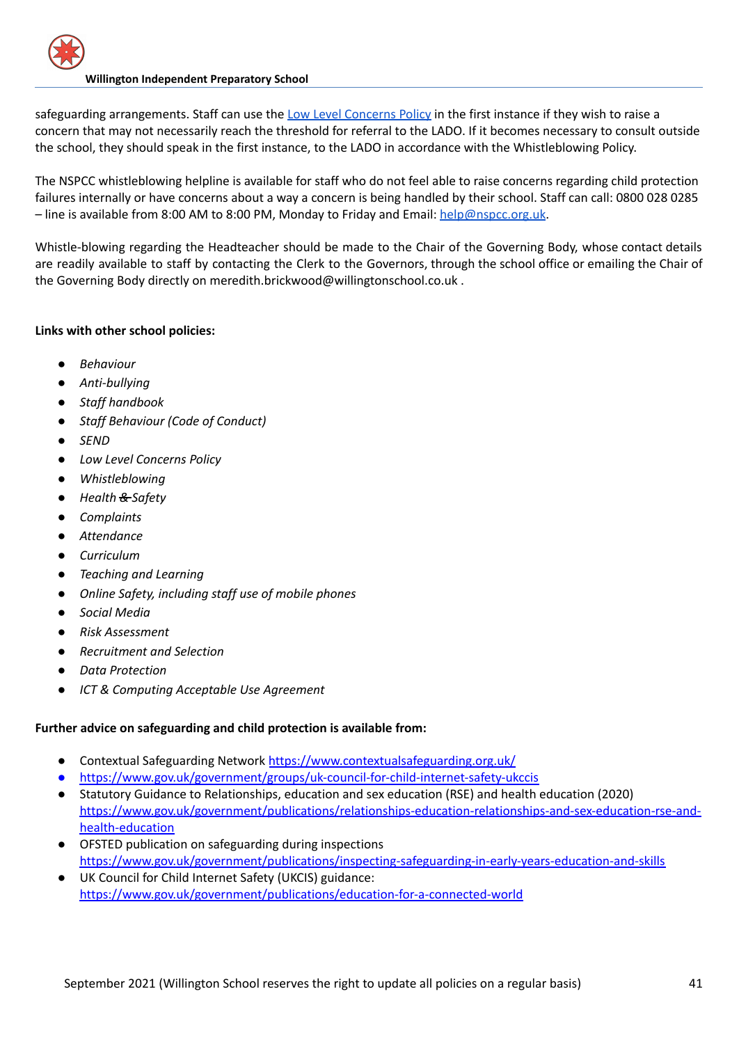safeguarding arrangements. Staff can use the [Low Level Concerns Policy]() in the first instance if they wish to raise a concern that may not necessarily reach the threshold for referral to the LADO. If it becomes necessary to consult outside the school, they should speak in the first instance, to the LADO in accordance with the Whistleblowing Policy.

The NSPCC whistleblowing helpline is available for staff who do not feel able to raise concerns regarding child protection failures internally or have concerns about a way a concern is being handled by their school. Staff can call: 0800 028 0285 – line is available from 8:00 AM to 8:00 PM, Monday to Friday and Email: help@nspcc.org.uk.

Whistle-blowing regarding the Headteacher should be made to the Chair of the Governing Body, whose contact details are readily available to staff by contacting the Clerk to the Governors, through the school office or emailing the Chair of the Governing Body directly on meredith.brickwood@willingtonschool.co.uk .

**Links with other school policies:**

- *Behaviour*
- *Anti-bullying*
- *Staff handbook*
- *Staff Behaviour (Code of Conduct)*
- *SEND*
- *Low Level Concerns Policy*
- *Whistleblowing*
- *Health & Safety*
- *Complaints*
- *Attendance*
- *Curriculum*
- *Teaching and Learning*
- *Online Safety, including staff use of mobile phones*
- *Social Media*
- *Risk Assessment*
- *Recruitment and Selection*
- *Data Protection*
- *ICT & Computing Acceptable Use Agreement*

**Further advice on safeguarding and child protection is available from:**

- Contextual Safeguarding Network https://www.contextualsafeguarding.org.uk/
- https://www.gov.uk/government/groups/uk-council-for-child-internet-safety-ukccis
- Statutory Guidance to Relationships, education and sex education (RSE) and health education (2020) https://www.gov.uk/government/publications/relationships-education-relationships-and-sex-education-rse-and-health-education
- OFSTED publication on safeguarding during inspections https://www.gov.uk/government/publications/inspecting-safeguarding-in-early-years-education-and-skills
- UK Council for Child Internet Safety (UKCIS) guidance: https://www.gov.uk/government/publications/education-for-a-connected-world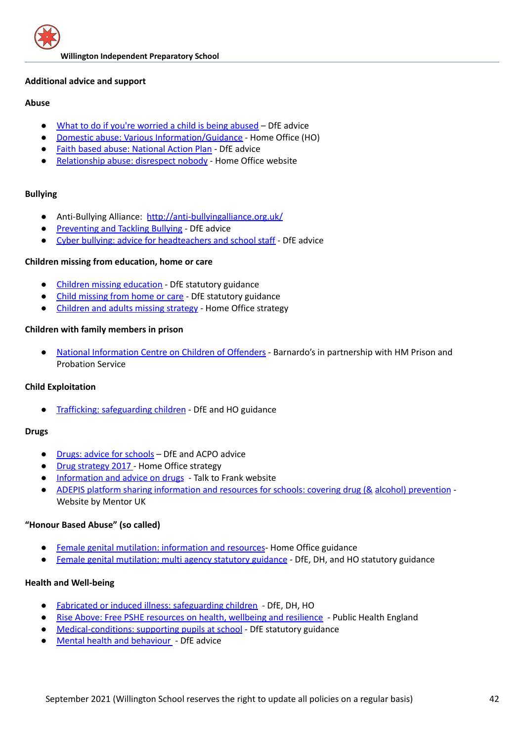## Additional advice and support

### Abuse

- What to do if you're worried a child is being abused – DfE advice
- Domestic abuse: Various Information/Guidance - Home Office (HO)
- Faith based abuse: National Action Plan - DfE advice
- Relationship abuse: disrespect nobody - Home Office website

### Bullying

- Anti-Bullying Alliance: http://anti-bullyingalliance.org.uk/
- Preventing and Tackling Bullying - DfE advice
- Cyber bullying: advice for headteachers and school staff - DfE advice

### Children missing from education, home or care

- Children missing education - DfE statutory guidance
- Child missing from home or care - DfE statutory guidance
- Children and adults missing strategy - Home Office strategy

### Children with family members in prison

- National Information Centre on Children of Offenders - Barnardo's in partnership with HM Prison and Probation Service

### Child Exploitation

- Trafficking: safeguarding children - DfE and HO guidance

### Drugs

- Drugs: advice for schools – DfE and ACPO advice
- Drug strategy 2017 - Home Office strategy
- Information and advice on drugs - Talk to Frank website
- ADEPIS platform sharing information and resources for schools: covering drug (& alcohol) prevention - Website by Mentor UK

### "Honour Based Abuse" (so called)

- Female genital mutilation: information and resources- Home Office guidance
- Female genital mutilation: multi agency statutory guidance - DfE, DH, and HO statutory guidance

### Health and Well-being

- Fabricated or induced illness: safeguarding children - DfE, DH, HO
- Rise Above: Free PSHE resources on health, wellbeing and resilience - Public Health England
- Medical-conditions: supporting pupils at school - DfE statutory guidance
- Mental health and behaviour - DfE advice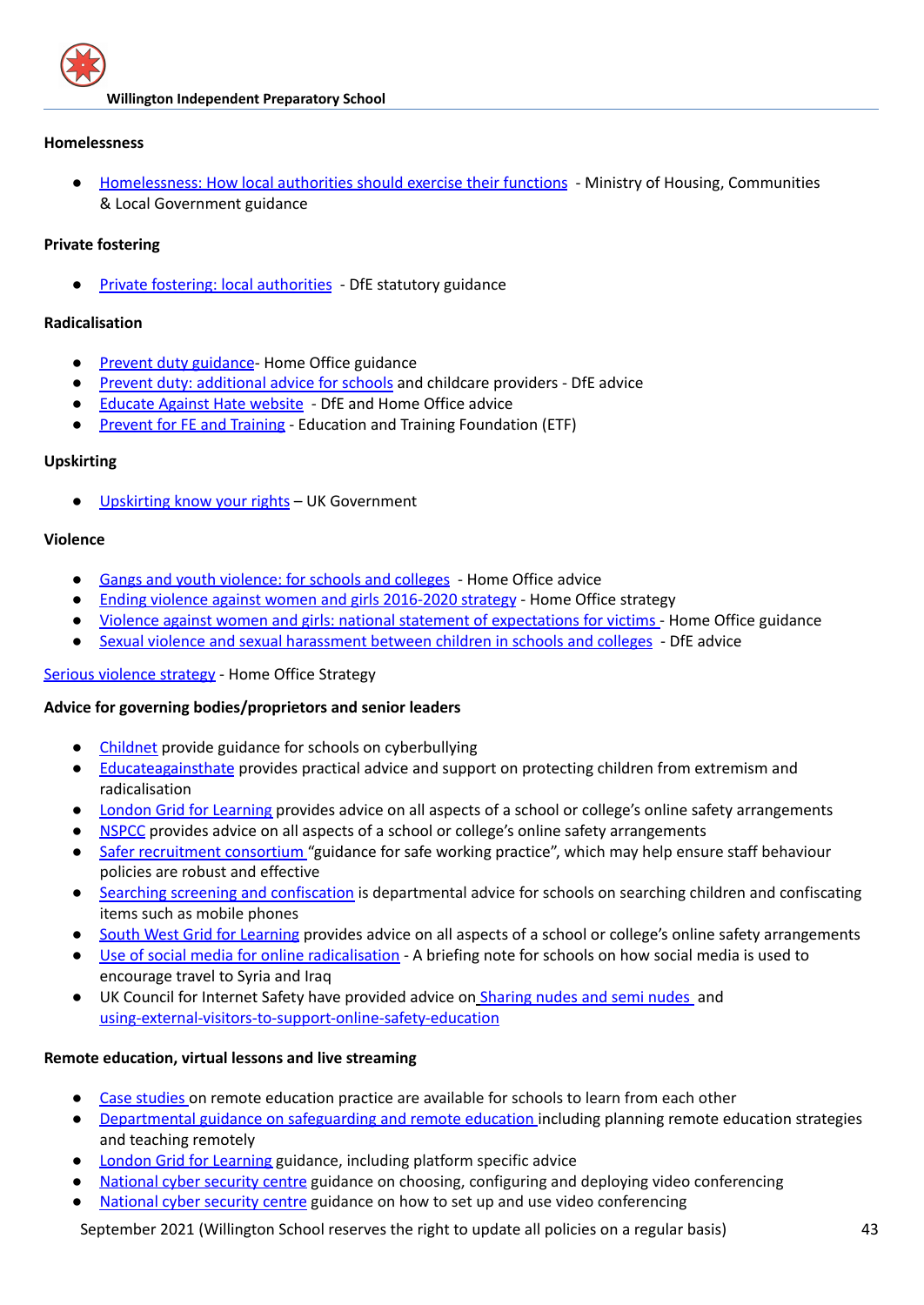**Homelessness**

- Homelessness: How local authorities should exercise their functions - Ministry of Housing, Communities & Local Government guidance

**Private fostering**

- Private fostering: local authorities - DfE statutory guidance

**Radicalisation**

- Prevent duty guidance- Home Office guidance
- Prevent duty: additional advice for schools and childcare providers - DfE advice
- Educate Against Hate website - DfE and Home Office advice
- Prevent for FE and Training - Education and Training Foundation (ETF)

**Upskirting**

- Upskirting know your rights – UK Government

**Violence**

- Gangs and youth violence: for schools and colleges - Home Office advice
- Ending violence against women and girls 2016-2020 strategy - Home Office strategy
- Violence against women and girls: national statement of expectations for victims - Home Office guidance
- Sexual violence and sexual harassment between children in schools and colleges - DfE advice

Serious violence strategy - Home Office Strategy

**Advice for governing bodies/proprietors and senior leaders**

- Childnet provide guidance for schools on cyberbullying
- Educateagainsthate provides practical advice and support on protecting children from extremism and radicalisation
- London Grid for Learning provides advice on all aspects of a school or college's online safety arrangements
- NSPCC provides advice on all aspects of a school or college's online safety arrangements
- Safer recruitment consortium "guidance for safe working practice", which may help ensure staff behaviour policies are robust and effective
- Searching screening and confiscation is departmental advice for schools on searching children and confiscating items such as mobile phones
- South West Grid for Learning provides advice on all aspects of a school or college's online safety arrangements
- Use of social media for online radicalisation - A briefing note for schools on how social media is used to encourage travel to Syria and Iraq
- UK Council for Internet Safety have provided advice on Sharing nudes and semi nudes and using-external-visitors-to-support-online-safety-education

**Remote education, virtual lessons and live streaming**

- Case studies on remote education practice are available for schools to learn from each other
- Departmental guidance on safeguarding and remote education including planning remote education strategies and teaching remotely
- London Grid for Learning guidance, including platform specific advice
- National cyber security centre guidance on choosing, configuring and deploying video conferencing
- National cyber security centre guidance on how to set up and use video conferencing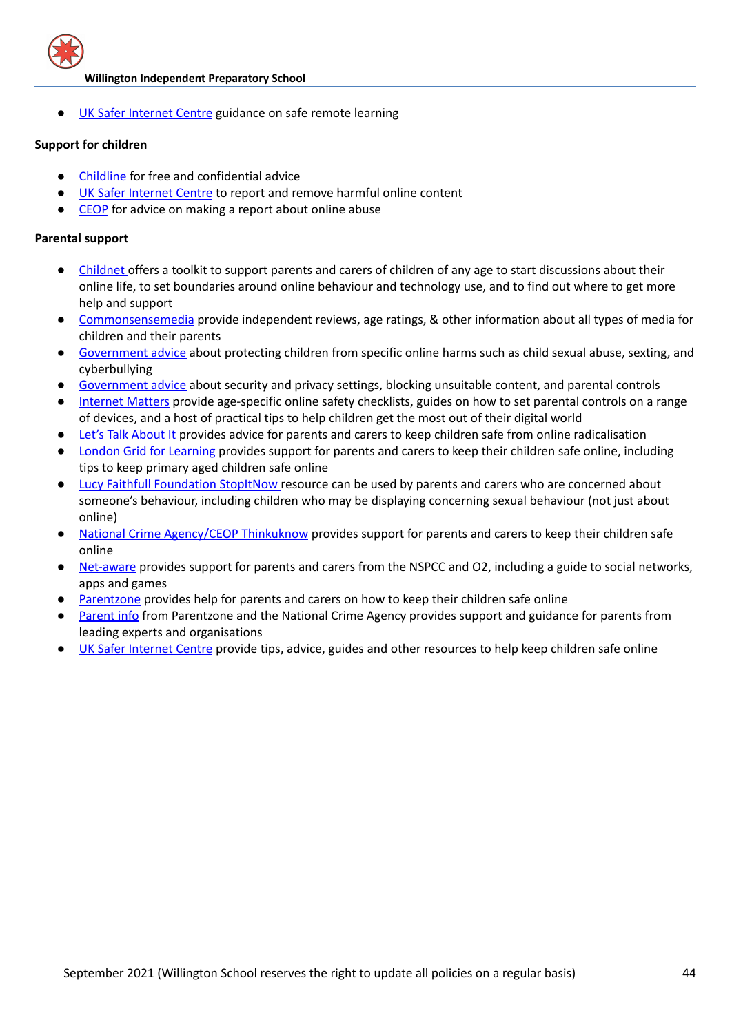- UK Safer Internet Centre guidance on safe remote learning

**Support for children**

- Childline for free and confidential advice
- UK Safer Internet Centre to report and remove harmful online content
- CEOP for advice on making a report about online abuse

**Parental support**

- Childnet offers a toolkit to support parents and carers of children of any age to start discussions about their online life, to set boundaries around online behaviour and technology use, and to find out where to get more help and support
- Commonsensemedia provide independent reviews, age ratings, & other information about all types of media for children and their parents
- Government advice about protecting children from specific online harms such as child sexual abuse, sexting, and cyberbullying
- Government advice about security and privacy settings, blocking unsuitable content, and parental controls
- Internet Matters provide age-specific online safety checklists, guides on how to set parental controls on a range of devices, and a host of practical tips to help children get the most out of their digital world
- Let's Talk About It provides advice for parents and carers to keep children safe from online radicalisation
- London Grid for Learning provides support for parents and carers to keep their children safe online, including tips to keep primary aged children safe online
- Lucy Faithfull Foundation StopItNow resource can be used by parents and carers who are concerned about someone's behaviour, including children who may be displaying concerning sexual behaviour (not just about online)
- National Crime Agency/CEOP Thinkuknow provides support for parents and carers to keep their children safe online
- Net-aware provides support for parents and carers from the NSPCC and O2, including a guide to social networks, apps and games
- Parentzone provides help for parents and carers on how to keep their children safe online
- Parent info from Parentzone and the National Crime Agency provides support and guidance for parents from leading experts and organisations
- UK Safer Internet Centre provide tips, advice, guides and other resources to help keep children safe online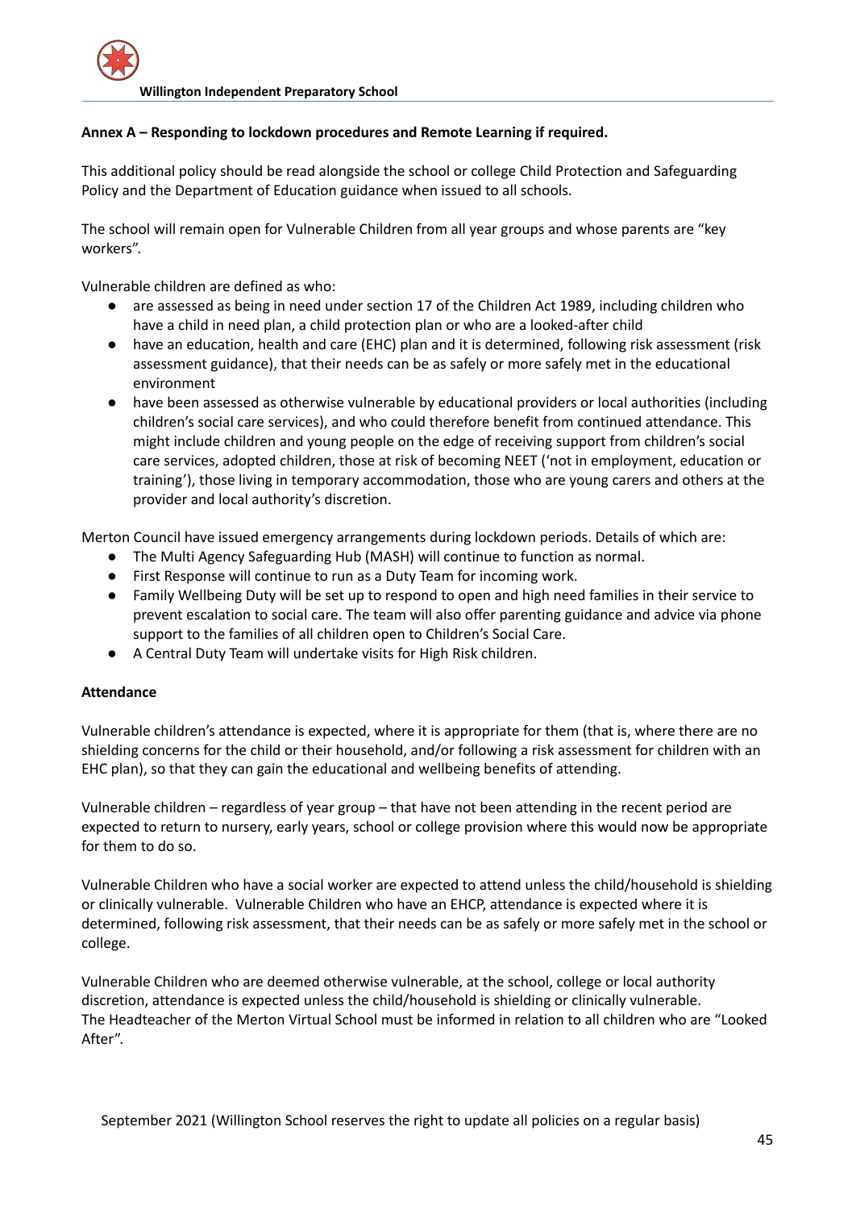**Annex A – Responding to lockdown procedures and Remote Learning if required.**

This additional policy should be read alongside the school or college Child Protection and Safeguarding Policy and the Department of Education guidance when issued to all schools.

The school will remain open for Vulnerable Children from all year groups and whose parents are "key workers".

Vulnerable children are defined as who:

- are assessed as being in need under section 17 of the Children Act 1989, including children who have a child in need plan, a child protection plan or who are a looked-after child
- have an education, health and care (EHC) plan and it is determined, following risk assessment (risk assessment guidance), that their needs can be as safely or more safely met in the educational environment
- have been assessed as otherwise vulnerable by educational providers or local authorities (including children's social care services), and who could therefore benefit from continued attendance. This might include children and young people on the edge of receiving support from children's social care services, adopted children, those at risk of becoming NEET ('not in employment, education or training'), those living in temporary accommodation, those who are young carers and others at the provider and local authority's discretion.

Merton Council have issued emergency arrangements during lockdown periods. Details of which are:

- The Multi Agency Safeguarding Hub (MASH) will continue to function as normal.
- First Response will continue to run as a Duty Team for incoming work.
- Family Wellbeing Duty will be set up to respond to open and high need families in their service to prevent escalation to social care. The team will also offer parenting guidance and advice via phone support to the families of all children open to Children's Social Care.
- A Central Duty Team will undertake visits for High Risk children.

**Attendance**

Vulnerable children's attendance is expected, where it is appropriate for them (that is, where there are no shielding concerns for the child or their household, and/or following a risk assessment for children with an EHC plan), so that they can gain the educational and wellbeing benefits of attending.

Vulnerable children – regardless of year group – that have not been attending in the recent period are expected to return to nursery, early years, school or college provision where this would now be appropriate for them to do so.

Vulnerable Children who have a social worker are expected to attend unless the child/household is shielding or clinically vulnerable. Vulnerable Children who have an EHCP, attendance is expected where it is determined, following risk assessment, that their needs can be as safely or more safely met in the school or college.

Vulnerable Children who are deemed otherwise vulnerable, at the school, college or local authority discretion, attendance is expected unless the child/household is shielding or clinically vulnerable.
The Headteacher of the Merton Virtual School must be informed in relation to all children who are "Looked After".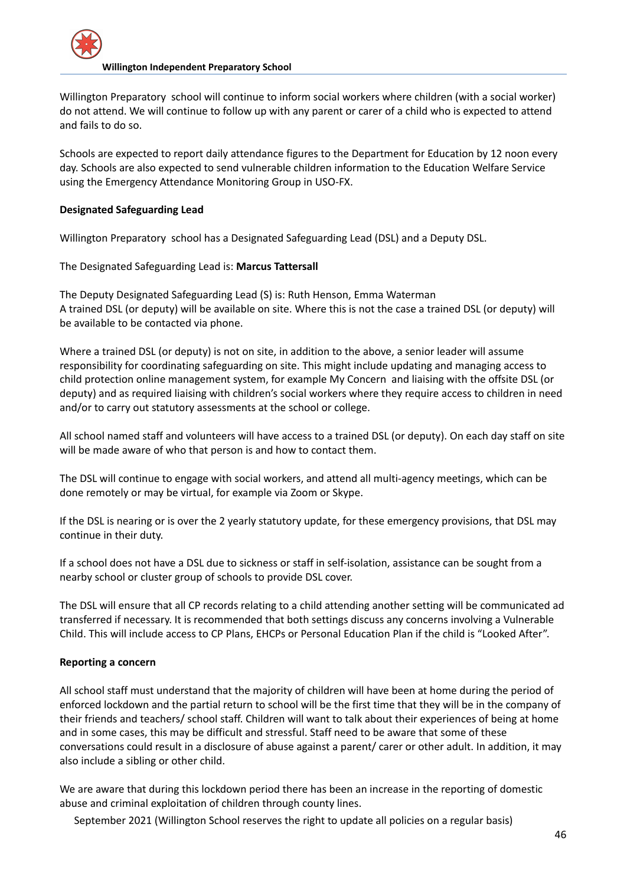Willington Preparatory  school will continue to inform social workers where children (with a social worker) do not attend. We will continue to follow up with any parent or carer of a child who is expected to attend and fails to do so.

Schools are expected to report daily attendance figures to the Department for Education by 12 noon every day. Schools are also expected to send vulnerable children information to the Education Welfare Service using the Emergency Attendance Monitoring Group in USO-FX.

**Designated Safeguarding Lead**

Willington Preparatory  school has a Designated Safeguarding Lead (DSL) and a Deputy DSL.

The Designated Safeguarding Lead is: **Marcus Tattersall**

The Deputy Designated Safeguarding Lead (S) is: Ruth Henson, Emma Waterman
A trained DSL (or deputy) will be available on site. Where this is not the case a trained DSL (or deputy) will be available to be contacted via phone.

Where a trained DSL (or deputy) is not on site, in addition to the above, a senior leader will assume responsibility for coordinating safeguarding on site. This might include updating and managing access to child protection online management system, for example My Concern  and liaising with the offsite DSL (or deputy) and as required liaising with children's social workers where they require access to children in need and/or to carry out statutory assessments at the school or college.

All school named staff and volunteers will have access to a trained DSL (or deputy). On each day staff on site will be made aware of who that person is and how to contact them.

The DSL will continue to engage with social workers, and attend all multi-agency meetings, which can be done remotely or may be virtual, for example via Zoom or Skype.

If the DSL is nearing or is over the 2 yearly statutory update, for these emergency provisions, that DSL may continue in their duty.

If a school does not have a DSL due to sickness or staff in self-isolation, assistance can be sought from a nearby school or cluster group of schools to provide DSL cover.

The DSL will ensure that all CP records relating to a child attending another setting will be communicated ad transferred if necessary. It is recommended that both settings discuss any concerns involving a Vulnerable Child. This will include access to CP Plans, EHCPs or Personal Education Plan if the child is "Looked After".

**Reporting a concern**

All school staff must understand that the majority of children will have been at home during the period of enforced lockdown and the partial return to school will be the first time that they will be in the company of their friends and teachers/ school staff. Children will want to talk about their experiences of being at home and in some cases, this may be difficult and stressful. Staff need to be aware that some of these conversations could result in a disclosure of abuse against a parent/ carer or other adult. In addition, it may also include a sibling or other child.

We are aware that during this lockdown period there has been an increase in the reporting of domestic abuse and criminal exploitation of children through county lines.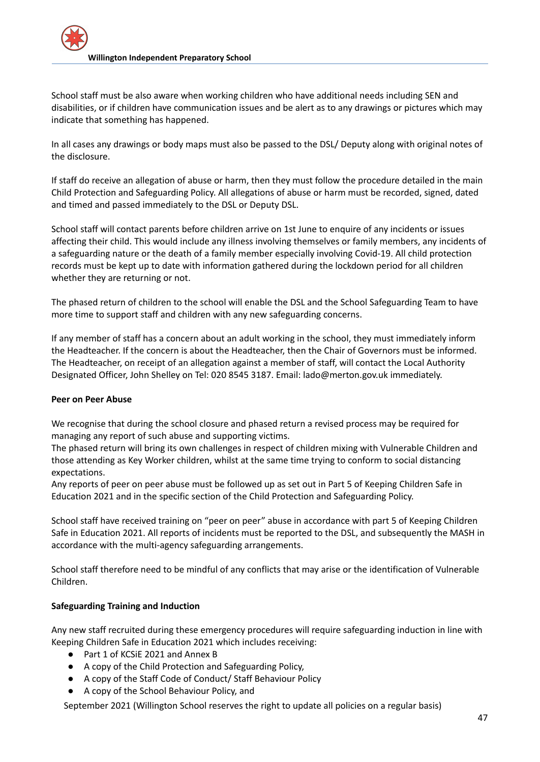School staff must be also aware when working children who have additional needs including SEN and disabilities, or if children have communication issues and be alert as to any drawings or pictures which may indicate that something has happened.

In all cases any drawings or body maps must also be passed to the DSL/ Deputy along with original notes of the disclosure.

If staff do receive an allegation of abuse or harm, then they must follow the procedure detailed in the main Child Protection and Safeguarding Policy. All allegations of abuse or harm must be recorded, signed, dated and timed and passed immediately to the DSL or Deputy DSL.

School staff will contact parents before children arrive on 1st June to enquire of any incidents or issues affecting their child. This would include any illness involving themselves or family members, any incidents of a safeguarding nature or the death of a family member especially involving Covid-19. All child protection records must be kept up to date with information gathered during the lockdown period for all children whether they are returning or not.

The phased return of children to the school will enable the DSL and the School Safeguarding Team to have more time to support staff and children with any new safeguarding concerns.

If any member of staff has a concern about an adult working in the school, they must immediately inform the Headteacher. If the concern is about the Headteacher, then the Chair of Governors must be informed. The Headteacher, on receipt of an allegation against a member of staff, will contact the Local Authority Designated Officer, John Shelley on Tel: 020 8545 3187. Email: lado@merton.gov.uk immediately.

**Peer on Peer Abuse**

We recognise that during the school closure and phased return a revised process may be required for managing any report of such abuse and supporting victims.
The phased return will bring its own challenges in respect of children mixing with Vulnerable Children and those attending as Key Worker children, whilst at the same time trying to conform to social distancing expectations.
Any reports of peer on peer abuse must be followed up as set out in Part 5 of Keeping Children Safe in Education 2021 and in the specific section of the Child Protection and Safeguarding Policy.

School staff have received training on "peer on peer" abuse in accordance with part 5 of Keeping Children Safe in Education 2021. All reports of incidents must be reported to the DSL, and subsequently the MASH in accordance with the multi-agency safeguarding arrangements.

School staff therefore need to be mindful of any conflicts that may arise or the identification of Vulnerable Children.

**Safeguarding Training and Induction**

Any new staff recruited during these emergency procedures will require safeguarding induction in line with Keeping Children Safe in Education 2021 which includes receiving:

- Part 1 of KCSiE 2021 and Annex B
- A copy of the Child Protection and Safeguarding Policy,
- A copy of the Staff Code of Conduct/ Staff Behaviour Policy
- A copy of the School Behaviour Policy, and

September 2021 (Willington School reserves the right to update all policies on a regular basis)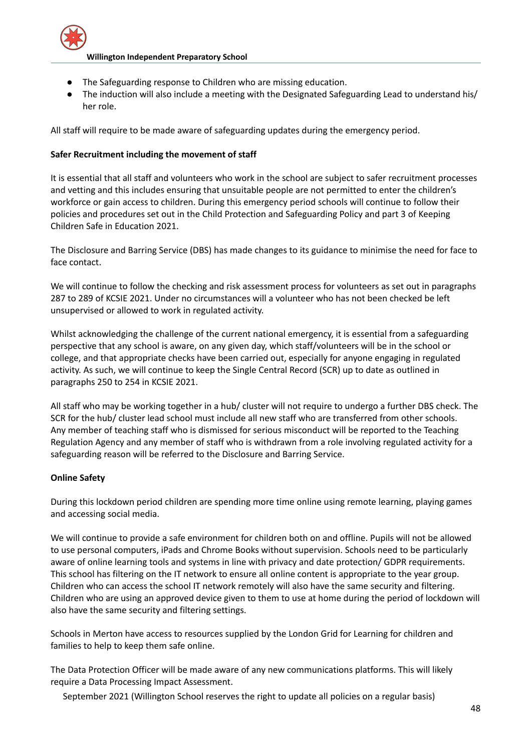- The Safeguarding response to Children who are missing education.
- The induction will also include a meeting with the Designated Safeguarding Lead to understand his/ her role.

All staff will require to be made aware of safeguarding updates during the emergency period.

**Safer Recruitment including the movement of staff**

It is essential that all staff and volunteers who work in the school are subject to safer recruitment processes and vetting and this includes ensuring that unsuitable people are not permitted to enter the children's workforce or gain access to children. During this emergency period schools will continue to follow their policies and procedures set out in the Child Protection and Safeguarding Policy and part 3 of Keeping Children Safe in Education 2021.

The Disclosure and Barring Service (DBS) has made changes to its guidance to minimise the need for face to face contact.

We will continue to follow the checking and risk assessment process for volunteers as set out in paragraphs 287 to 289 of KCSIE 2021. Under no circumstances will a volunteer who has not been checked be left unsupervised or allowed to work in regulated activity.

Whilst acknowledging the challenge of the current national emergency, it is essential from a safeguarding perspective that any school is aware, on any given day, which staff/volunteers will be in the school or college, and that appropriate checks have been carried out, especially for anyone engaging in regulated activity. As such, we will continue to keep the Single Central Record (SCR) up to date as outlined in paragraphs 250 to 254 in KCSIE 2021.

All staff who may be working together in a hub/ cluster will not require to undergo a further DBS check. The SCR for the hub/ cluster lead school must include all new staff who are transferred from other schools. Any member of teaching staff who is dismissed for serious misconduct will be reported to the Teaching Regulation Agency and any member of staff who is withdrawn from a role involving regulated activity for a safeguarding reason will be referred to the Disclosure and Barring Service.

**Online Safety**

During this lockdown period children are spending more time online using remote learning, playing games and accessing social media.

We will continue to provide a safe environment for children both on and offline. Pupils will not be allowed to use personal computers, iPads and Chrome Books without supervision. Schools need to be particularly aware of online learning tools and systems in line with privacy and date protection/ GDPR requirements. This school has filtering on the IT network to ensure all online content is appropriate to the year group. Children who can access the school IT network remotely will also have the same security and filtering. Children who are using an approved device given to them to use at home during the period of lockdown will also have the same security and filtering settings.

Schools in Merton have access to resources supplied by the London Grid for Learning for children and families to help to keep them safe online.

The Data Protection Officer will be made aware of any new communications platforms. This will likely require a Data Processing Impact Assessment.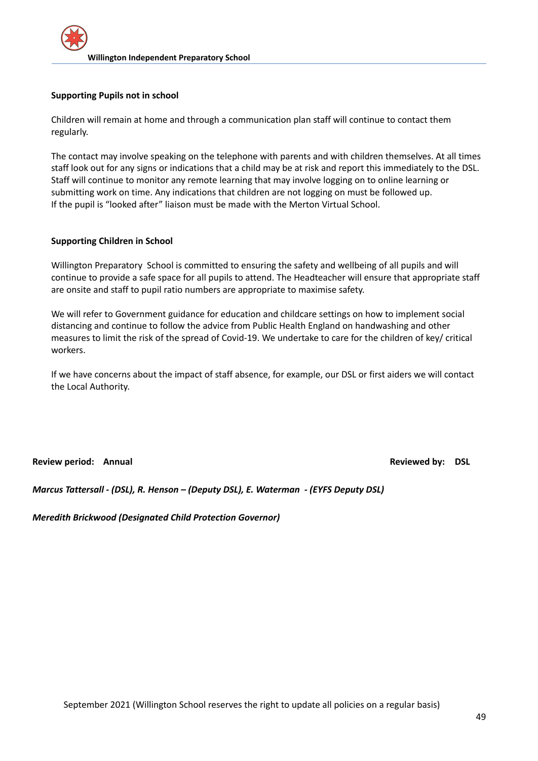**Supporting Pupils not in school**

Children will remain at home and through a communication plan staff will continue to contact them regularly.

The contact may involve speaking on the telephone with parents and with children themselves. At all times staff look out for any signs or indications that a child may be at risk and report this immediately to the DSL. Staff will continue to monitor any remote learning that may involve logging on to online learning or submitting work on time. Any indications that children are not logging on must be followed up.
If the pupil is "looked after" liaison must be made with the Merton Virtual School.

**Supporting Children in School**

Willington Preparatory School is committed to ensuring the safety and wellbeing of all pupils and will continue to provide a safe space for all pupils to attend. The Headteacher will ensure that appropriate staff are onsite and staff to pupil ratio numbers are appropriate to maximise safety.

We will refer to Government guidance for education and childcare settings on how to implement social distancing and continue to follow the advice from Public Health England on handwashing and other measures to limit the risk of the spread of Covid-19. We undertake to care for the children of key/ critical workers.

If we have concerns about the impact of staff absence, for example, our DSL or first aiders we will contact the Local Authority.

**Review period: Annual** **Reviewed by: DSL**

***Marcus Tattersall - (DSL), R. Henson – (Deputy DSL), E. Waterman - (EYFS Deputy DSL)***

***Meredith Brickwood (Designated Child Protection Governor)***

September 2021 (Willington School reserves the right to update all policies on a regular basis)